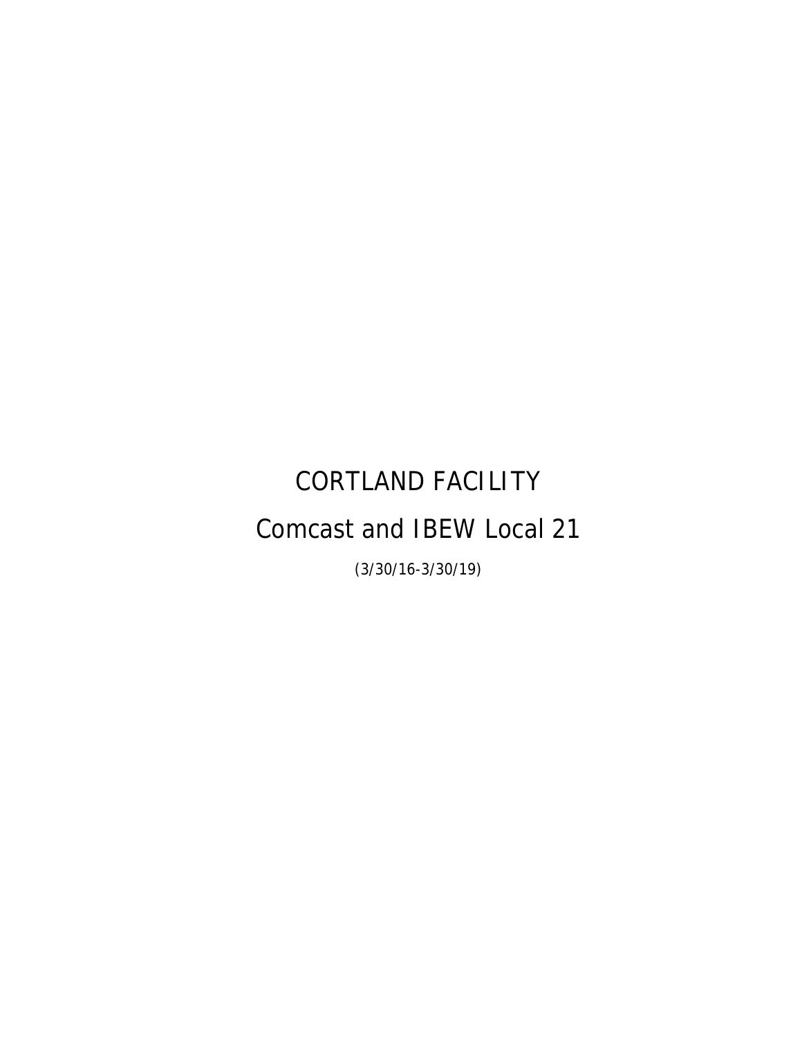# CORTLAND FACILITY

# Comcast and IBEW Local 21

(3/30/16-3/30/19)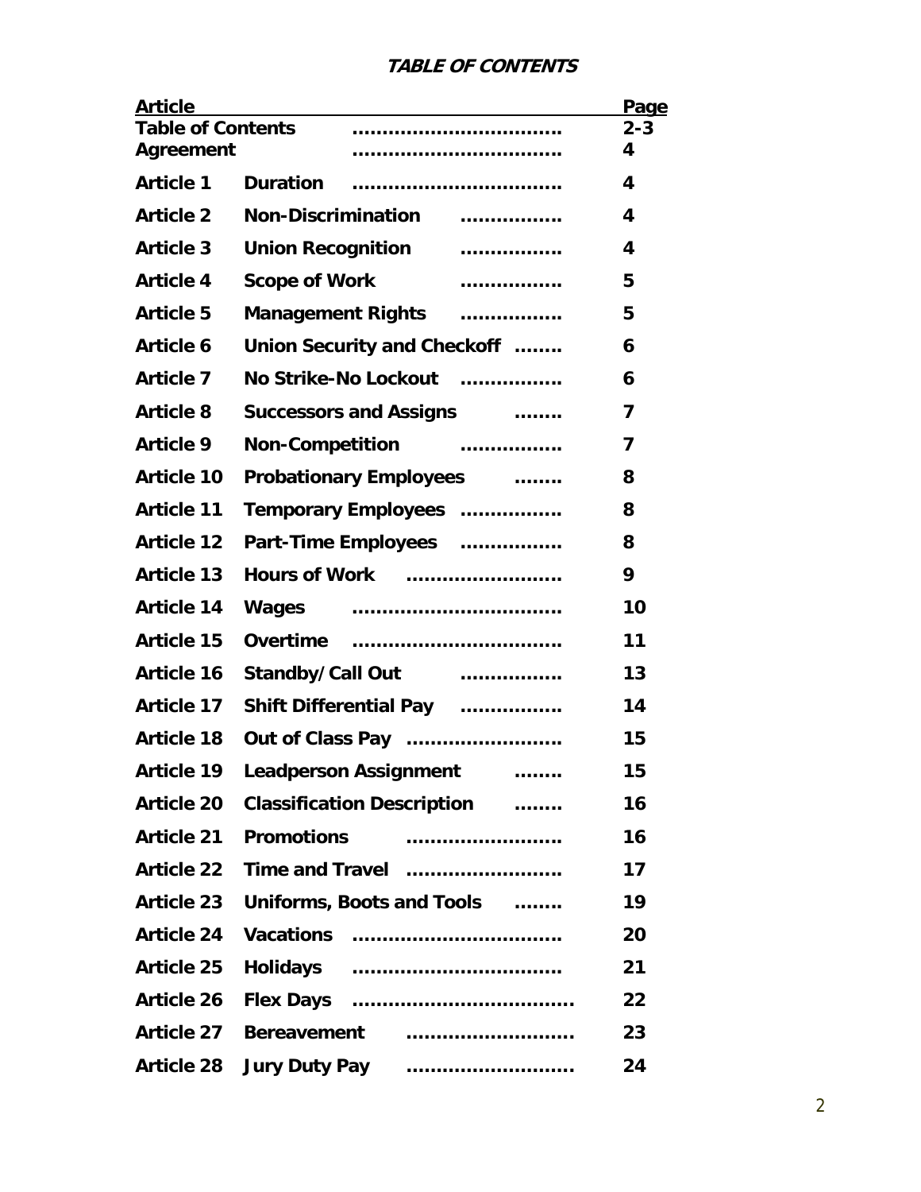**TABLE OF CONTENTS**

| Article | | Page |
|---|---|---|
| Table of Contents | | 2-3 |
| Agreement | | 4 |
| Article 1 | Duration | 4 |
| Article 2 | Non-Discrimination | 4 |
| Article 3 | Union Recognition | 4 |
| Article 4 | Scope of Work | 5 |
| Article 5 | Management Rights | 5 |
| Article 6 | Union Security and Checkoff | 6 |
| Article 7 | No Strike-No Lockout | 6 |
| Article 8 | Successors and Assigns | 7 |
| Article 9 | Non-Competition | 7 |
| Article 10 | Probationary Employees | 8 |
| Article 11 | Temporary Employees | 8 |
| Article 12 | Part-Time Employees | 8 |
| Article 13 | Hours of Work | 9 |
| Article 14 | Wages | 10 |
| Article 15 | Overtime | 11 |
| Article 16 | Standby/Call Out | 13 |
| Article 17 | Shift Differential Pay | 14 |
| Article 18 | Out of Class Pay | 15 |
| Article 19 | Leadperson Assignment | 15 |
| Article 20 | Classification Description | 16 |
| Article 21 | Promotions | 16 |
| Article 22 | Time and Travel | 17 |
| Article 23 | Uniforms, Boots and Tools | 19 |
| Article 24 | Vacations | 20 |
| Article 25 | Holidays | 21 |
| Article 26 | Flex Days | 22 |
| Article 27 | Bereavement | 23 |
| Article 28 | Jury Duty Pay | 24 |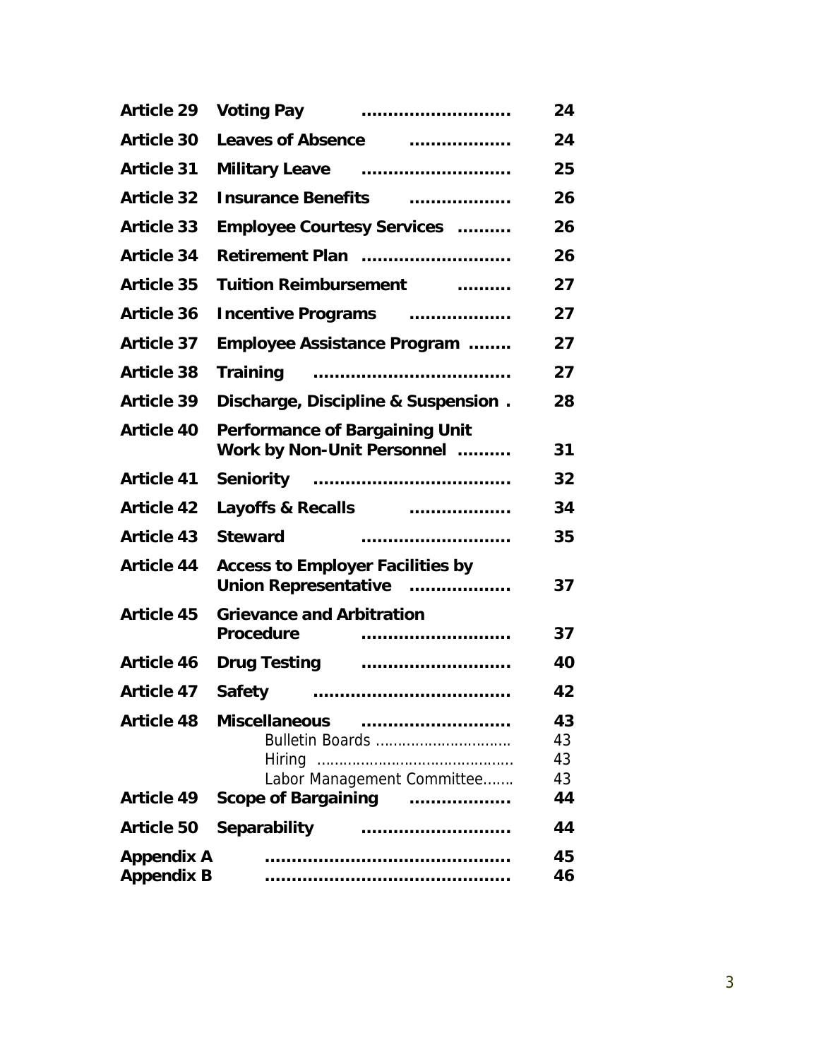| | | |
|---|---|---|
| **Article 29** | **Voting Pay ..........................** | **24** |
| **Article 30** | **Leaves of Absence ..................** | **24** |
| **Article 31** | **Military Leave ..........................** | **25** |
| **Article 32** | **Insurance Benefits ..................** | **26** |
| **Article 33** | **Employee Courtesy Services ..........** | **26** |
| **Article 34** | **Retirement Plan ..........................** | **26** |
| **Article 35** | **Tuition Reimbursement ..........** | **27** |
| **Article 36** | **Incentive Programs ..................** | **27** |
| **Article 37** | **Employee Assistance Program ........** | **27** |
| **Article 38** | **Training ...................................** | **27** |
| **Article 39** | **Discharge, Discipline & Suspension .** | **28** |
| **Article 40** | **Performance of Bargaining Unit Work by Non-Unit Personnel ..........** | **31** |
| **Article 41** | **Seniority ...................................** | **32** |
| **Article 42** | **Layoffs & Recalls ..................** | **34** |
| **Article 43** | **Steward ..........................** | **35** |
| **Article 44** | **Access to Employer Facilities by Union Representative ..................** | **37** |
| **Article 45** | **Grievance and Arbitration Procedure ..........................** | **37** |
| **Article 46** | **Drug Testing ..........................** | **40** |
| **Article 47** | **Safety ...................................** | **42** |
| **Article 48** | **Miscellaneous ..........................** | **43** |
| | Bulletin Boards ............................. | 43 |
| | Hiring ............................................ | 43 |
| | Labor Management Committee....... | 43 |
| **Article 49** | **Scope of Bargaining ..................** | **44** |
| **Article 50** | **Separability ..........................** | **44** |
| **Appendix A** | **............................................** | **45** |
| **Appendix B** | **............................................** | **46** |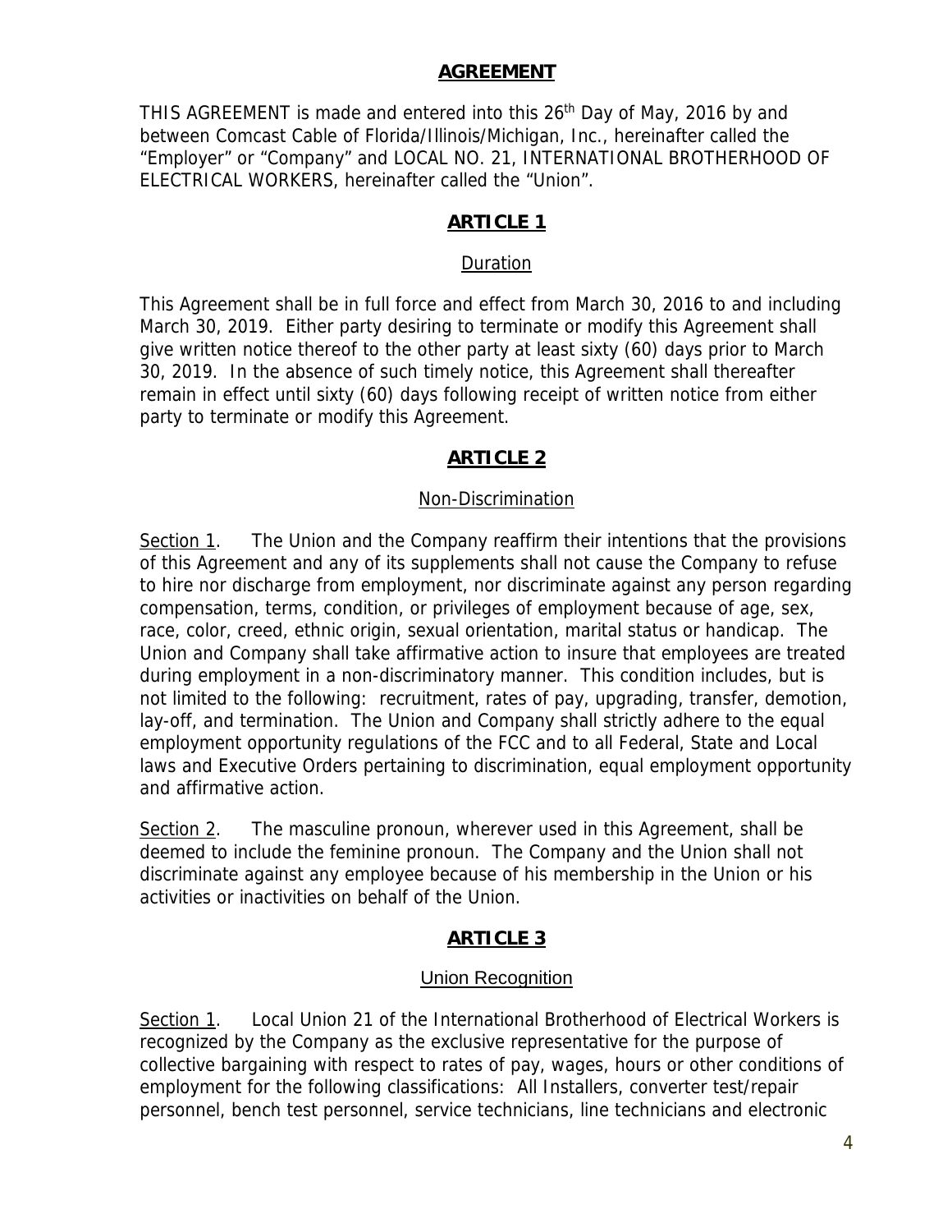## AGREEMENT

THIS AGREEMENT is made and entered into this 26th Day of May, 2016 by and between Comcast Cable of Florida/Illinois/Michigan, Inc., hereinafter called the "Employer" or "Company" and LOCAL NO. 21, INTERNATIONAL BROTHERHOOD OF ELECTRICAL WORKERS, hereinafter called the "Union".

## ARTICLE 1

### Duration

This Agreement shall be in full force and effect from March 30, 2016 to and including March 30, 2019. Either party desiring to terminate or modify this Agreement shall give written notice thereof to the other party at least sixty (60) days prior to March 30, 2019. In the absence of such timely notice, this Agreement shall thereafter remain in effect until sixty (60) days following receipt of written notice from either party to terminate or modify this Agreement.

## ARTICLE 2

### Non-Discrimination

Section 1. The Union and the Company reaffirm their intentions that the provisions of this Agreement and any of its supplements shall not cause the Company to refuse to hire nor discharge from employment, nor discriminate against any person regarding compensation, terms, condition, or privileges of employment because of age, sex, race, color, creed, ethnic origin, sexual orientation, marital status or handicap. The Union and Company shall take affirmative action to insure that employees are treated during employment in a non-discriminatory manner. This condition includes, but is not limited to the following: recruitment, rates of pay, upgrading, transfer, demotion, lay-off, and termination. The Union and Company shall strictly adhere to the equal employment opportunity regulations of the FCC and to all Federal, State and Local laws and Executive Orders pertaining to discrimination, equal employment opportunity and affirmative action.

Section 2. The masculine pronoun, wherever used in this Agreement, shall be deemed to include the feminine pronoun. The Company and the Union shall not discriminate against any employee because of his membership in the Union or his activities or inactivities on behalf of the Union.

## ARTICLE 3

### Union Recognition

Section 1. Local Union 21 of the International Brotherhood of Electrical Workers is recognized by the Company as the exclusive representative for the purpose of collective bargaining with respect to rates of pay, wages, hours or other conditions of employment for the following classifications: All Installers, converter test/repair personnel, bench test personnel, service technicians, line technicians and electronic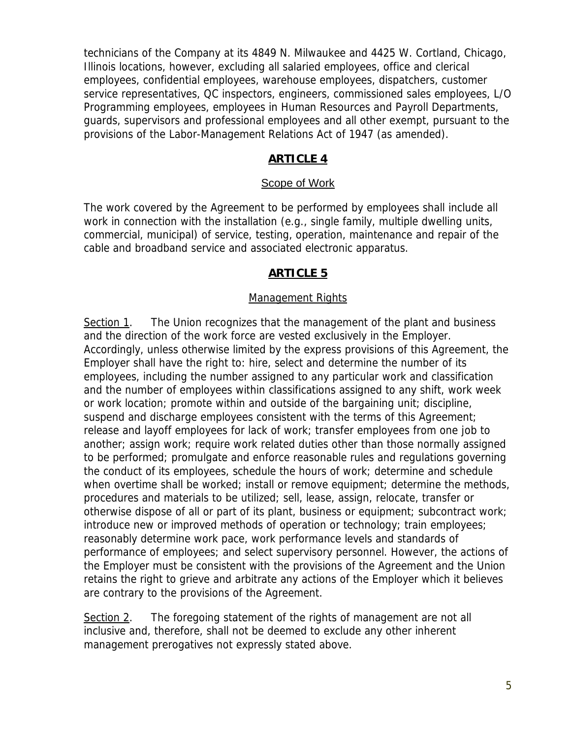technicians of the Company at its 4849 N. Milwaukee and 4425 W. Cortland, Chicago, Illinois locations, however, excluding all salaried employees, office and clerical employees, confidential employees, warehouse employees, dispatchers, customer service representatives, QC inspectors, engineers, commissioned sales employees, L/O Programming employees, employees in Human Resources and Payroll Departments, guards, supervisors and professional employees and all other exempt, pursuant to the provisions of the Labor-Management Relations Act of 1947 (as amended).

## ARTICLE 4

### Scope of Work

The work covered by the Agreement to be performed by employees shall include all work in connection with the installation (e.g., single family, multiple dwelling units, commercial, municipal) of service, testing, operation, maintenance and repair of the cable and broadband service and associated electronic apparatus.

## ARTICLE 5

### Management Rights

Section 1. The Union recognizes that the management of the plant and business and the direction of the work force are vested exclusively in the Employer. Accordingly, unless otherwise limited by the express provisions of this Agreement, the Employer shall have the right to: hire, select and determine the number of its employees, including the number assigned to any particular work and classification and the number of employees within classifications assigned to any shift, work week or work location; promote within and outside of the bargaining unit; discipline, suspend and discharge employees consistent with the terms of this Agreement; release and layoff employees for lack of work; transfer employees from one job to another; assign work; require work related duties other than those normally assigned to be performed; promulgate and enforce reasonable rules and regulations governing the conduct of its employees, schedule the hours of work; determine and schedule when overtime shall be worked; install or remove equipment; determine the methods, procedures and materials to be utilized; sell, lease, assign, relocate, transfer or otherwise dispose of all or part of its plant, business or equipment; subcontract work; introduce new or improved methods of operation or technology; train employees; reasonably determine work pace, work performance levels and standards of performance of employees; and select supervisory personnel. However, the actions of the Employer must be consistent with the provisions of the Agreement and the Union retains the right to grieve and arbitrate any actions of the Employer which it believes are contrary to the provisions of the Agreement.

Section 2. The foregoing statement of the rights of management are not all inclusive and, therefore, shall not be deemed to exclude any other inherent management prerogatives not expressly stated above.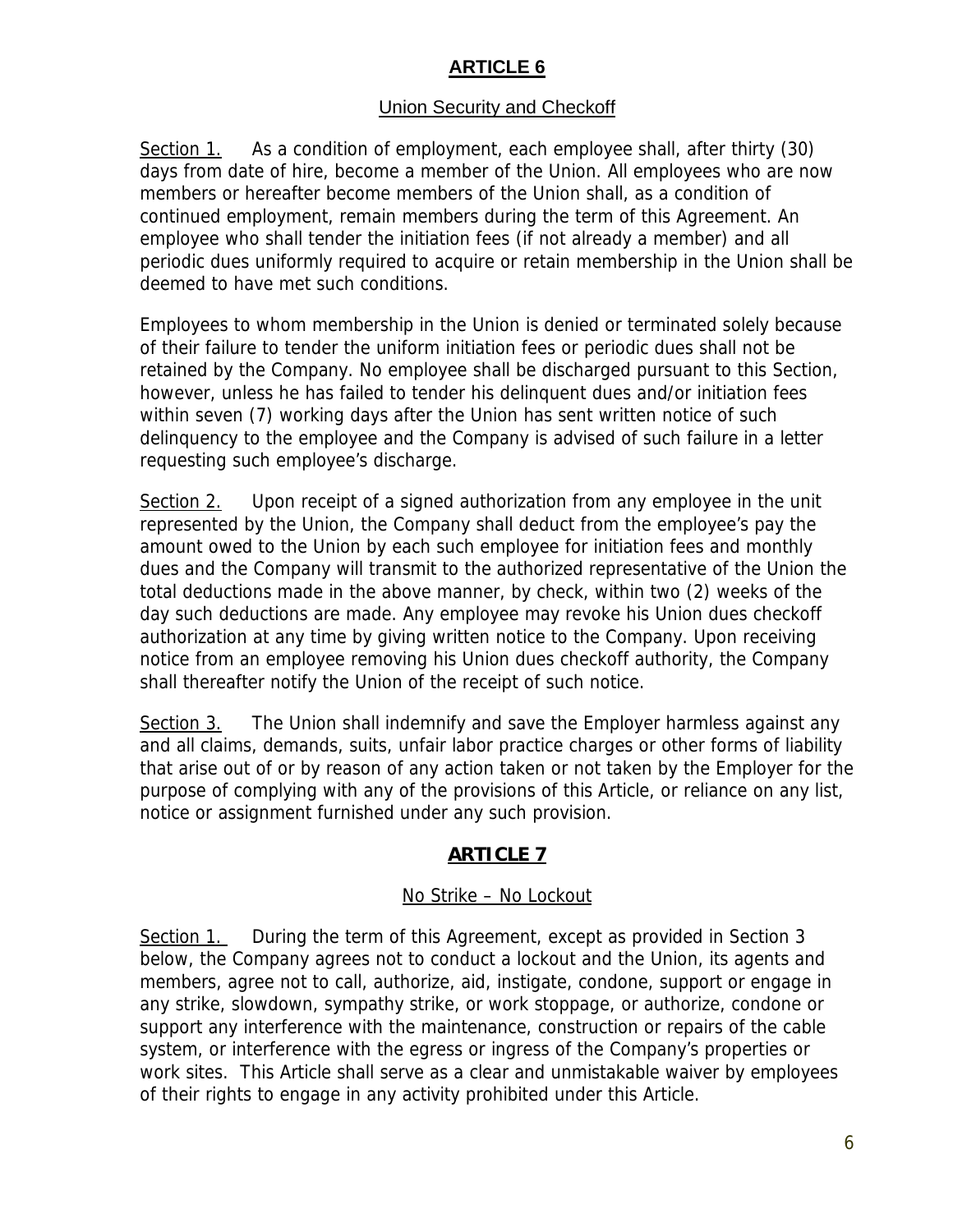## ARTICLE 6

### Union Security and Checkoff

Section 1. As a condition of employment, each employee shall, after thirty (30) days from date of hire, become a member of the Union. All employees who are now members or hereafter become members of the Union shall, as a condition of continued employment, remain members during the term of this Agreement. An employee who shall tender the initiation fees (if not already a member) and all periodic dues uniformly required to acquire or retain membership in the Union shall be deemed to have met such conditions.

Employees to whom membership in the Union is denied or terminated solely because of their failure to tender the uniform initiation fees or periodic dues shall not be retained by the Company. No employee shall be discharged pursuant to this Section, however, unless he has failed to tender his delinquent dues and/or initiation fees within seven (7) working days after the Union has sent written notice of such delinquency to the employee and the Company is advised of such failure in a letter requesting such employee's discharge.

Section 2. Upon receipt of a signed authorization from any employee in the unit represented by the Union, the Company shall deduct from the employee's pay the amount owed to the Union by each such employee for initiation fees and monthly dues and the Company will transmit to the authorized representative of the Union the total deductions made in the above manner, by check, within two (2) weeks of the day such deductions are made. Any employee may revoke his Union dues checkoff authorization at any time by giving written notice to the Company. Upon receiving notice from an employee removing his Union dues checkoff authority, the Company shall thereafter notify the Union of the receipt of such notice.

Section 3. The Union shall indemnify and save the Employer harmless against any and all claims, demands, suits, unfair labor practice charges or other forms of liability that arise out of or by reason of any action taken or not taken by the Employer for the purpose of complying with any of the provisions of this Article, or reliance on any list, notice or assignment furnished under any such provision.

## ARTICLE 7

### No Strike – No Lockout

Section 1. During the term of this Agreement, except as provided in Section 3 below, the Company agrees not to conduct a lockout and the Union, its agents and members, agree not to call, authorize, aid, instigate, condone, support or engage in any strike, slowdown, sympathy strike, or work stoppage, or authorize, condone or support any interference with the maintenance, construction or repairs of the cable system, or interference with the egress or ingress of the Company's properties or work sites. This Article shall serve as a clear and unmistakable waiver by employees of their rights to engage in any activity prohibited under this Article.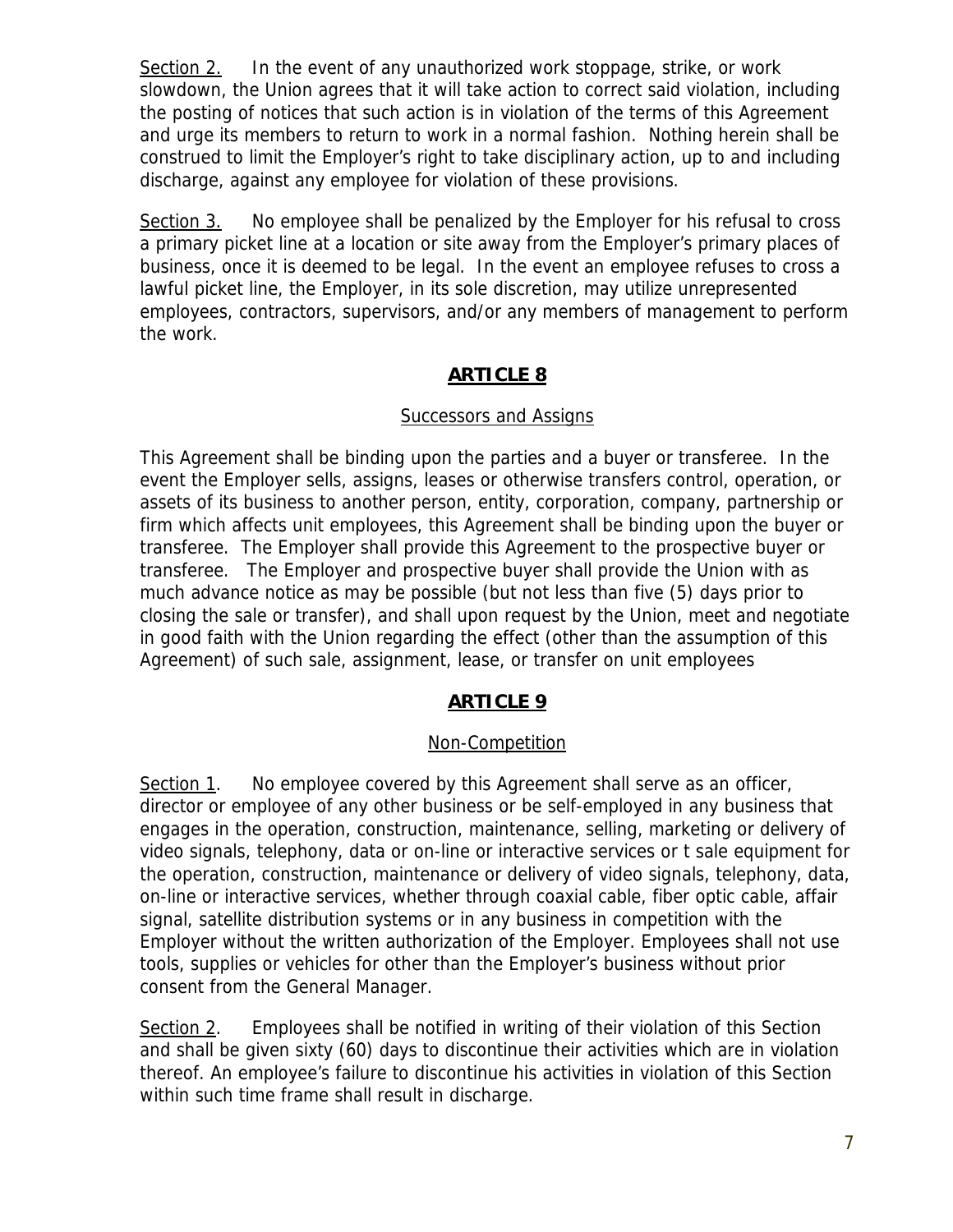Section 2. In the event of any unauthorized work stoppage, strike, or work slowdown, the Union agrees that it will take action to correct said violation, including the posting of notices that such action is in violation of the terms of this Agreement and urge its members to return to work in a normal fashion. Nothing herein shall be construed to limit the Employer's right to take disciplinary action, up to and including discharge, against any employee for violation of these provisions.

Section 3. No employee shall be penalized by the Employer for his refusal to cross a primary picket line at a location or site away from the Employer's primary places of business, once it is deemed to be legal. In the event an employee refuses to cross a lawful picket line, the Employer, in its sole discretion, may utilize unrepresented employees, contractors, supervisors, and/or any members of management to perform the work.

## ARTICLE 8

### Successors and Assigns

This Agreement shall be binding upon the parties and a buyer or transferee. In the event the Employer sells, assigns, leases or otherwise transfers control, operation, or assets of its business to another person, entity, corporation, company, partnership or firm which affects unit employees, this Agreement shall be binding upon the buyer or transferee. The Employer shall provide this Agreement to the prospective buyer or transferee. The Employer and prospective buyer shall provide the Union with as much advance notice as may be possible (but not less than five (5) days prior to closing the sale or transfer), and shall upon request by the Union, meet and negotiate in good faith with the Union regarding the effect (other than the assumption of this Agreement) of such sale, assignment, lease, or transfer on unit employees

## ARTICLE 9

### Non-Competition

Section 1. No employee covered by this Agreement shall serve as an officer, director or employee of any other business or be self-employed in any business that engages in the operation, construction, maintenance, selling, marketing or delivery of video signals, telephony, data or on-line or interactive services or t sale equipment for the operation, construction, maintenance or delivery of video signals, telephony, data, on-line or interactive services, whether through coaxial cable, fiber optic cable, affair signal, satellite distribution systems or in any business in competition with the Employer without the written authorization of the Employer. Employees shall not use tools, supplies or vehicles for other than the Employer's business without prior consent from the General Manager.

Section 2. Employees shall be notified in writing of their violation of this Section and shall be given sixty (60) days to discontinue their activities which are in violation thereof. An employee's failure to discontinue his activities in violation of this Section within such time frame shall result in discharge.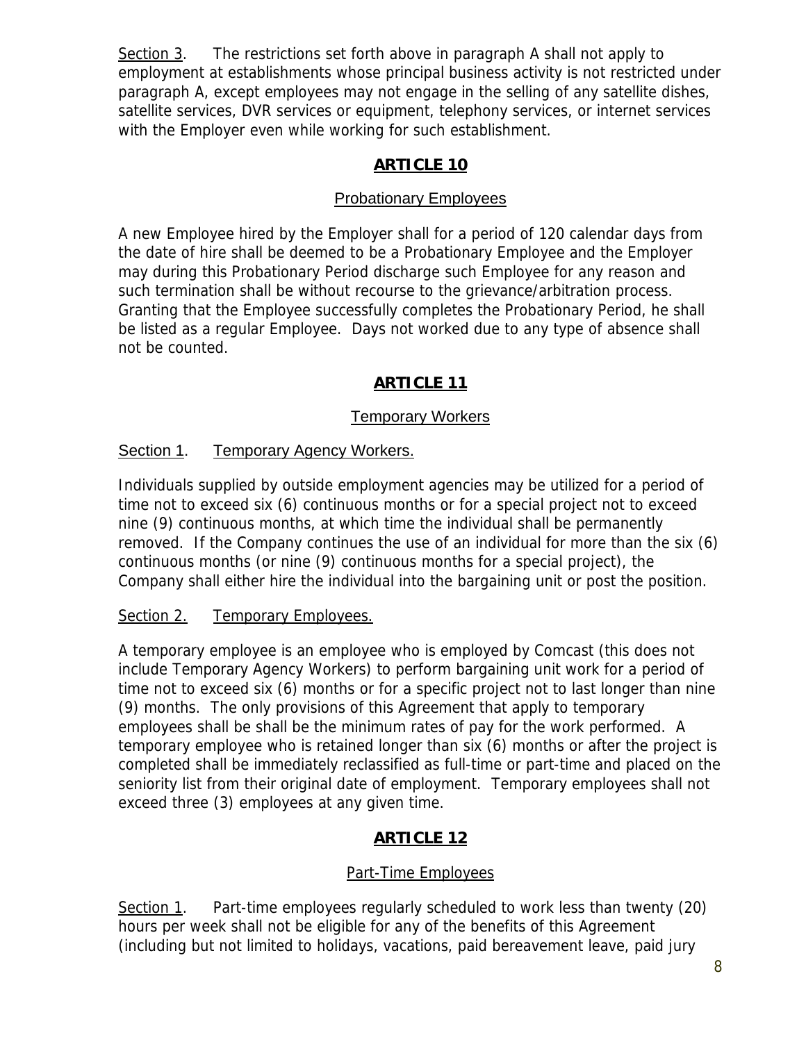Section 3. The restrictions set forth above in paragraph A shall not apply to employment at establishments whose principal business activity is not restricted under paragraph A, except employees may not engage in the selling of any satellite dishes, satellite services, DVR services or equipment, telephony services, or internet services with the Employer even while working for such establishment.

## ARTICLE 10

### Probationary Employees

A new Employee hired by the Employer shall for a period of 120 calendar days from the date of hire shall be deemed to be a Probationary Employee and the Employer may during this Probationary Period discharge such Employee for any reason and such termination shall be without recourse to the grievance/arbitration process. Granting that the Employee successfully completes the Probationary Period, he shall be listed as a regular Employee. Days not worked due to any type of absence shall not be counted.

## ARTICLE 11

### Temporary Workers

Section 1. Temporary Agency Workers.

Individuals supplied by outside employment agencies may be utilized for a period of time not to exceed six (6) continuous months or for a special project not to exceed nine (9) continuous months, at which time the individual shall be permanently removed. If the Company continues the use of an individual for more than the six (6) continuous months (or nine (9) continuous months for a special project), the Company shall either hire the individual into the bargaining unit or post the position.

Section 2. Temporary Employees.

A temporary employee is an employee who is employed by Comcast (this does not include Temporary Agency Workers) to perform bargaining unit work for a period of time not to exceed six (6) months or for a specific project not to last longer than nine (9) months. The only provisions of this Agreement that apply to temporary employees shall be shall be the minimum rates of pay for the work performed. A temporary employee who is retained longer than six (6) months or after the project is completed shall be immediately reclassified as full-time or part-time and placed on the seniority list from their original date of employment. Temporary employees shall not exceed three (3) employees at any given time.

## ARTICLE 12

### Part-Time Employees

Section 1. Part-time employees regularly scheduled to work less than twenty (20) hours per week shall not be eligible for any of the benefits of this Agreement (including but not limited to holidays, vacations, paid bereavement leave, paid jury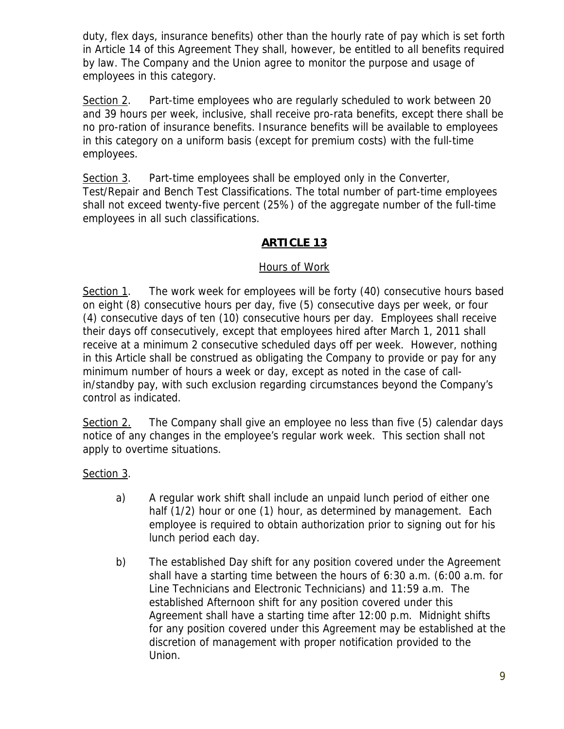duty, flex days, insurance benefits) other than the hourly rate of pay which is set forth in Article 14 of this Agreement They shall, however, be entitled to all benefits required by law. The Company and the Union agree to monitor the purpose and usage of employees in this category.

Section 2. Part-time employees who are regularly scheduled to work between 20 and 39 hours per week, inclusive, shall receive pro-rata benefits, except there shall be no pro-ration of insurance benefits. Insurance benefits will be available to employees in this category on a uniform basis (except for premium costs) with the full-time employees.

Section 3. Part-time employees shall be employed only in the Converter, Test/Repair and Bench Test Classifications. The total number of part-time employees shall not exceed twenty-five percent (25%) of the aggregate number of the full-time employees in all such classifications.

## ARTICLE 13

### Hours of Work

Section 1. The work week for employees will be forty (40) consecutive hours based on eight (8) consecutive hours per day, five (5) consecutive days per week, or four (4) consecutive days of ten (10) consecutive hours per day. Employees shall receive their days off consecutively, except that employees hired after March 1, 2011 shall receive at a minimum 2 consecutive scheduled days off per week. However, nothing in this Article shall be construed as obligating the Company to provide or pay for any minimum number of hours a week or day, except as noted in the case of call-in/standby pay, with such exclusion regarding circumstances beyond the Company's control as indicated.

Section 2. The Company shall give an employee no less than five (5) calendar days notice of any changes in the employee's regular work week. This section shall not apply to overtime situations.

Section 3.

a) A regular work shift shall include an unpaid lunch period of either one half (1/2) hour or one (1) hour, as determined by management. Each employee is required to obtain authorization prior to signing out for his lunch period each day.

b) The established Day shift for any position covered under the Agreement shall have a starting time between the hours of 6:30 a.m. (6:00 a.m. for Line Technicians and Electronic Technicians) and 11:59 a.m. The established Afternoon shift for any position covered under this Agreement shall have a starting time after 12:00 p.m. Midnight shifts for any position covered under this Agreement may be established at the discretion of management with proper notification provided to the Union.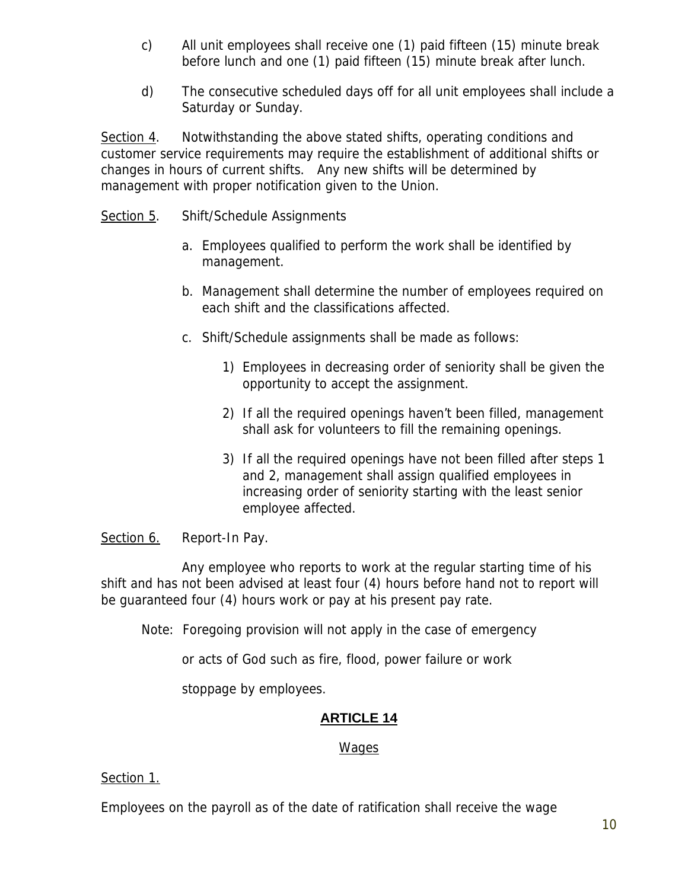c) All unit employees shall receive one (1) paid fifteen (15) minute break before lunch and one (1) paid fifteen (15) minute break after lunch.

d) The consecutive scheduled days off for all unit employees shall include a Saturday or Sunday.

Section 4. Notwithstanding the above stated shifts, operating conditions and customer service requirements may require the establishment of additional shifts or changes in hours of current shifts. Any new shifts will be determined by management with proper notification given to the Union.

Section 5. Shift/Schedule Assignments

a. Employees qualified to perform the work shall be identified by management.

b. Management shall determine the number of employees required on each shift and the classifications affected.

c. Shift/Schedule assignments shall be made as follows:

1) Employees in decreasing order of seniority shall be given the opportunity to accept the assignment.

2) If all the required openings haven't been filled, management shall ask for volunteers to fill the remaining openings.

3) If all the required openings have not been filled after steps 1 and 2, management shall assign qualified employees in increasing order of seniority starting with the least senior employee affected.

Section 6. Report-In Pay.

Any employee who reports to work at the regular starting time of his shift and has not been advised at least four (4) hours before hand not to report will be guaranteed four (4) hours work or pay at his present pay rate.

Note: Foregoing provision will not apply in the case of emergency or acts of God such as fire, flood, power failure or work stoppage by employees.

## ARTICLE 14

Wages

Section 1.

Employees on the payroll as of the date of ratification shall receive the wage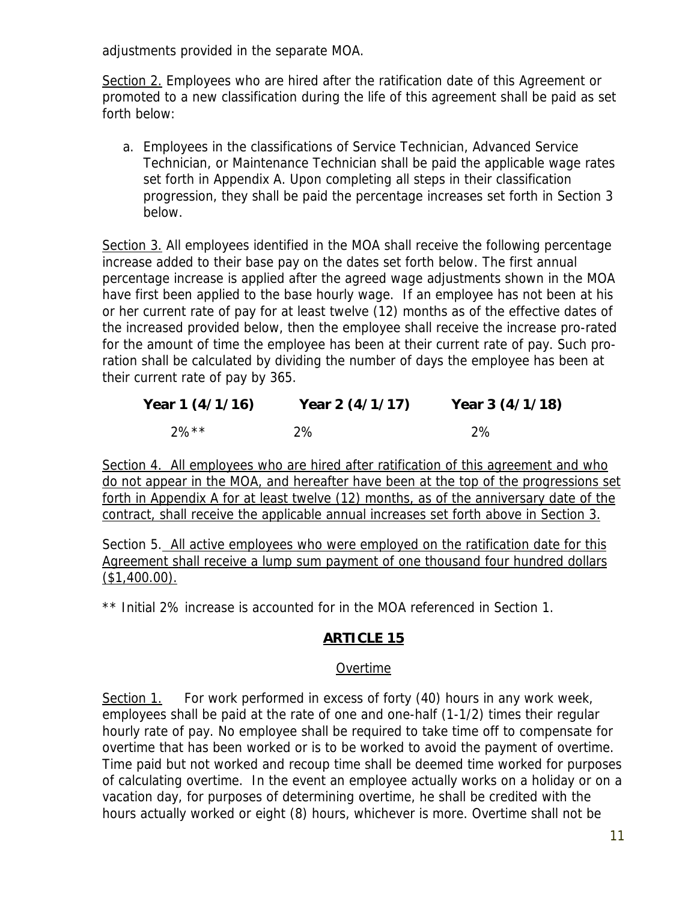adjustments provided in the separate MOA.

Section 2. Employees who are hired after the ratification date of this Agreement or promoted to a new classification during the life of this agreement shall be paid as set forth below:

a. Employees in the classifications of Service Technician, Advanced Service Technician, or Maintenance Technician shall be paid the applicable wage rates set forth in Appendix A. Upon completing all steps in their classification progression, they shall be paid the percentage increases set forth in Section 3 below.

Section 3. All employees identified in the MOA shall receive the following percentage increase added to their base pay on the dates set forth below. The first annual percentage increase is applied after the agreed wage adjustments shown in the MOA have first been applied to the base hourly wage. If an employee has not been at his or her current rate of pay for at least twelve (12) months as of the effective dates of the increased provided below, then the employee shall receive the increase pro-rated for the amount of time the employee has been at their current rate of pay. Such pro-ration shall be calculated by dividing the number of days the employee has been at their current rate of pay by 365.

| Year 1 (4/1/16) | Year 2 (4/1/17) | Year 3 (4/1/18) |
|---|---|---|
| 2%** | 2% | 2% |

<u>Section 4. All employees who are hired after ratification of this agreement and who do not appear in the MOA, and hereafter have been at the top of the progressions set forth in Appendix A for at least twelve (12) months, as of the anniversary date of the contract, shall receive the applicable annual increases set forth above in Section 3.</u>

Section 5. <u>All active employees who were employed on the ratification date for this Agreement shall receive a lump sum payment of one thousand four hundred dollars ($1,400.00).</u>

** Initial 2% increase is accounted for in the MOA referenced in Section 1.

## ARTICLE 15

### Overtime

Section 1. For work performed in excess of forty (40) hours in any work week, employees shall be paid at the rate of one and one-half (1-1/2) times their regular hourly rate of pay. No employee shall be required to take time off to compensate for overtime that has been worked or is to be worked to avoid the payment of overtime. Time paid but not worked and recoup time shall be deemed time worked for purposes of calculating overtime. In the event an employee actually works on a holiday or on a vacation day, for purposes of determining overtime, he shall be credited with the hours actually worked or eight (8) hours, whichever is more. Overtime shall not be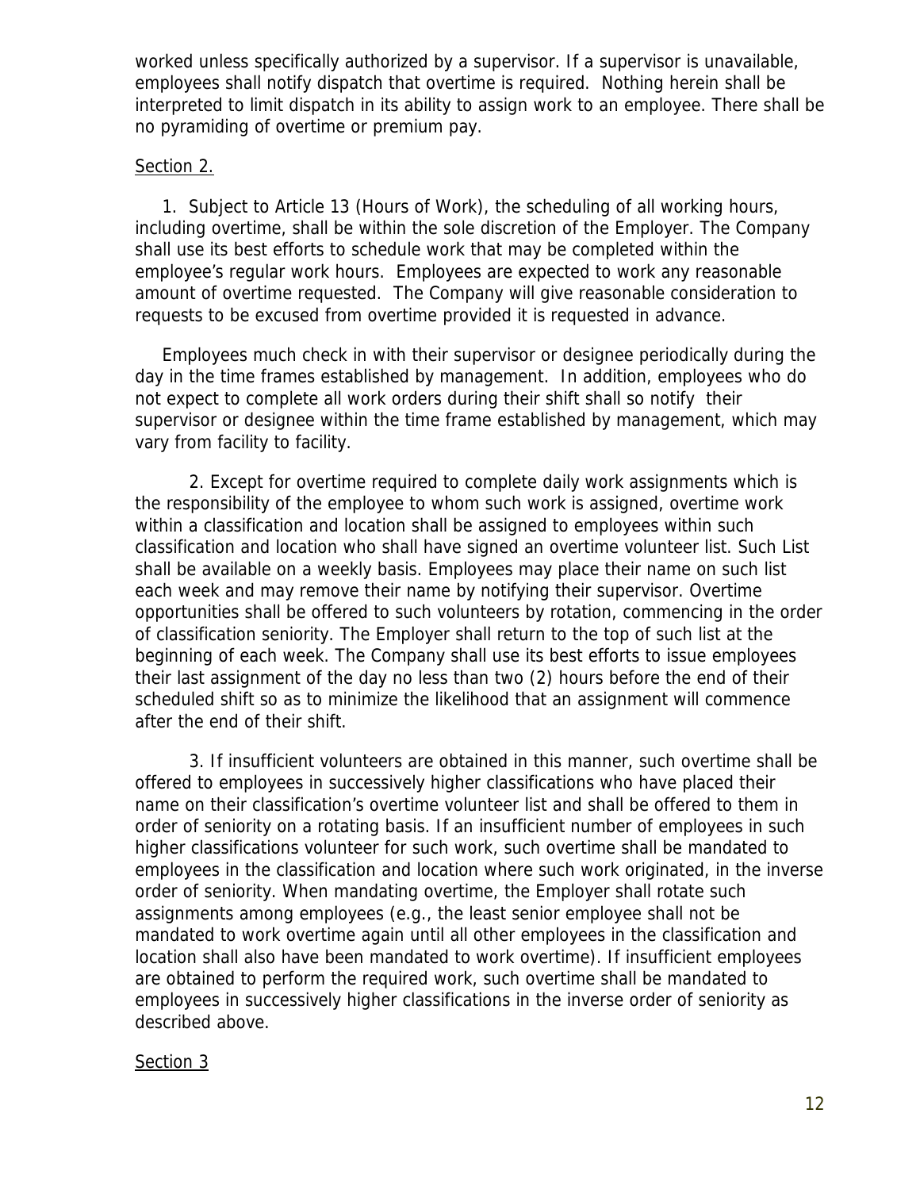worked unless specifically authorized by a supervisor. If a supervisor is unavailable, employees shall notify dispatch that overtime is required. Nothing herein shall be interpreted to limit dispatch in its ability to assign work to an employee. There shall be no pyramiding of overtime or premium pay.

Section 2.

1. Subject to Article 13 (Hours of Work), the scheduling of all working hours, including overtime, shall be within the sole discretion of the Employer. The Company shall use its best efforts to schedule work that may be completed within the employee's regular work hours. Employees are expected to work any reasonable amount of overtime requested. The Company will give reasonable consideration to requests to be excused from overtime provided it is requested in advance.

Employees much check in with their supervisor or designee periodically during the day in the time frames established by management. In addition, employees who do not expect to complete all work orders during their shift shall so notify their supervisor or designee within the time frame established by management, which may vary from facility to facility.

2. Except for overtime required to complete daily work assignments which is the responsibility of the employee to whom such work is assigned, overtime work within a classification and location shall be assigned to employees within such classification and location who shall have signed an overtime volunteer list. Such List shall be available on a weekly basis. Employees may place their name on such list each week and may remove their name by notifying their supervisor. Overtime opportunities shall be offered to such volunteers by rotation, commencing in the order of classification seniority. The Employer shall return to the top of such list at the beginning of each week. The Company shall use its best efforts to issue employees their last assignment of the day no less than two (2) hours before the end of their scheduled shift so as to minimize the likelihood that an assignment will commence after the end of their shift.

3. If insufficient volunteers are obtained in this manner, such overtime shall be offered to employees in successively higher classifications who have placed their name on their classification's overtime volunteer list and shall be offered to them in order of seniority on a rotating basis. If an insufficient number of employees in such higher classifications volunteer for such work, such overtime shall be mandated to employees in the classification and location where such work originated, in the inverse order of seniority. When mandating overtime, the Employer shall rotate such assignments among employees (e.g., the least senior employee shall not be mandated to work overtime again until all other employees in the classification and location shall also have been mandated to work overtime). If insufficient employees are obtained to perform the required work, such overtime shall be mandated to employees in successively higher classifications in the inverse order of seniority as described above.

Section 3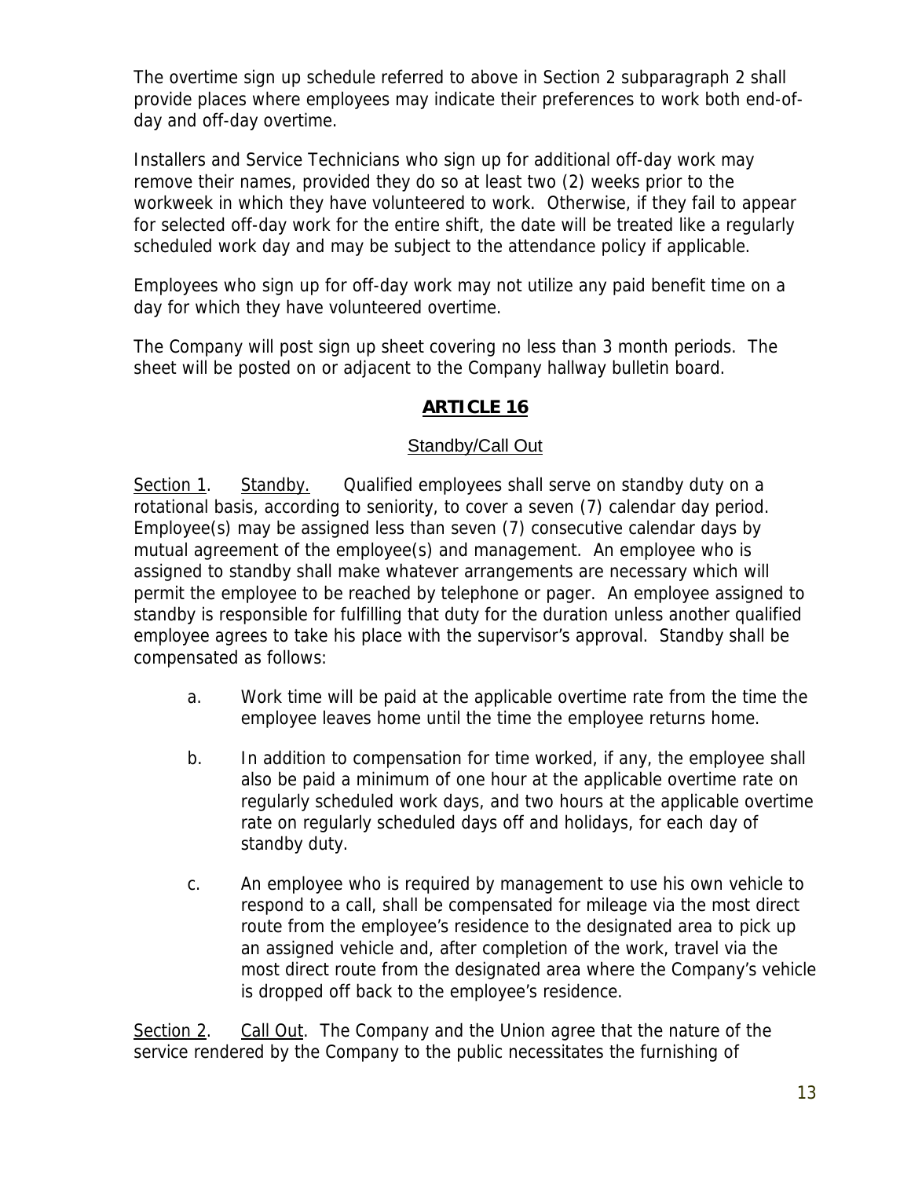The overtime sign up schedule referred to above in Section 2 subparagraph 2 shall provide places where employees may indicate their preferences to work both end-of-day and off-day overtime.

Installers and Service Technicians who sign up for additional off-day work may remove their names, provided they do so at least two (2) weeks prior to the workweek in which they have volunteered to work. Otherwise, if they fail to appear for selected off-day work for the entire shift, the date will be treated like a regularly scheduled work day and may be subject to the attendance policy if applicable.

Employees who sign up for off-day work may not utilize any paid benefit time on a day for which they have volunteered overtime.

The Company will post sign up sheet covering no less than 3 month periods. The sheet will be posted on or adjacent to the Company hallway bulletin board.

## ARTICLE 16

### Standby/Call Out

Section 1. Standby. Qualified employees shall serve on standby duty on a rotational basis, according to seniority, to cover a seven (7) calendar day period. Employee(s) may be assigned less than seven (7) consecutive calendar days by mutual agreement of the employee(s) and management. An employee who is assigned to standby shall make whatever arrangements are necessary which will permit the employee to be reached by telephone or pager. An employee assigned to standby is responsible for fulfilling that duty for the duration unless another qualified employee agrees to take his place with the supervisor's approval. Standby shall be compensated as follows:

a. Work time will be paid at the applicable overtime rate from the time the employee leaves home until the time the employee returns home.

b. In addition to compensation for time worked, if any, the employee shall also be paid a minimum of one hour at the applicable overtime rate on regularly scheduled work days, and two hours at the applicable overtime rate on regularly scheduled days off and holidays, for each day of standby duty.

c. An employee who is required by management to use his own vehicle to respond to a call, shall be compensated for mileage via the most direct route from the employee's residence to the designated area to pick up an assigned vehicle and, after completion of the work, travel via the most direct route from the designated area where the Company's vehicle is dropped off back to the employee's residence.

Section 2. Call Out. The Company and the Union agree that the nature of the service rendered by the Company to the public necessitates the furnishing of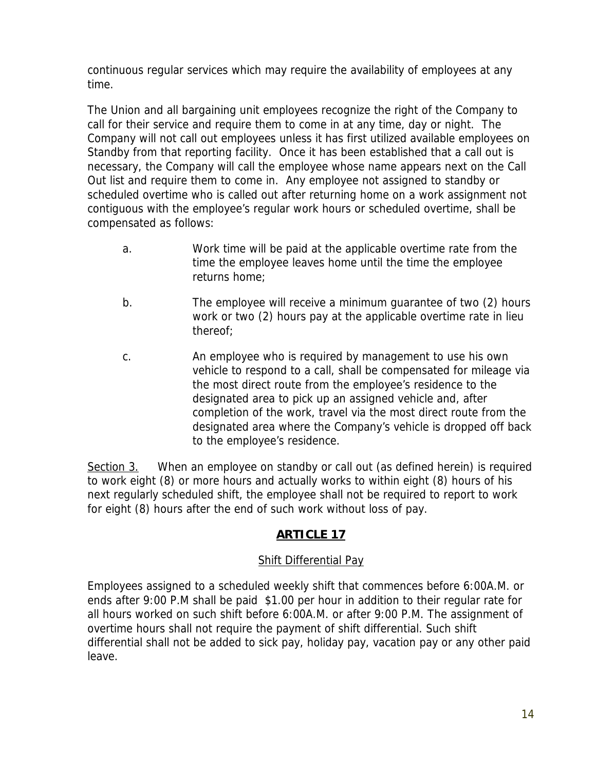continuous regular services which may require the availability of employees at any time.

The Union and all bargaining unit employees recognize the right of the Company to call for their service and require them to come in at any time, day or night. The Company will not call out employees unless it has first utilized available employees on Standby from that reporting facility. Once it has been established that a call out is necessary, the Company will call the employee whose name appears next on the Call Out list and require them to come in. Any employee not assigned to standby or scheduled overtime who is called out after returning home on a work assignment not contiguous with the employee's regular work hours or scheduled overtime, shall be compensated as follows:

a. Work time will be paid at the applicable overtime rate from the time the employee leaves home until the time the employee returns home;

b. The employee will receive a minimum guarantee of two (2) hours work or two (2) hours pay at the applicable overtime rate in lieu thereof;

c. An employee who is required by management to use his own vehicle to respond to a call, shall be compensated for mileage via the most direct route from the employee's residence to the designated area to pick up an assigned vehicle and, after completion of the work, travel via the most direct route from the designated area where the Company's vehicle is dropped off back to the employee's residence.

<u>Section 3.</u> When an employee on standby or call out (as defined herein) is required to work eight (8) or more hours and actually works to within eight (8) hours of his next regularly scheduled shift, the employee shall not be required to report to work for eight (8) hours after the end of such work without loss of pay.

## ARTICLE 17

### Shift Differential Pay

Employees assigned to a scheduled weekly shift that commences before 6:00A.M. or ends after 9:00 P.M shall be paid $1.00 per hour in addition to their regular rate for all hours worked on such shift before 6:00A.M. or after 9:00 P.M. The assignment of overtime hours shall not require the payment of shift differential. Such shift differential shall not be added to sick pay, holiday pay, vacation pay or any other paid leave.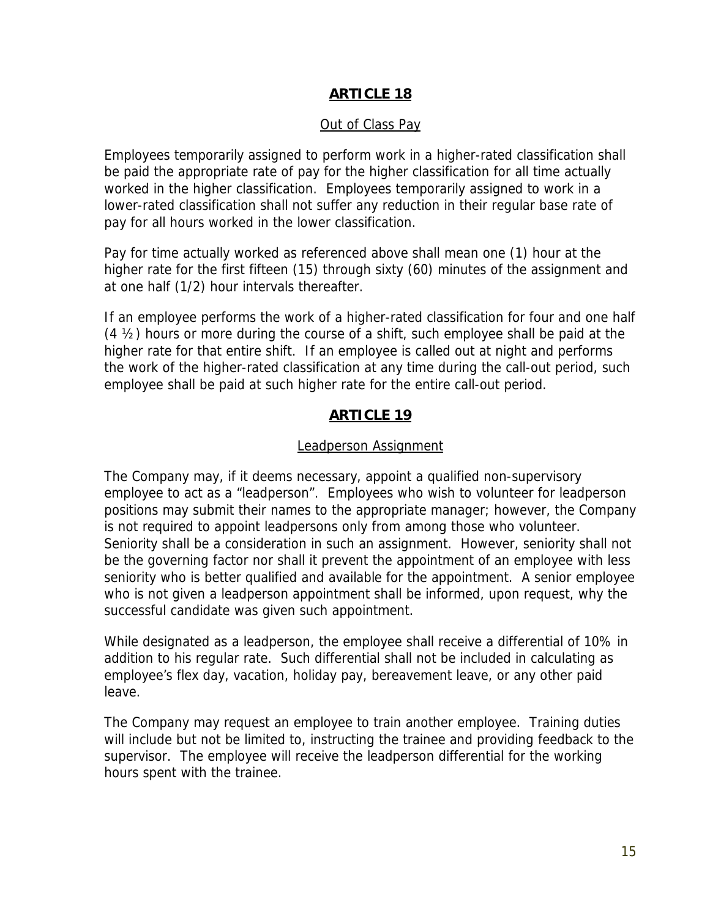## ARTICLE 18

Out of Class Pay

Employees temporarily assigned to perform work in a higher-rated classification shall be paid the appropriate rate of pay for the higher classification for all time actually worked in the higher classification. Employees temporarily assigned to work in a lower-rated classification shall not suffer any reduction in their regular base rate of pay for all hours worked in the lower classification.

Pay for time actually worked as referenced above shall mean one (1) hour at the higher rate for the first fifteen (15) through sixty (60) minutes of the assignment and at one half (1/2) hour intervals thereafter.

If an employee performs the work of a higher-rated classification for four and one half (4 ½) hours or more during the course of a shift, such employee shall be paid at the higher rate for that entire shift. If an employee is called out at night and performs the work of the higher-rated classification at any time during the call-out period, such employee shall be paid at such higher rate for the entire call-out period.

## ARTICLE 19

Leadperson Assignment

The Company may, if it deems necessary, appoint a qualified non-supervisory employee to act as a "leadperson". Employees who wish to volunteer for leadperson positions may submit their names to the appropriate manager; however, the Company is not required to appoint leadpersons only from among those who volunteer. Seniority shall be a consideration in such an assignment. However, seniority shall not be the governing factor nor shall it prevent the appointment of an employee with less seniority who is better qualified and available for the appointment. A senior employee who is not given a leadperson appointment shall be informed, upon request, why the successful candidate was given such appointment.

While designated as a leadperson, the employee shall receive a differential of 10% in addition to his regular rate. Such differential shall not be included in calculating as employee's flex day, vacation, holiday pay, bereavement leave, or any other paid leave.

The Company may request an employee to train another employee. Training duties will include but not be limited to, instructing the trainee and providing feedback to the supervisor. The employee will receive the leadperson differential for the working hours spent with the trainee.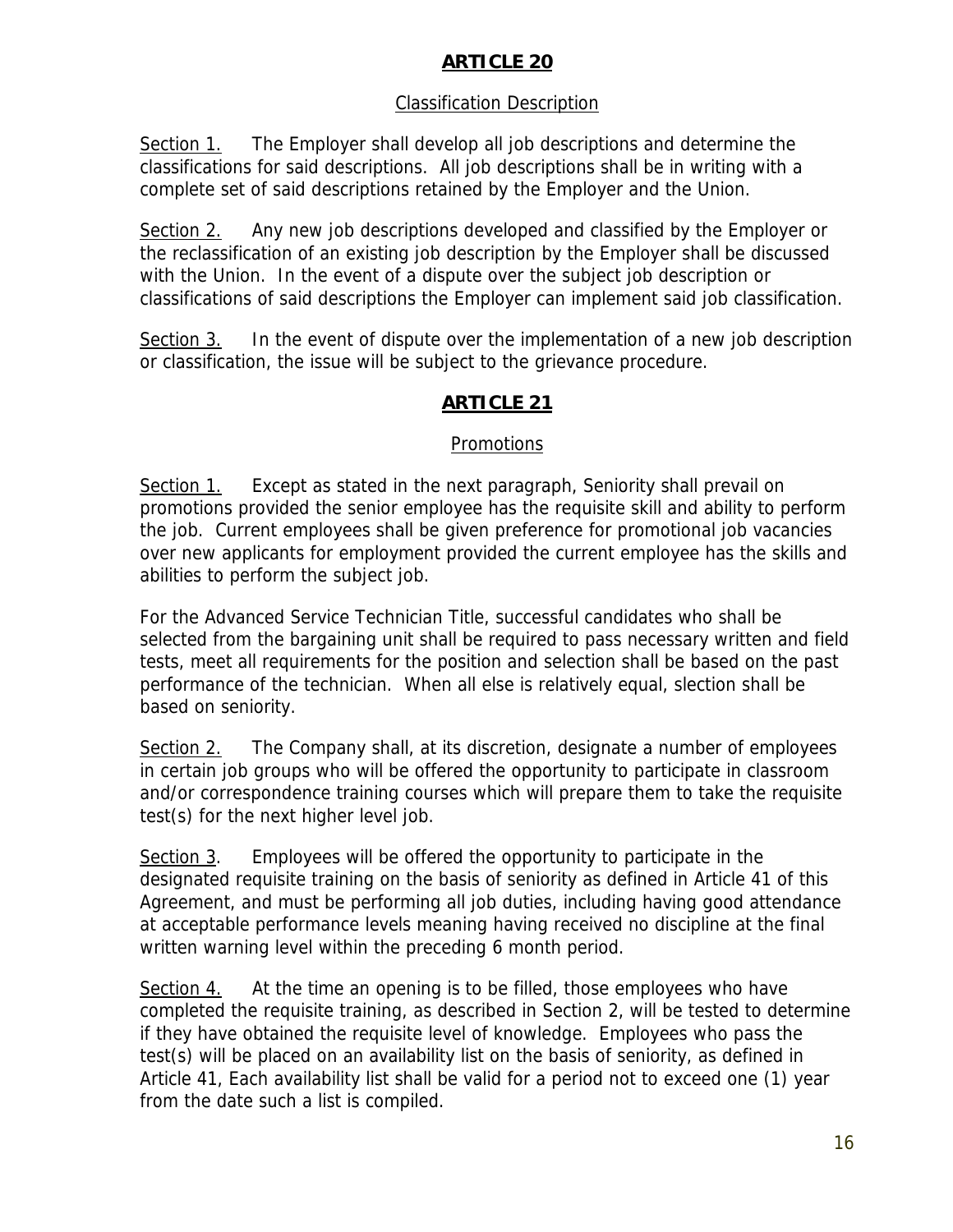## ARTICLE 20

### Classification Description

Section 1. The Employer shall develop all job descriptions and determine the classifications for said descriptions. All job descriptions shall be in writing with a complete set of said descriptions retained by the Employer and the Union.

Section 2. Any new job descriptions developed and classified by the Employer or the reclassification of an existing job description by the Employer shall be discussed with the Union. In the event of a dispute over the subject job description or classifications of said descriptions the Employer can implement said job classification.

Section 3. In the event of dispute over the implementation of a new job description or classification, the issue will be subject to the grievance procedure.

## ARTICLE 21

### Promotions

Section 1. Except as stated in the next paragraph, Seniority shall prevail on promotions provided the senior employee has the requisite skill and ability to perform the job. Current employees shall be given preference for promotional job vacancies over new applicants for employment provided the current employee has the skills and abilities to perform the subject job.

For the Advanced Service Technician Title, successful candidates who shall be selected from the bargaining unit shall be required to pass necessary written and field tests, meet all requirements for the position and selection shall be based on the past performance of the technician. When all else is relatively equal, slection shall be based on seniority.

Section 2. The Company shall, at its discretion, designate a number of employees in certain job groups who will be offered the opportunity to participate in classroom and/or correspondence training courses which will prepare them to take the requisite test(s) for the next higher level job.

Section 3. Employees will be offered the opportunity to participate in the designated requisite training on the basis of seniority as defined in Article 41 of this Agreement, and must be performing all job duties, including having good attendance at acceptable performance levels meaning having received no discipline at the final written warning level within the preceding 6 month period.

Section 4. At the time an opening is to be filled, those employees who have completed the requisite training, as described in Section 2, will be tested to determine if they have obtained the requisite level of knowledge. Employees who pass the test(s) will be placed on an availability list on the basis of seniority, as defined in Article 41, Each availability list shall be valid for a period not to exceed one (1) year from the date such a list is compiled.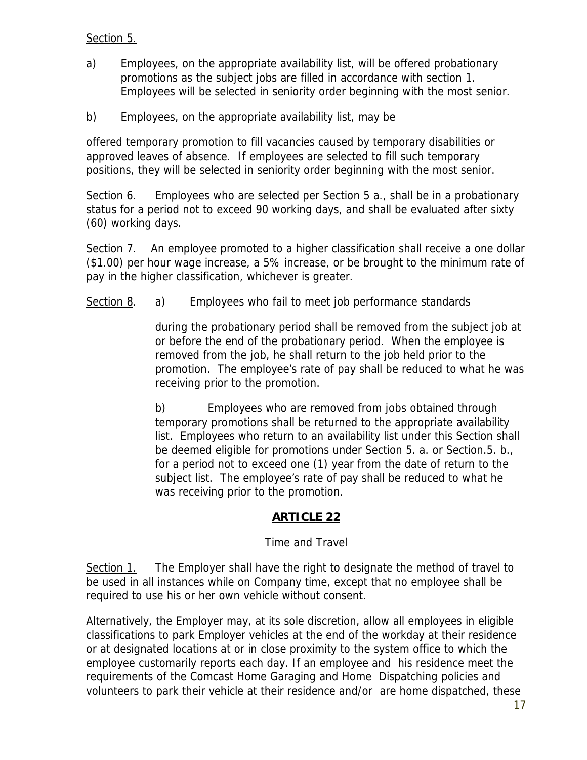Section 5.

a) Employees, on the appropriate availability list, will be offered probationary promotions as the subject jobs are filled in accordance with section 1. Employees will be selected in seniority order beginning with the most senior.

b) Employees, on the appropriate availability list, may be offered temporary promotion to fill vacancies caused by temporary disabilities or approved leaves of absence. If employees are selected to fill such temporary positions, they will be selected in seniority order beginning with the most senior.

Section 6. Employees who are selected per Section 5 a., shall be in a probationary status for a period not to exceed 90 working days, and shall be evaluated after sixty (60) working days.

Section 7. An employee promoted to a higher classification shall receive a one dollar ($1.00) per hour wage increase, a 5% increase, or be brought to the minimum rate of pay in the higher classification, whichever is greater.

Section 8. a) Employees who fail to meet job performance standards during the probationary period shall be removed from the subject job at or before the end of the probationary period. When the employee is removed from the job, he shall return to the job held prior to the promotion. The employee's rate of pay shall be reduced to what he was receiving prior to the promotion.

b) Employees who are removed from jobs obtained through temporary promotions shall be returned to the appropriate availability list. Employees who return to an availability list under this Section shall be deemed eligible for promotions under Section 5. a. or Section.5. b., for a period not to exceed one (1) year from the date of return to the subject list. The employee's rate of pay shall be reduced to what he was receiving prior to the promotion.

## ARTICLE 22

### Time and Travel

Section 1. The Employer shall have the right to designate the method of travel to be used in all instances while on Company time, except that no employee shall be required to use his or her own vehicle without consent.

Alternatively, the Employer may, at its sole discretion, allow all employees in eligible classifications to park Employer vehicles at the end of the workday at their residence or at designated locations at or in close proximity to the system office to which the employee customarily reports each day. If an employee and his residence meet the requirements of the Comcast Home Garaging and Home Dispatching policies and volunteers to park their vehicle at their residence and/or are home dispatched, these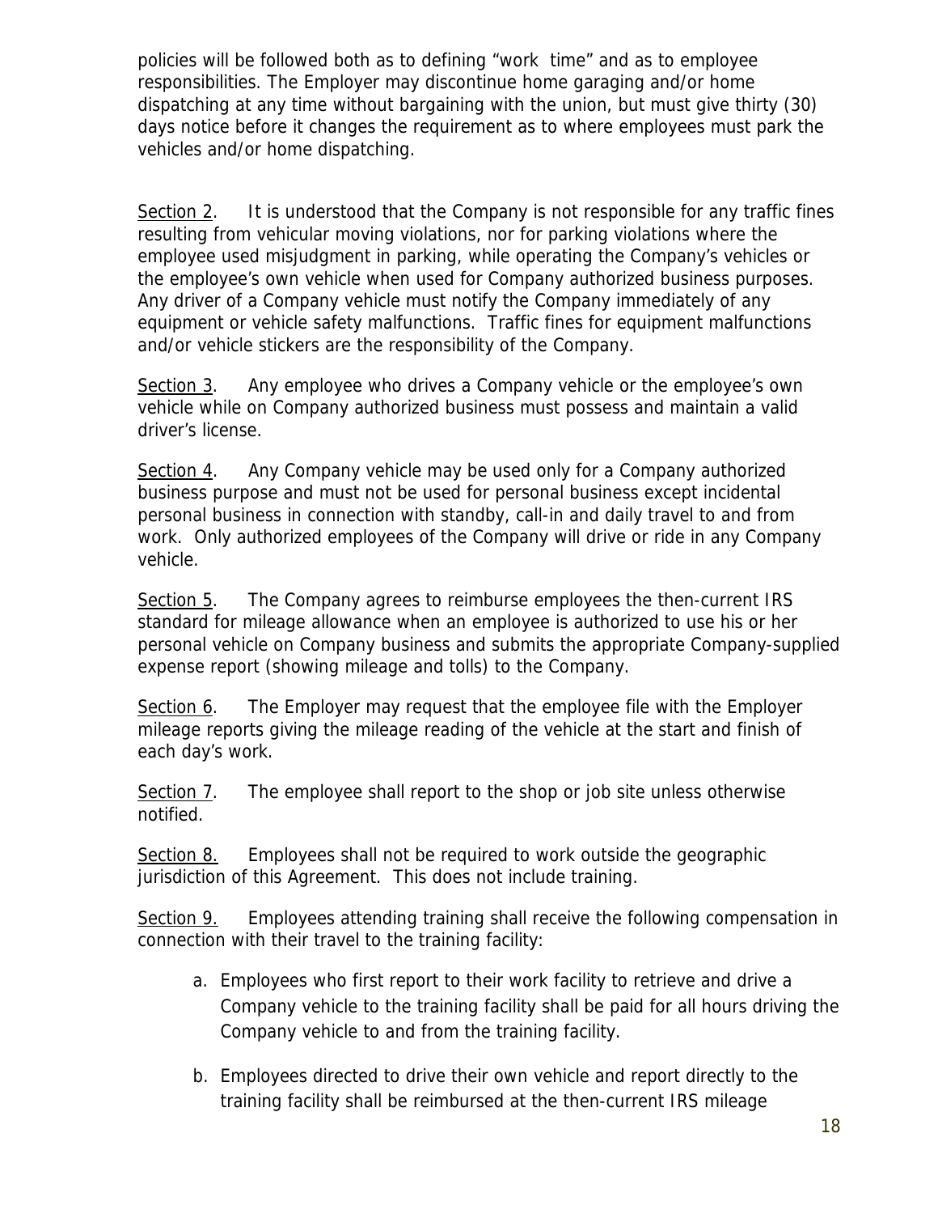policies will be followed both as to defining "work time" and as to employee responsibilities. The Employer may discontinue home garaging and/or home dispatching at any time without bargaining with the union, but must give thirty (30) days notice before it changes the requirement as to where employees must park the vehicles and/or home dispatching.

Section 2. It is understood that the Company is not responsible for any traffic fines resulting from vehicular moving violations, nor for parking violations where the employee used misjudgment in parking, while operating the Company's vehicles or the employee's own vehicle when used for Company authorized business purposes. Any driver of a Company vehicle must notify the Company immediately of any equipment or vehicle safety malfunctions. Traffic fines for equipment malfunctions and/or vehicle stickers are the responsibility of the Company.

Section 3. Any employee who drives a Company vehicle or the employee's own vehicle while on Company authorized business must possess and maintain a valid driver's license.

Section 4. Any Company vehicle may be used only for a Company authorized business purpose and must not be used for personal business except incidental personal business in connection with standby, call-in and daily travel to and from work. Only authorized employees of the Company will drive or ride in any Company vehicle.

Section 5. The Company agrees to reimburse employees the then-current IRS standard for mileage allowance when an employee is authorized to use his or her personal vehicle on Company business and submits the appropriate Company-supplied expense report (showing mileage and tolls) to the Company.

Section 6. The Employer may request that the employee file with the Employer mileage reports giving the mileage reading of the vehicle at the start and finish of each day's work.

Section 7. The employee shall report to the shop or job site unless otherwise notified.

Section 8. Employees shall not be required to work outside the geographic jurisdiction of this Agreement. This does not include training.

Section 9. Employees attending training shall receive the following compensation in connection with their travel to the training facility:

a. Employees who first report to their work facility to retrieve and drive a Company vehicle to the training facility shall be paid for all hours driving the Company vehicle to and from the training facility.

b. Employees directed to drive their own vehicle and report directly to the training facility shall be reimbursed at the then-current IRS mileage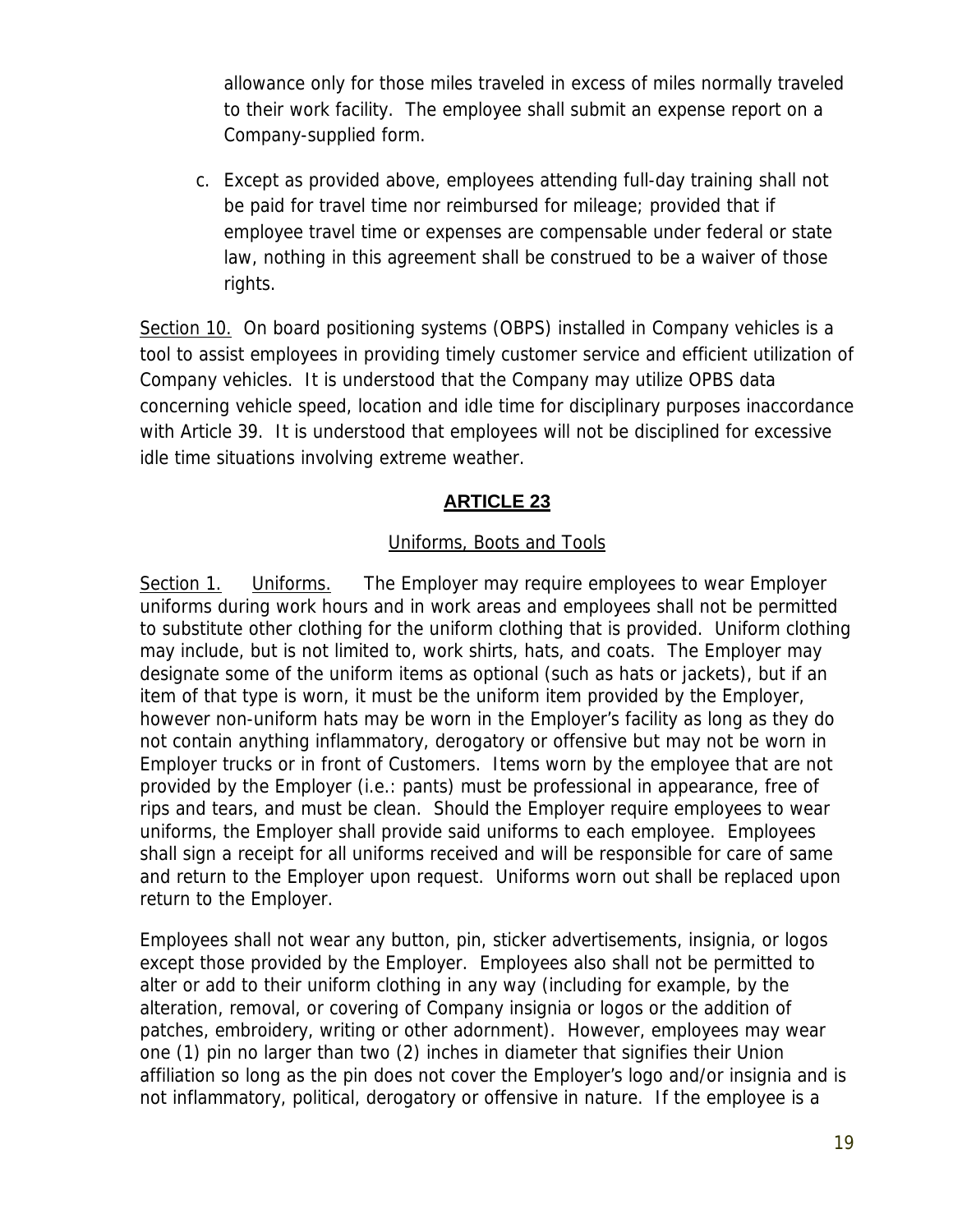allowance only for those miles traveled in excess of miles normally traveled to their work facility. The employee shall submit an expense report on a Company-supplied form.

c. Except as provided above, employees attending full-day training shall not be paid for travel time nor reimbursed for mileage; provided that if employee travel time or expenses are compensable under federal or state law, nothing in this agreement shall be construed to be a waiver of those rights.

Section 10. On board positioning systems (OBPS) installed in Company vehicles is a tool to assist employees in providing timely customer service and efficient utilization of Company vehicles. It is understood that the Company may utilize OPBS data concerning vehicle speed, location and idle time for disciplinary purposes inaccordance with Article 39. It is understood that employees will not be disciplined for excessive idle time situations involving extreme weather.

## ARTICLE 23

### Uniforms, Boots and Tools

Section 1. Uniforms. The Employer may require employees to wear Employer uniforms during work hours and in work areas and employees shall not be permitted to substitute other clothing for the uniform clothing that is provided. Uniform clothing may include, but is not limited to, work shirts, hats, and coats. The Employer may designate some of the uniform items as optional (such as hats or jackets), but if an item of that type is worn, it must be the uniform item provided by the Employer, however non-uniform hats may be worn in the Employer's facility as long as they do not contain anything inflammatory, derogatory or offensive but may not be worn in Employer trucks or in front of Customers. Items worn by the employee that are not provided by the Employer (i.e.: pants) must be professional in appearance, free of rips and tears, and must be clean. Should the Employer require employees to wear uniforms, the Employer shall provide said uniforms to each employee. Employees shall sign a receipt for all uniforms received and will be responsible for care of same and return to the Employer upon request. Uniforms worn out shall be replaced upon return to the Employer.

Employees shall not wear any button, pin, sticker advertisements, insignia, or logos except those provided by the Employer. Employees also shall not be permitted to alter or add to their uniform clothing in any way (including for example, by the alteration, removal, or covering of Company insignia or logos or the addition of patches, embroidery, writing or other adornment). However, employees may wear one (1) pin no larger than two (2) inches in diameter that signifies their Union affiliation so long as the pin does not cover the Employer's logo and/or insignia and is not inflammatory, political, derogatory or offensive in nature. If the employee is a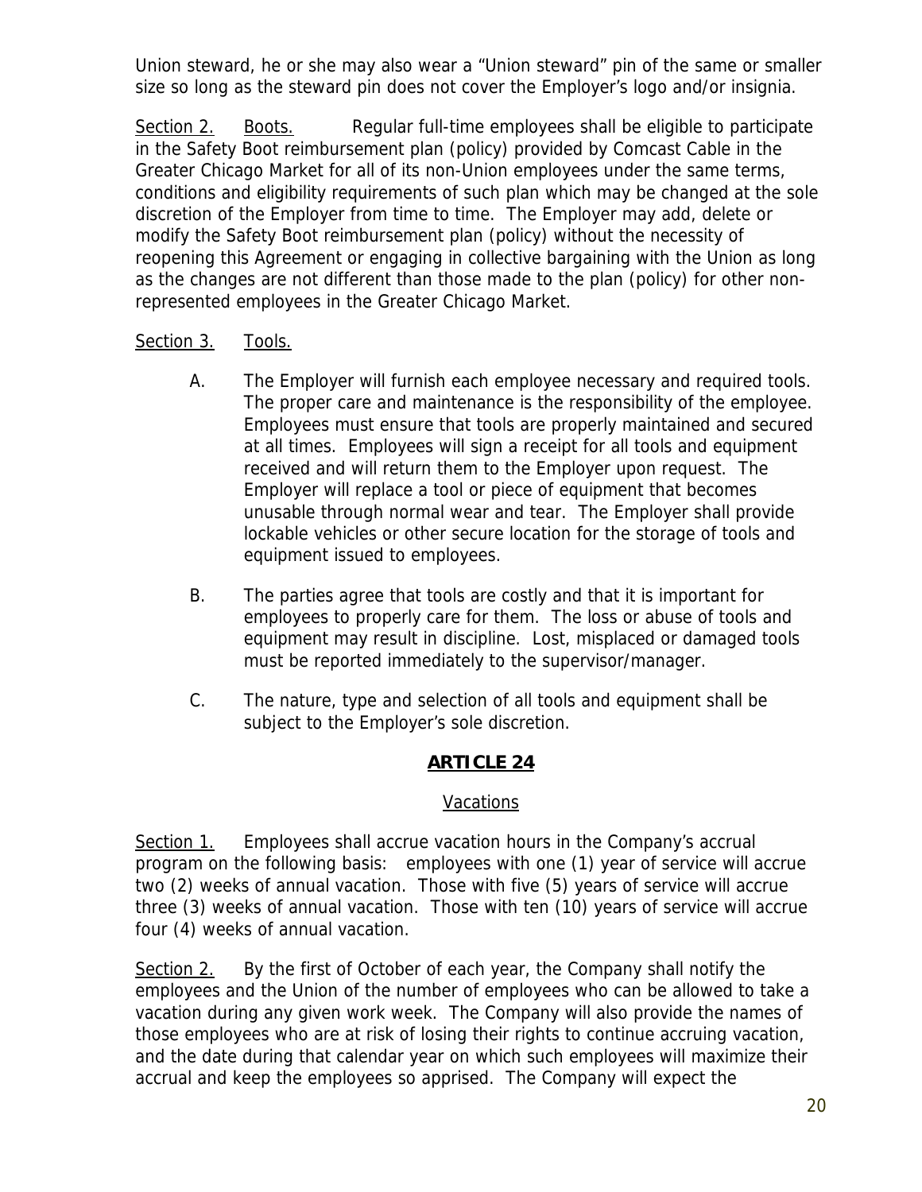Union steward, he or she may also wear a "Union steward" pin of the same or smaller size so long as the steward pin does not cover the Employer's logo and/or insignia.

Section 2. Boots. Regular full-time employees shall be eligible to participate in the Safety Boot reimbursement plan (policy) provided by Comcast Cable in the Greater Chicago Market for all of its non-Union employees under the same terms, conditions and eligibility requirements of such plan which may be changed at the sole discretion of the Employer from time to time. The Employer may add, delete or modify the Safety Boot reimbursement plan (policy) without the necessity of reopening this Agreement or engaging in collective bargaining with the Union as long as the changes are not different than those made to the plan (policy) for other non-represented employees in the Greater Chicago Market.

Section 3. Tools.

A. The Employer will furnish each employee necessary and required tools. The proper care and maintenance is the responsibility of the employee. Employees must ensure that tools are properly maintained and secured at all times. Employees will sign a receipt for all tools and equipment received and will return them to the Employer upon request. The Employer will replace a tool or piece of equipment that becomes unusable through normal wear and tear. The Employer shall provide lockable vehicles or other secure location for the storage of tools and equipment issued to employees.

B. The parties agree that tools are costly and that it is important for employees to properly care for them. The loss or abuse of tools and equipment may result in discipline. Lost, misplaced or damaged tools must be reported immediately to the supervisor/manager.

C. The nature, type and selection of all tools and equipment shall be subject to the Employer's sole discretion.

## ARTICLE 24

### Vacations

Section 1. Employees shall accrue vacation hours in the Company's accrual program on the following basis: employees with one (1) year of service will accrue two (2) weeks of annual vacation. Those with five (5) years of service will accrue three (3) weeks of annual vacation. Those with ten (10) years of service will accrue four (4) weeks of annual vacation.

Section 2. By the first of October of each year, the Company shall notify the employees and the Union of the number of employees who can be allowed to take a vacation during any given work week. The Company will also provide the names of those employees who are at risk of losing their rights to continue accruing vacation, and the date during that calendar year on which such employees will maximize their accrual and keep the employees so apprised. The Company will expect the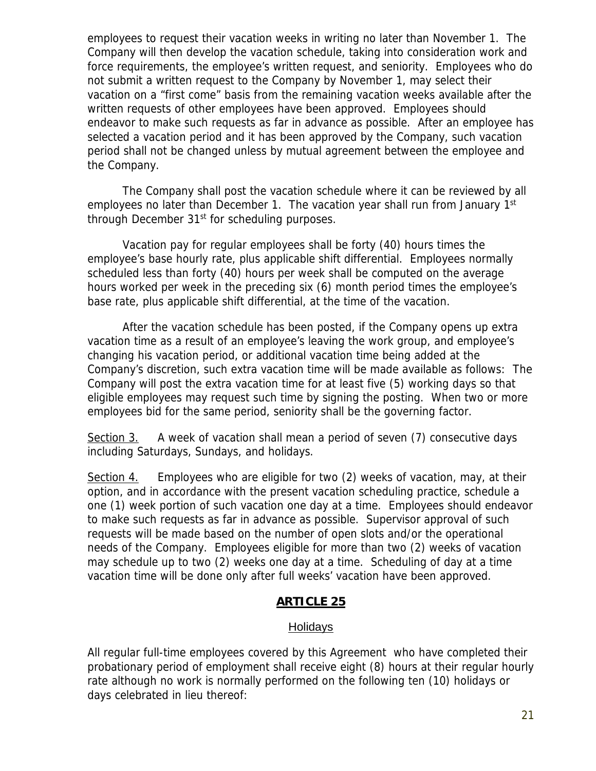employees to request their vacation weeks in writing no later than November 1. The Company will then develop the vacation schedule, taking into consideration work and force requirements, the employee's written request, and seniority. Employees who do not submit a written request to the Company by November 1, may select their vacation on a "first come" basis from the remaining vacation weeks available after the written requests of other employees have been approved. Employees should endeavor to make such requests as far in advance as possible. After an employee has selected a vacation period and it has been approved by the Company, such vacation period shall not be changed unless by mutual agreement between the employee and the Company.

The Company shall post the vacation schedule where it can be reviewed by all employees no later than December 1. The vacation year shall run from January 1st through December 31st for scheduling purposes.

Vacation pay for regular employees shall be forty (40) hours times the employee's base hourly rate, plus applicable shift differential. Employees normally scheduled less than forty (40) hours per week shall be computed on the average hours worked per week in the preceding six (6) month period times the employee's base rate, plus applicable shift differential, at the time of the vacation.

After the vacation schedule has been posted, if the Company opens up extra vacation time as a result of an employee's leaving the work group, and employee's changing his vacation period, or additional vacation time being added at the Company's discretion, such extra vacation time will be made available as follows: The Company will post the extra vacation time for at least five (5) working days so that eligible employees may request such time by signing the posting. When two or more employees bid for the same period, seniority shall be the governing factor.

Section 3. A week of vacation shall mean a period of seven (7) consecutive days including Saturdays, Sundays, and holidays.

Section 4. Employees who are eligible for two (2) weeks of vacation, may, at their option, and in accordance with the present vacation scheduling practice, schedule a one (1) week portion of such vacation one day at a time. Employees should endeavor to make such requests as far in advance as possible. Supervisor approval of such requests will be made based on the number of open slots and/or the operational needs of the Company. Employees eligible for more than two (2) weeks of vacation may schedule up to two (2) weeks one day at a time. Scheduling of day at a time vacation time will be done only after full weeks' vacation have been approved.

## ARTICLE 25

### Holidays

All regular full-time employees covered by this Agreement who have completed their probationary period of employment shall receive eight (8) hours at their regular hourly rate although no work is normally performed on the following ten (10) holidays or days celebrated in lieu thereof: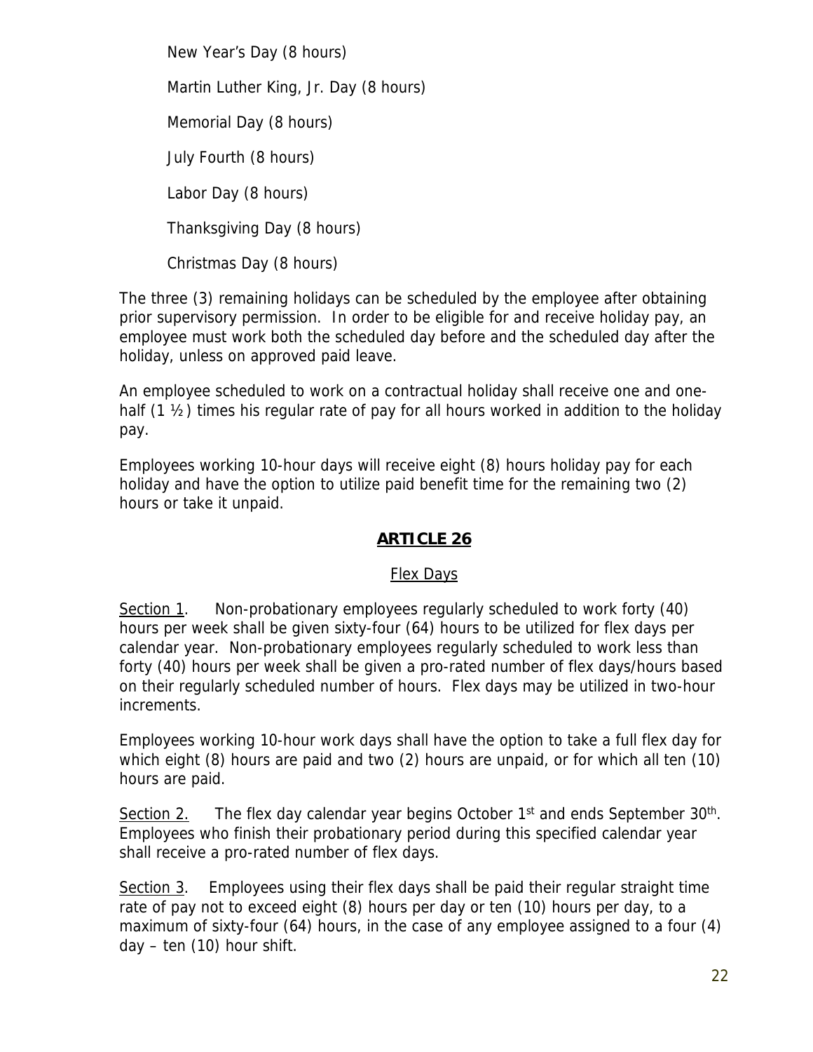New Year's Day (8 hours)

Martin Luther King, Jr. Day (8 hours)

Memorial Day (8 hours)

July Fourth (8 hours)

Labor Day (8 hours)

Thanksgiving Day (8 hours)

Christmas Day (8 hours)

The three (3) remaining holidays can be scheduled by the employee after obtaining prior supervisory permission. In order to be eligible for and receive holiday pay, an employee must work both the scheduled day before and the scheduled day after the holiday, unless on approved paid leave.

An employee scheduled to work on a contractual holiday shall receive one and one-half (1 ½) times his regular rate of pay for all hours worked in addition to the holiday pay.

Employees working 10-hour days will receive eight (8) hours holiday pay for each holiday and have the option to utilize paid benefit time for the remaining two (2) hours or take it unpaid.

## ARTICLE 26

### Flex Days

Section 1. Non-probationary employees regularly scheduled to work forty (40) hours per week shall be given sixty-four (64) hours to be utilized for flex days per calendar year. Non-probationary employees regularly scheduled to work less than forty (40) hours per week shall be given a pro-rated number of flex days/hours based on their regularly scheduled number of hours. Flex days may be utilized in two-hour increments.

Employees working 10-hour work days shall have the option to take a full flex day for which eight (8) hours are paid and two (2) hours are unpaid, or for which all ten (10) hours are paid.

Section 2. The flex day calendar year begins October 1st and ends September 30th. Employees who finish their probationary period during this specified calendar year shall receive a pro-rated number of flex days.

Section 3. Employees using their flex days shall be paid their regular straight time rate of pay not to exceed eight (8) hours per day or ten (10) hours per day, to a maximum of sixty-four (64) hours, in the case of any employee assigned to a four (4) day – ten (10) hour shift.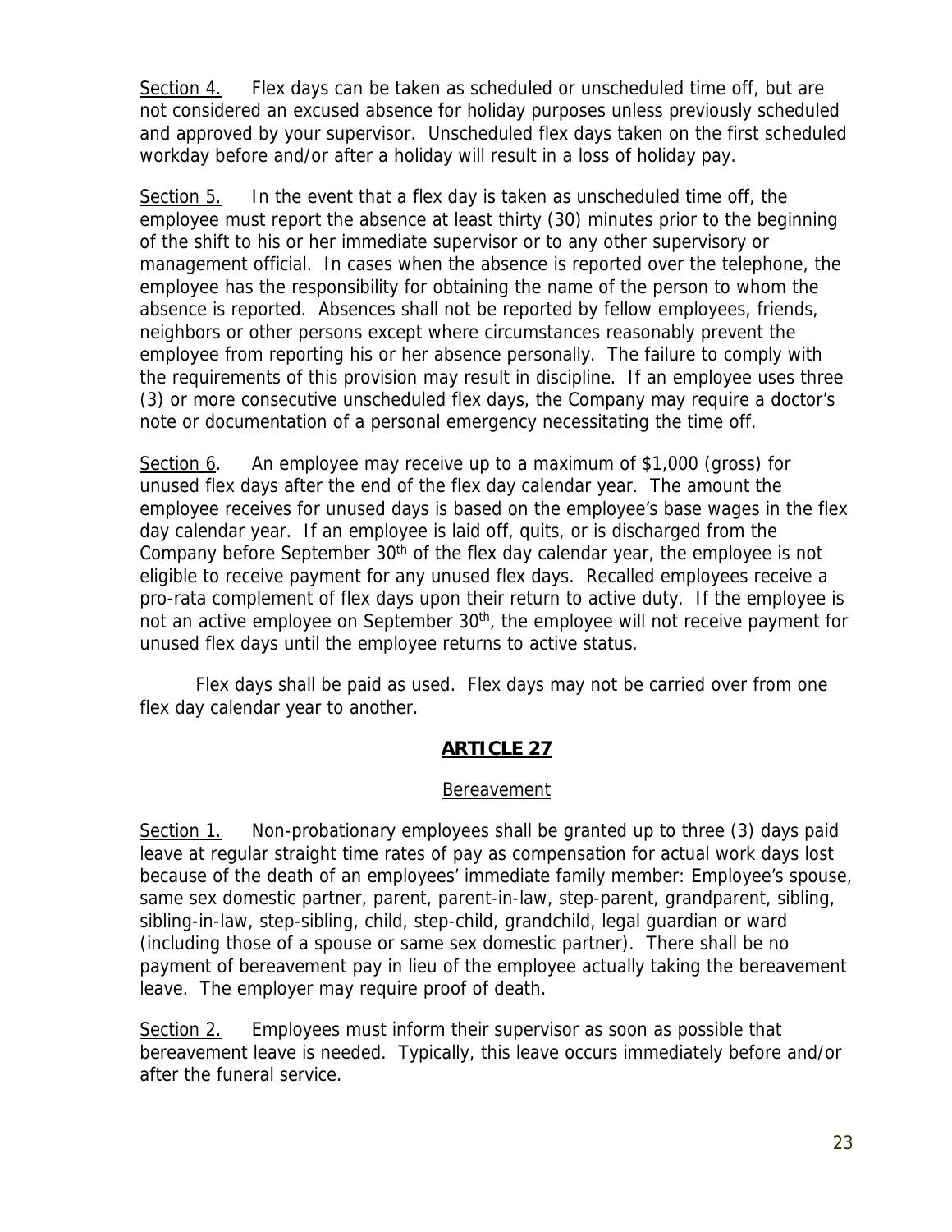Section 4. Flex days can be taken as scheduled or unscheduled time off, but are not considered an excused absence for holiday purposes unless previously scheduled and approved by your supervisor. Unscheduled flex days taken on the first scheduled workday before and/or after a holiday will result in a loss of holiday pay.

Section 5. In the event that a flex day is taken as unscheduled time off, the employee must report the absence at least thirty (30) minutes prior to the beginning of the shift to his or her immediate supervisor or to any other supervisory or management official. In cases when the absence is reported over the telephone, the employee has the responsibility for obtaining the name of the person to whom the absence is reported. Absences shall not be reported by fellow employees, friends, neighbors or other persons except where circumstances reasonably prevent the employee from reporting his or her absence personally. The failure to comply with the requirements of this provision may result in discipline. If an employee uses three (3) or more consecutive unscheduled flex days, the Company may require a doctor's note or documentation of a personal emergency necessitating the time off.

Section 6. An employee may receive up to a maximum of $1,000 (gross) for unused flex days after the end of the flex day calendar year. The amount the employee receives for unused days is based on the employee's base wages in the flex day calendar year. If an employee is laid off, quits, or is discharged from the Company before September 30th of the flex day calendar year, the employee is not eligible to receive payment for any unused flex days. Recalled employees receive a pro-rata complement of flex days upon their return to active duty. If the employee is not an active employee on September 30th, the employee will not receive payment for unused flex days until the employee returns to active status.

Flex days shall be paid as used. Flex days may not be carried over from one flex day calendar year to another.

## ARTICLE 27

### Bereavement

Section 1. Non-probationary employees shall be granted up to three (3) days paid leave at regular straight time rates of pay as compensation for actual work days lost because of the death of an employees' immediate family member: Employee's spouse, same sex domestic partner, parent, parent-in-law, step-parent, grandparent, sibling, sibling-in-law, step-sibling, child, step-child, grandchild, legal guardian or ward (including those of a spouse or same sex domestic partner). There shall be no payment of bereavement pay in lieu of the employee actually taking the bereavement leave. The employer may require proof of death.

Section 2. Employees must inform their supervisor as soon as possible that bereavement leave is needed. Typically, this leave occurs immediately before and/or after the funeral service.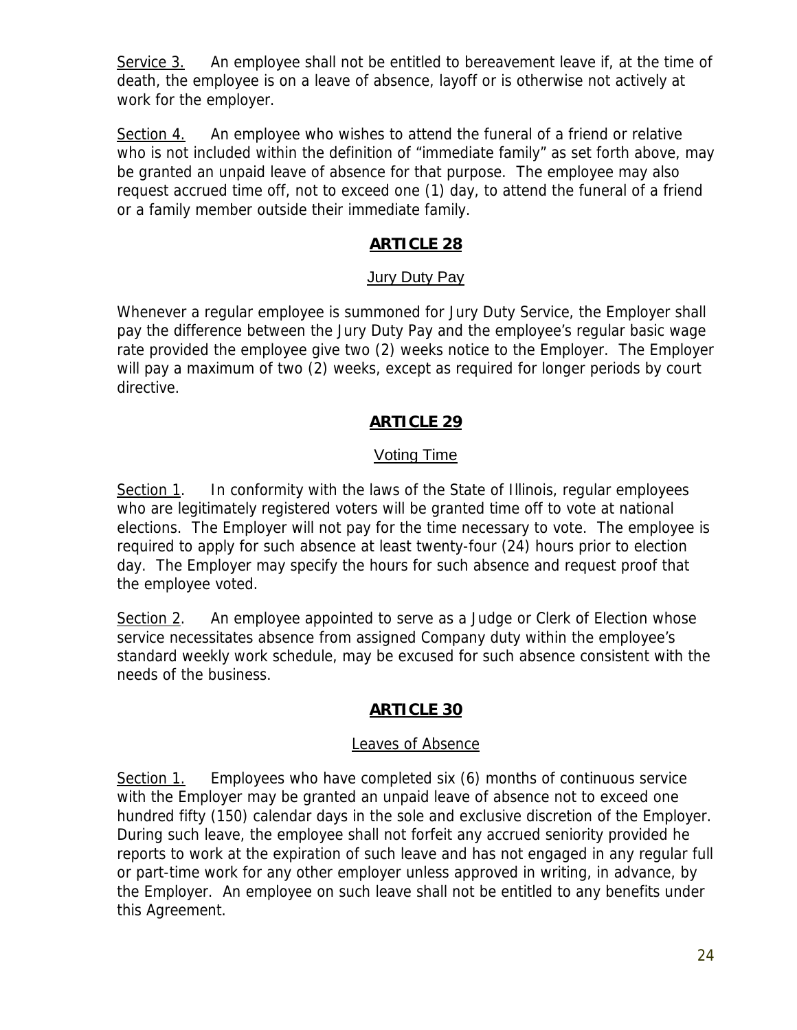Service 3. An employee shall not be entitled to bereavement leave if, at the time of death, the employee is on a leave of absence, layoff or is otherwise not actively at work for the employer.

Section 4. An employee who wishes to attend the funeral of a friend or relative who is not included within the definition of "immediate family" as set forth above, may be granted an unpaid leave of absence for that purpose. The employee may also request accrued time off, not to exceed one (1) day, to attend the funeral of a friend or a family member outside their immediate family.

## ARTICLE 28

### Jury Duty Pay

Whenever a regular employee is summoned for Jury Duty Service, the Employer shall pay the difference between the Jury Duty Pay and the employee's regular basic wage rate provided the employee give two (2) weeks notice to the Employer. The Employer will pay a maximum of two (2) weeks, except as required for longer periods by court directive.

## ARTICLE 29

### Voting Time

Section 1. In conformity with the laws of the State of Illinois, regular employees who are legitimately registered voters will be granted time off to vote at national elections. The Employer will not pay for the time necessary to vote. The employee is required to apply for such absence at least twenty-four (24) hours prior to election day. The Employer may specify the hours for such absence and request proof that the employee voted.

Section 2. An employee appointed to serve as a Judge or Clerk of Election whose service necessitates absence from assigned Company duty within the employee's standard weekly work schedule, may be excused for such absence consistent with the needs of the business.

## ARTICLE 30

### Leaves of Absence

Section 1. Employees who have completed six (6) months of continuous service with the Employer may be granted an unpaid leave of absence not to exceed one hundred fifty (150) calendar days in the sole and exclusive discretion of the Employer. During such leave, the employee shall not forfeit any accrued seniority provided he reports to work at the expiration of such leave and has not engaged in any regular full or part-time work for any other employer unless approved in writing, in advance, by the Employer. An employee on such leave shall not be entitled to any benefits under this Agreement.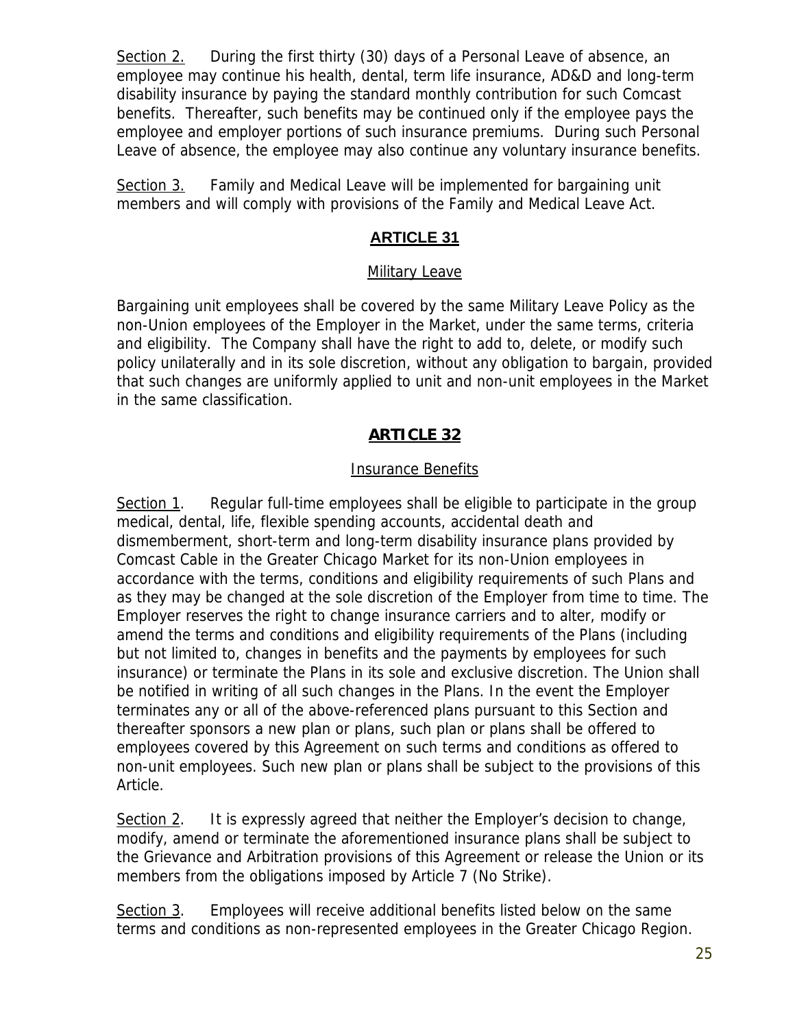Section 2. During the first thirty (30) days of a Personal Leave of absence, an employee may continue his health, dental, term life insurance, AD&D and long-term disability insurance by paying the standard monthly contribution for such Comcast benefits. Thereafter, such benefits may be continued only if the employee pays the employee and employer portions of such insurance premiums. During such Personal Leave of absence, the employee may also continue any voluntary insurance benefits.

Section 3. Family and Medical Leave will be implemented for bargaining unit members and will comply with provisions of the Family and Medical Leave Act.

## ARTICLE 31

### Military Leave

Bargaining unit employees shall be covered by the same Military Leave Policy as the non-Union employees of the Employer in the Market, under the same terms, criteria and eligibility. The Company shall have the right to add to, delete, or modify such policy unilaterally and in its sole discretion, without any obligation to bargain, provided that such changes are uniformly applied to unit and non-unit employees in the Market in the same classification.

## ARTICLE 32

### Insurance Benefits

Section 1. Regular full-time employees shall be eligible to participate in the group medical, dental, life, flexible spending accounts, accidental death and dismemberment, short-term and long-term disability insurance plans provided by Comcast Cable in the Greater Chicago Market for its non-Union employees in accordance with the terms, conditions and eligibility requirements of such Plans and as they may be changed at the sole discretion of the Employer from time to time. The Employer reserves the right to change insurance carriers and to alter, modify or amend the terms and conditions and eligibility requirements of the Plans (including but not limited to, changes in benefits and the payments by employees for such insurance) or terminate the Plans in its sole and exclusive discretion. The Union shall be notified in writing of all such changes in the Plans. In the event the Employer terminates any or all of the above-referenced plans pursuant to this Section and thereafter sponsors a new plan or plans, such plan or plans shall be offered to employees covered by this Agreement on such terms and conditions as offered to non-unit employees. Such new plan or plans shall be subject to the provisions of this Article.

Section 2. It is expressly agreed that neither the Employer's decision to change, modify, amend or terminate the aforementioned insurance plans shall be subject to the Grievance and Arbitration provisions of this Agreement or release the Union or its members from the obligations imposed by Article 7 (No Strike).

Section 3. Employees will receive additional benefits listed below on the same terms and conditions as non-represented employees in the Greater Chicago Region.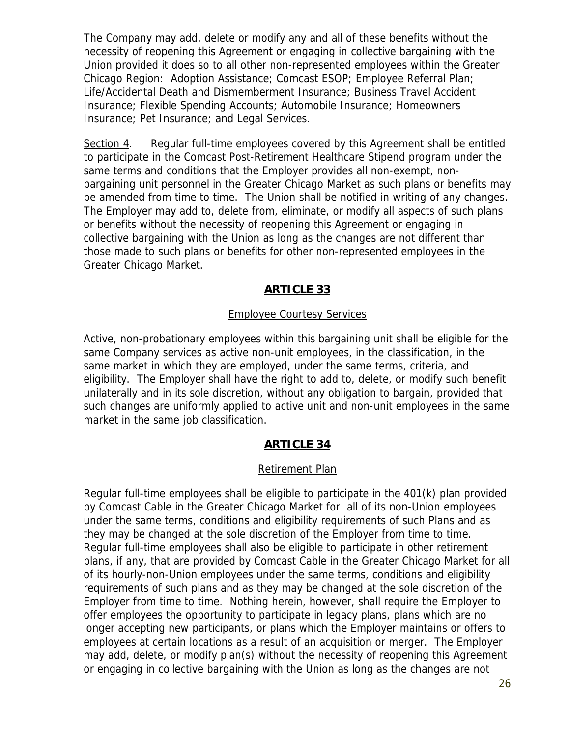The Company may add, delete or modify any and all of these benefits without the necessity of reopening this Agreement or engaging in collective bargaining with the Union provided it does so to all other non-represented employees within the Greater Chicago Region: Adoption Assistance; Comcast ESOP; Employee Referral Plan; Life/Accidental Death and Dismemberment Insurance; Business Travel Accident Insurance; Flexible Spending Accounts; Automobile Insurance; Homeowners Insurance; Pet Insurance; and Legal Services.

Section 4. Regular full-time employees covered by this Agreement shall be entitled to participate in the Comcast Post-Retirement Healthcare Stipend program under the same terms and conditions that the Employer provides all non-exempt, non-bargaining unit personnel in the Greater Chicago Market as such plans or benefits may be amended from time to time. The Union shall be notified in writing of any changes. The Employer may add to, delete from, eliminate, or modify all aspects of such plans or benefits without the necessity of reopening this Agreement or engaging in collective bargaining with the Union as long as the changes are not different than those made to such plans or benefits for other non-represented employees in the Greater Chicago Market.

## ARTICLE 33

### Employee Courtesy Services

Active, non-probationary employees within this bargaining unit shall be eligible for the same Company services as active non-unit employees, in the classification, in the same market in which they are employed, under the same terms, criteria, and eligibility. The Employer shall have the right to add to, delete, or modify such benefit unilaterally and in its sole discretion, without any obligation to bargain, provided that such changes are uniformly applied to active unit and non-unit employees in the same market in the same job classification.

## ARTICLE 34

### Retirement Plan

Regular full-time employees shall be eligible to participate in the 401(k) plan provided by Comcast Cable in the Greater Chicago Market for all of its non-Union employees under the same terms, conditions and eligibility requirements of such Plans and as they may be changed at the sole discretion of the Employer from time to time. Regular full-time employees shall also be eligible to participate in other retirement plans, if any, that are provided by Comcast Cable in the Greater Chicago Market for all of its hourly-non-Union employees under the same terms, conditions and eligibility requirements of such plans and as they may be changed at the sole discretion of the Employer from time to time. Nothing herein, however, shall require the Employer to offer employees the opportunity to participate in legacy plans, plans which are no longer accepting new participants, or plans which the Employer maintains or offers to employees at certain locations as a result of an acquisition or merger. The Employer may add, delete, or modify plan(s) without the necessity of reopening this Agreement or engaging in collective bargaining with the Union as long as the changes are not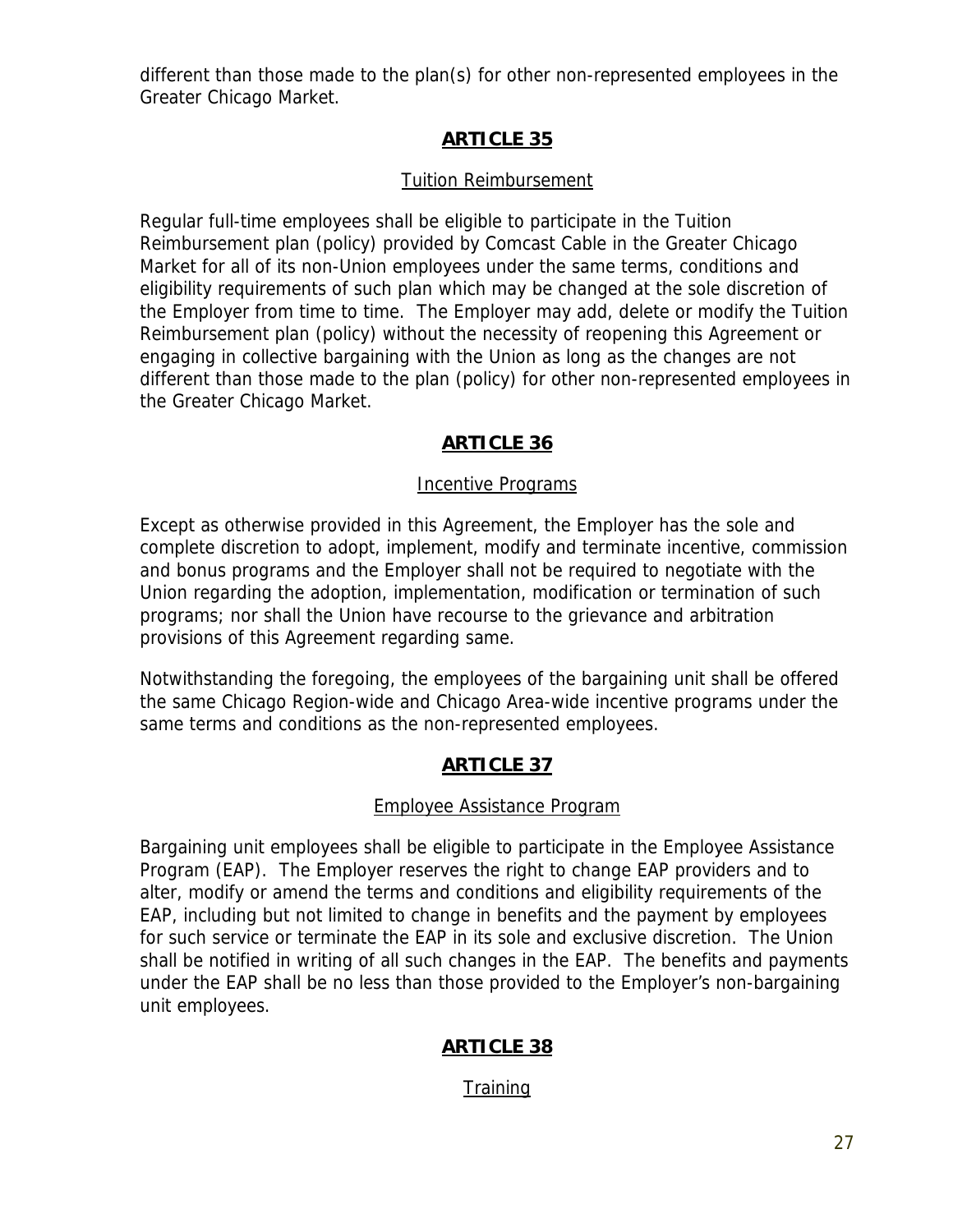different than those made to the plan(s) for other non-represented employees in the Greater Chicago Market.

## ARTICLE 35

### Tuition Reimbursement

Regular full-time employees shall be eligible to participate in the Tuition Reimbursement plan (policy) provided by Comcast Cable in the Greater Chicago Market for all of its non-Union employees under the same terms, conditions and eligibility requirements of such plan which may be changed at the sole discretion of the Employer from time to time. The Employer may add, delete or modify the Tuition Reimbursement plan (policy) without the necessity of reopening this Agreement or engaging in collective bargaining with the Union as long as the changes are not different than those made to the plan (policy) for other non-represented employees in the Greater Chicago Market.

## ARTICLE 36

### Incentive Programs

Except as otherwise provided in this Agreement, the Employer has the sole and complete discretion to adopt, implement, modify and terminate incentive, commission and bonus programs and the Employer shall not be required to negotiate with the Union regarding the adoption, implementation, modification or termination of such programs; nor shall the Union have recourse to the grievance and arbitration provisions of this Agreement regarding same.

Notwithstanding the foregoing, the employees of the bargaining unit shall be offered the same Chicago Region-wide and Chicago Area-wide incentive programs under the same terms and conditions as the non-represented employees.

## ARTICLE 37

### Employee Assistance Program

Bargaining unit employees shall be eligible to participate in the Employee Assistance Program (EAP). The Employer reserves the right to change EAP providers and to alter, modify or amend the terms and conditions and eligibility requirements of the EAP, including but not limited to change in benefits and the payment by employees for such service or terminate the EAP in its sole and exclusive discretion. The Union shall be notified in writing of all such changes in the EAP. The benefits and payments under the EAP shall be no less than those provided to the Employer's non-bargaining unit employees.

## ARTICLE 38

### Training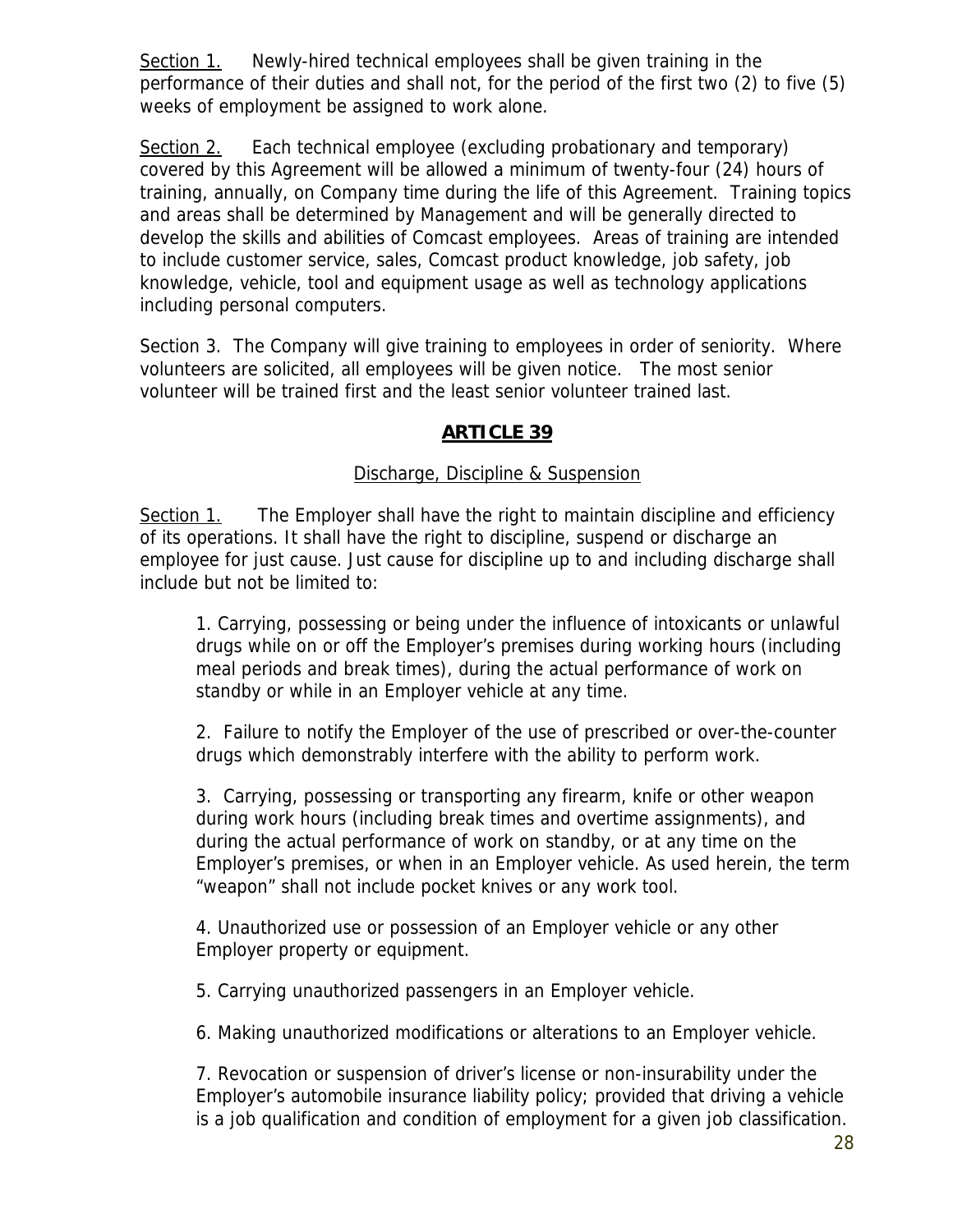Section 1.  Newly-hired technical employees shall be given training in the performance of their duties and shall not, for the period of the first two (2) to five (5) weeks of employment be assigned to work alone.

Section 2.  Each technical employee (excluding probationary and temporary) covered by this Agreement will be allowed a minimum of twenty-four (24) hours of training, annually, on Company time during the life of this Agreement. Training topics and areas shall be determined by Management and will be generally directed to develop the skills and abilities of Comcast employees. Areas of training are intended to include customer service, sales, Comcast product knowledge, job safety, job knowledge, vehicle, tool and equipment usage as well as technology applications including personal computers.

Section 3. The Company will give training to employees in order of seniority. Where volunteers are solicited, all employees will be given notice. The most senior volunteer will be trained first and the least senior volunteer trained last.

## ARTICLE 39

Discharge, Discipline & Suspension

Section 1.  The Employer shall have the right to maintain discipline and efficiency of its operations. It shall have the right to discipline, suspend or discharge an employee for just cause. Just cause for discipline up to and including discharge shall include but not be limited to:

1. Carrying, possessing or being under the influence of intoxicants or unlawful drugs while on or off the Employer's premises during working hours (including meal periods and break times), during the actual performance of work on standby or while in an Employer vehicle at any time.

2. Failure to notify the Employer of the use of prescribed or over-the-counter drugs which demonstrably interfere with the ability to perform work.

3. Carrying, possessing or transporting any firearm, knife or other weapon during work hours (including break times and overtime assignments), and during the actual performance of work on standby, or at any time on the Employer's premises, or when in an Employer vehicle. As used herein, the term "weapon" shall not include pocket knives or any work tool.

4. Unauthorized use or possession of an Employer vehicle or any other Employer property or equipment.

5. Carrying unauthorized passengers in an Employer vehicle.

6. Making unauthorized modifications or alterations to an Employer vehicle.

7. Revocation or suspension of driver's license or non-insurability under the Employer's automobile insurance liability policy; provided that driving a vehicle is a job qualification and condition of employment for a given job classification.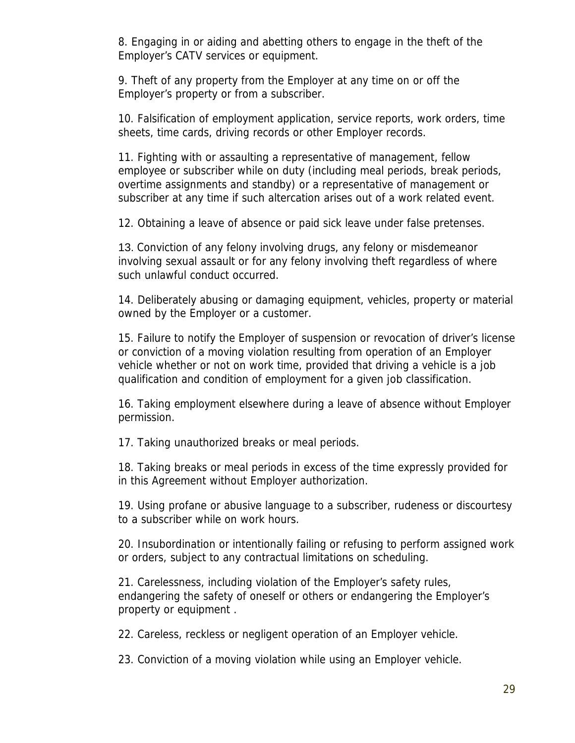8. Engaging in or aiding and abetting others to engage in the theft of the Employer's CATV services or equipment.

9. Theft of any property from the Employer at any time on or off the Employer's property or from a subscriber.

10. Falsification of employment application, service reports, work orders, time sheets, time cards, driving records or other Employer records.

11. Fighting with or assaulting a representative of management, fellow employee or subscriber while on duty (including meal periods, break periods, overtime assignments and standby) or a representative of management or subscriber at any time if such altercation arises out of a work related event.

12. Obtaining a leave of absence or paid sick leave under false pretenses.

13. Conviction of any felony involving drugs, any felony or misdemeanor involving sexual assault or for any felony involving theft regardless of where such unlawful conduct occurred.

14. Deliberately abusing or damaging equipment, vehicles, property or material owned by the Employer or a customer.

15. Failure to notify the Employer of suspension or revocation of driver's license or conviction of a moving violation resulting from operation of an Employer vehicle whether or not on work time, provided that driving a vehicle is a job qualification and condition of employment for a given job classification.

16. Taking employment elsewhere during a leave of absence without Employer permission.

17. Taking unauthorized breaks or meal periods.

18. Taking breaks or meal periods in excess of the time expressly provided for in this Agreement without Employer authorization.

19. Using profane or abusive language to a subscriber, rudeness or discourtesy to a subscriber while on work hours.

20. Insubordination or intentionally failing or refusing to perform assigned work or orders, subject to any contractual limitations on scheduling.

21. Carelessness, including violation of the Employer's safety rules, endangering the safety of oneself or others or endangering the Employer's property or equipment .

22. Careless, reckless or negligent operation of an Employer vehicle.

23. Conviction of a moving violation while using an Employer vehicle.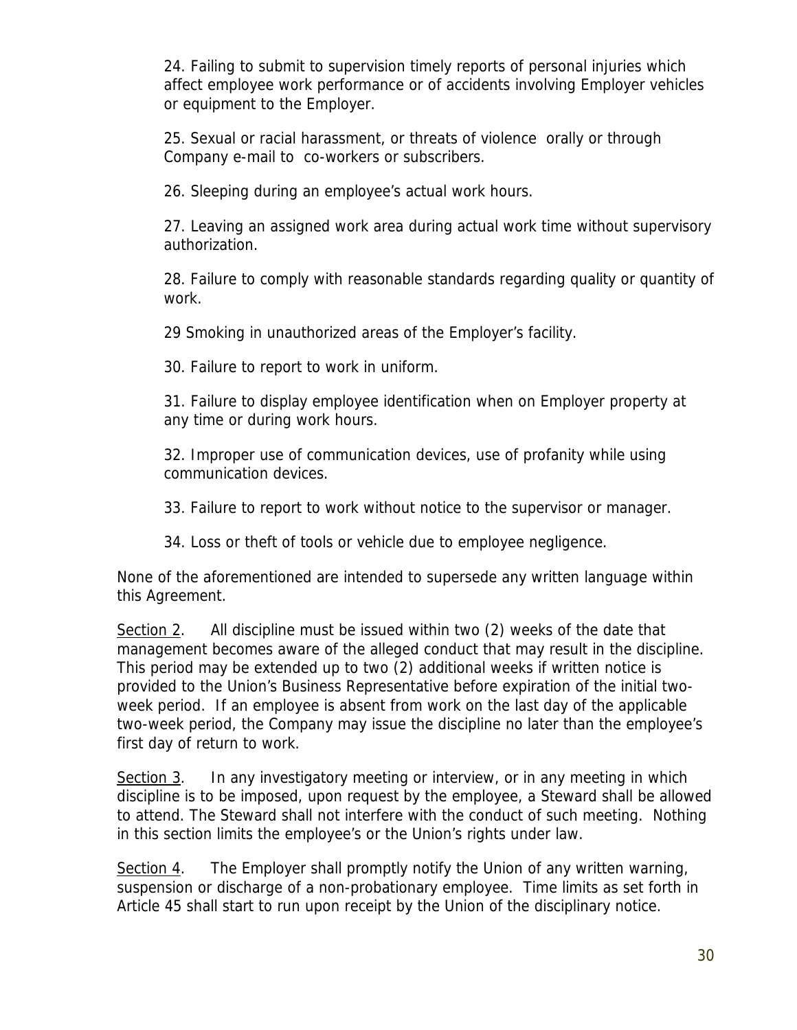24. Failing to submit to supervision timely reports of personal injuries which affect employee work performance or of accidents involving Employer vehicles or equipment to the Employer.

25. Sexual or racial harassment, or threats of violence orally or through Company e-mail to co-workers or subscribers.

26. Sleeping during an employee's actual work hours.

27. Leaving an assigned work area during actual work time without supervisory authorization.

28. Failure to comply with reasonable standards regarding quality or quantity of work.

29 Smoking in unauthorized areas of the Employer's facility.

30. Failure to report to work in uniform.

31. Failure to display employee identification when on Employer property at any time or during work hours.

32. Improper use of communication devices, use of profanity while using communication devices.

33. Failure to report to work without notice to the supervisor or manager.

34. Loss or theft of tools or vehicle due to employee negligence.

None of the aforementioned are intended to supersede any written language within this Agreement.

<u>Section 2</u>. All discipline must be issued within two (2) weeks of the date that management becomes aware of the alleged conduct that may result in the discipline. This period may be extended up to two (2) additional weeks if written notice is provided to the Union's Business Representative before expiration of the initial two-week period. If an employee is absent from work on the last day of the applicable two-week period, the Company may issue the discipline no later than the employee's first day of return to work.

<u>Section 3</u>. In any investigatory meeting or interview, or in any meeting in which discipline is to be imposed, upon request by the employee, a Steward shall be allowed to attend. The Steward shall not interfere with the conduct of such meeting. Nothing in this section limits the employee's or the Union's rights under law.

<u>Section 4</u>. The Employer shall promptly notify the Union of any written warning, suspension or discharge of a non-probationary employee. Time limits as set forth in Article 45 shall start to run upon receipt by the Union of the disciplinary notice.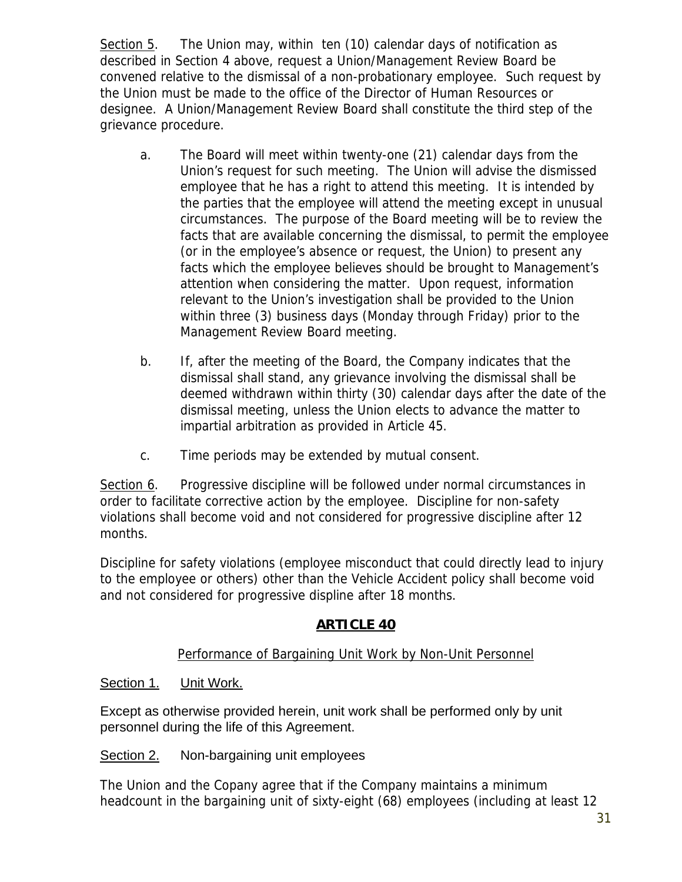Section 5. The Union may, within ten (10) calendar days of notification as described in Section 4 above, request a Union/Management Review Board be convened relative to the dismissal of a non-probationary employee. Such request by the Union must be made to the office of the Director of Human Resources or designee. A Union/Management Review Board shall constitute the third step of the grievance procedure.

a. The Board will meet within twenty-one (21) calendar days from the Union's request for such meeting. The Union will advise the dismissed employee that he has a right to attend this meeting. It is intended by the parties that the employee will attend the meeting except in unusual circumstances. The purpose of the Board meeting will be to review the facts that are available concerning the dismissal, to permit the employee (or in the employee's absence or request, the Union) to present any facts which the employee believes should be brought to Management's attention when considering the matter. Upon request, information relevant to the Union's investigation shall be provided to the Union within three (3) business days (Monday through Friday) prior to the Management Review Board meeting.

b. If, after the meeting of the Board, the Company indicates that the dismissal shall stand, any grievance involving the dismissal shall be deemed withdrawn within thirty (30) calendar days after the date of the dismissal meeting, unless the Union elects to advance the matter to impartial arbitration as provided in Article 45.

c. Time periods may be extended by mutual consent.

Section 6. Progressive discipline will be followed under normal circumstances in order to facilitate corrective action by the employee. Discipline for non-safety violations shall become void and not considered for progressive discipline after 12 months.

Discipline for safety violations (employee misconduct that could directly lead to injury to the employee or others) other than the Vehicle Accident policy shall become void and not considered for progressive displine after 18 months.

## ARTICLE 40

Performance of Bargaining Unit Work by Non-Unit Personnel

Section 1. Unit Work.

Except as otherwise provided herein, unit work shall be performed only by unit personnel during the life of this Agreement.

Section 2. Non-bargaining unit employees

The Union and the Copany agree that if the Company maintains a minimum headcount in the bargaining unit of sixty-eight (68) employees (including at least 12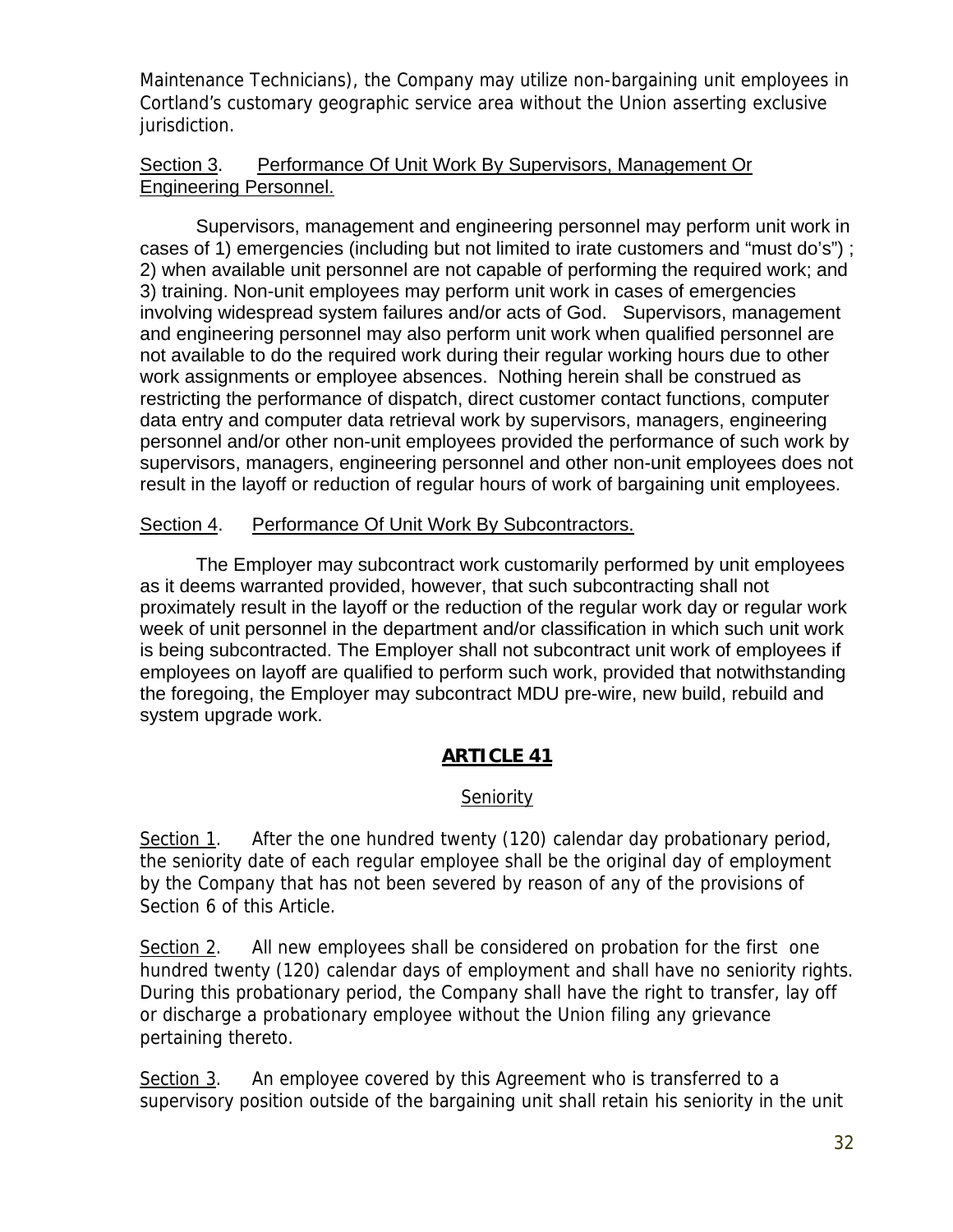Maintenance Technicians), the Company may utilize non-bargaining unit employees in Cortland's customary geographic service area without the Union asserting exclusive jurisdiction.

Section 3. Performance Of Unit Work By Supervisors, Management Or Engineering Personnel.

Supervisors, management and engineering personnel may perform unit work in cases of 1) emergencies (including but not limited to irate customers and "must do's") ; 2) when available unit personnel are not capable of performing the required work; and 3) training. Non-unit employees may perform unit work in cases of emergencies involving widespread system failures and/or acts of God. Supervisors, management and engineering personnel may also perform unit work when qualified personnel are not available to do the required work during their regular working hours due to other work assignments or employee absences. Nothing herein shall be construed as restricting the performance of dispatch, direct customer contact functions, computer data entry and computer data retrieval work by supervisors, managers, engineering personnel and/or other non-unit employees provided the performance of such work by supervisors, managers, engineering personnel and other non-unit employees does not result in the layoff or reduction of regular hours of work of bargaining unit employees.

Section 4. Performance Of Unit Work By Subcontractors.

The Employer may subcontract work customarily performed by unit employees as it deems warranted provided, however, that such subcontracting shall not proximately result in the layoff or the reduction of the regular work day or regular work week of unit personnel in the department and/or classification in which such unit work is being subcontracted. The Employer shall not subcontract unit work of employees if employees on layoff are qualified to perform such work, provided that notwithstanding the foregoing, the Employer may subcontract MDU pre-wire, new build, rebuild and system upgrade work.

## ARTICLE 41

### Seniority

Section 1. After the one hundred twenty (120) calendar day probationary period, the seniority date of each regular employee shall be the original day of employment by the Company that has not been severed by reason of any of the provisions of Section 6 of this Article.

Section 2. All new employees shall be considered on probation for the first one hundred twenty (120) calendar days of employment and shall have no seniority rights. During this probationary period, the Company shall have the right to transfer, lay off or discharge a probationary employee without the Union filing any grievance pertaining thereto.

Section 3. An employee covered by this Agreement who is transferred to a supervisory position outside of the bargaining unit shall retain his seniority in the unit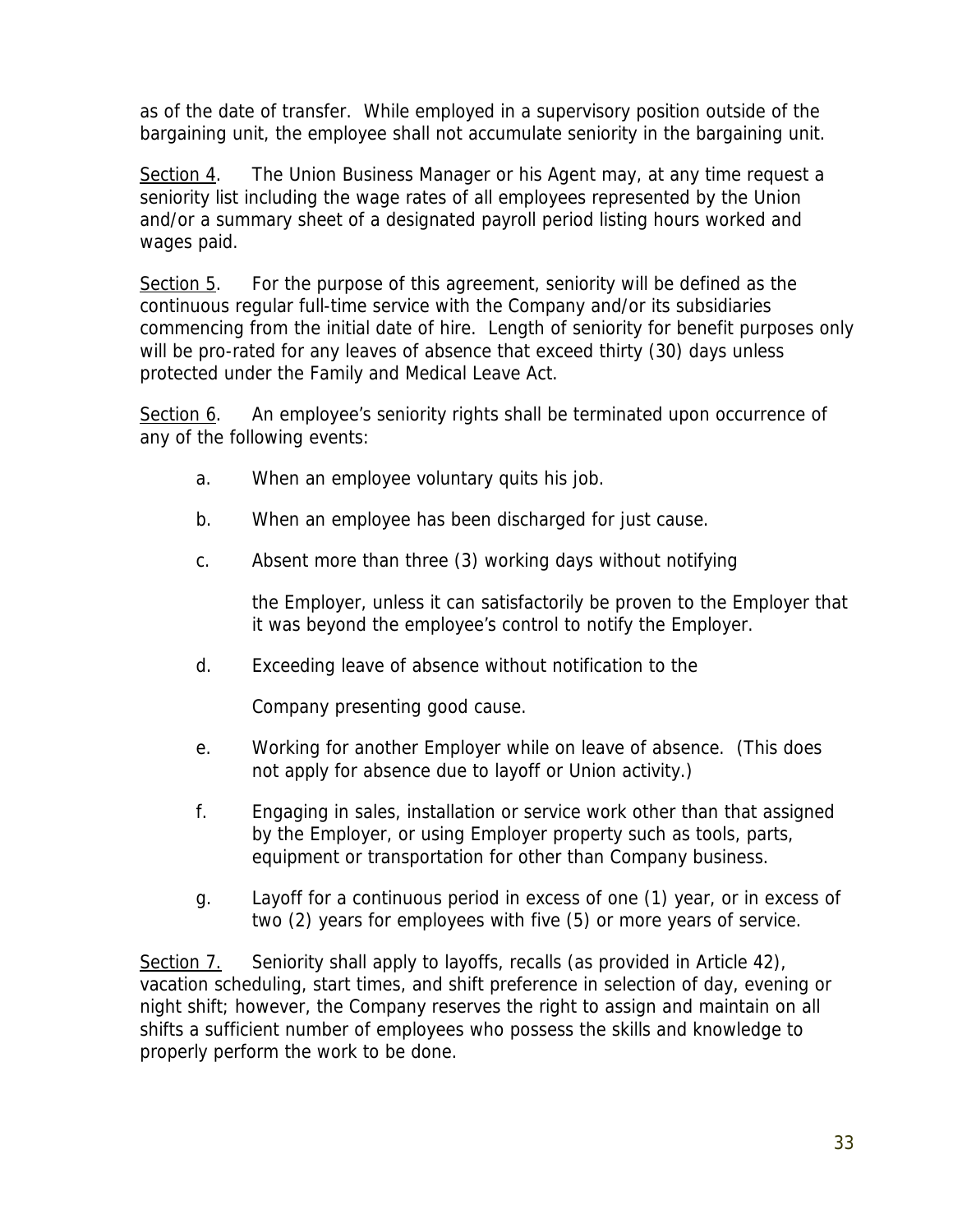as of the date of transfer. While employed in a supervisory position outside of the bargaining unit, the employee shall not accumulate seniority in the bargaining unit.

<u>Section 4</u>. The Union Business Manager or his Agent may, at any time request a seniority list including the wage rates of all employees represented by the Union and/or a summary sheet of a designated payroll period listing hours worked and wages paid.

<u>Section 5</u>. For the purpose of this agreement, seniority will be defined as the continuous regular full-time service with the Company and/or its subsidiaries commencing from the initial date of hire. Length of seniority for benefit purposes only will be pro-rated for any leaves of absence that exceed thirty (30) days unless protected under the Family and Medical Leave Act.

<u>Section 6</u>. An employee's seniority rights shall be terminated upon occurrence of any of the following events:

a. When an employee voluntary quits his job.

b. When an employee has been discharged for just cause.

c. Absent more than three (3) working days without notifying the Employer, unless it can satisfactorily be proven to the Employer that it was beyond the employee's control to notify the Employer.

d. Exceeding leave of absence without notification to the Company presenting good cause.

e. Working for another Employer while on leave of absence. (This does not apply for absence due to layoff or Union activity.)

f. Engaging in sales, installation or service work other than that assigned by the Employer, or using Employer property such as tools, parts, equipment or transportation for other than Company business.

g. Layoff for a continuous period in excess of one (1) year, or in excess of two (2) years for employees with five (5) or more years of service.

<u>Section 7.</u> Seniority shall apply to layoffs, recalls (as provided in Article 42), vacation scheduling, start times, and shift preference in selection of day, evening or night shift; however, the Company reserves the right to assign and maintain on all shifts a sufficient number of employees who possess the skills and knowledge to properly perform the work to be done.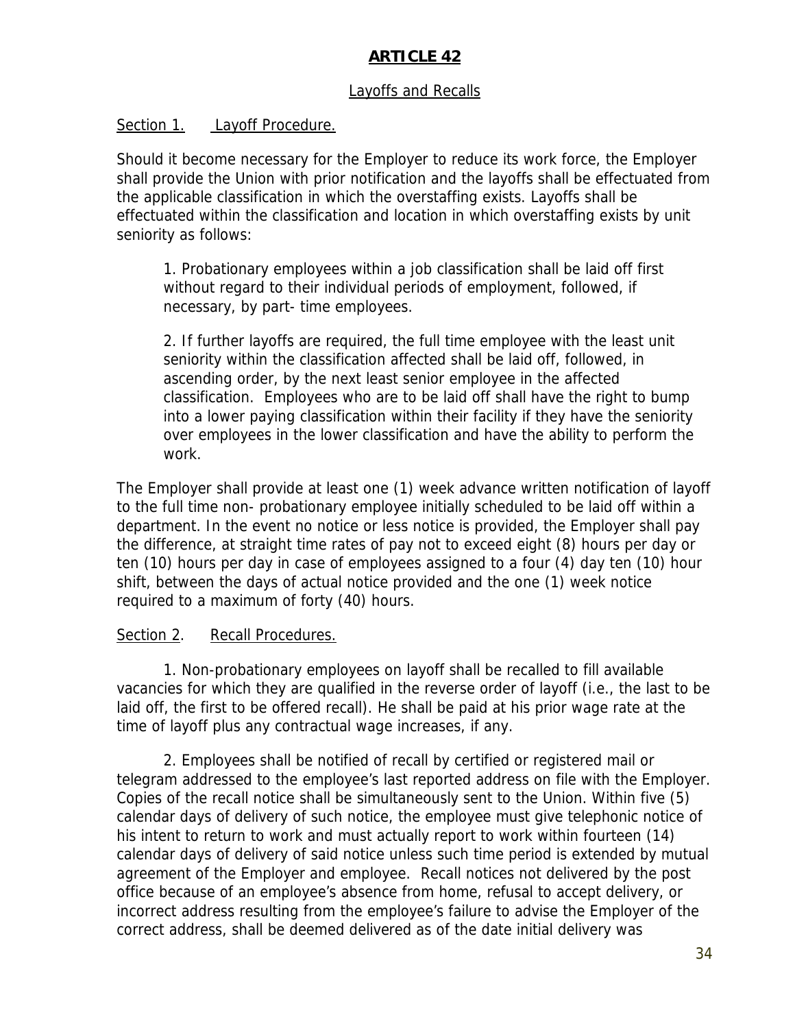# ARTICLE 42

## Layoffs and Recalls

### Section 1. Layoff Procedure.

Should it become necessary for the Employer to reduce its work force, the Employer shall provide the Union with prior notification and the layoffs shall be effectuated from the applicable classification in which the overstaffing exists. Layoffs shall be effectuated within the classification and location in which overstaffing exists by unit seniority as follows:

1. Probationary employees within a job classification shall be laid off first without regard to their individual periods of employment, followed, if necessary, by part- time employees.

2. If further layoffs are required, the full time employee with the least unit seniority within the classification affected shall be laid off, followed, in ascending order, by the next least senior employee in the affected classification. Employees who are to be laid off shall have the right to bump into a lower paying classification within their facility if they have the seniority over employees in the lower classification and have the ability to perform the work.

The Employer shall provide at least one (1) week advance written notification of layoff to the full time non- probationary employee initially scheduled to be laid off within a department. In the event no notice or less notice is provided, the Employer shall pay the difference, at straight time rates of pay not to exceed eight (8) hours per day or ten (10) hours per day in case of employees assigned to a four (4) day ten (10) hour shift, between the days of actual notice provided and the one (1) week notice required to a maximum of forty (40) hours.

### Section 2. Recall Procedures.

1. Non-probationary employees on layoff shall be recalled to fill available vacancies for which they are qualified in the reverse order of layoff (i.e., the last to be laid off, the first to be offered recall). He shall be paid at his prior wage rate at the time of layoff plus any contractual wage increases, if any.

2. Employees shall be notified of recall by certified or registered mail or telegram addressed to the employee's last reported address on file with the Employer. Copies of the recall notice shall be simultaneously sent to the Union. Within five (5) calendar days of delivery of such notice, the employee must give telephonic notice of his intent to return to work and must actually report to work within fourteen (14) calendar days of delivery of said notice unless such time period is extended by mutual agreement of the Employer and employee. Recall notices not delivered by the post office because of an employee's absence from home, refusal to accept delivery, or incorrect address resulting from the employee's failure to advise the Employer of the correct address, shall be deemed delivered as of the date initial delivery was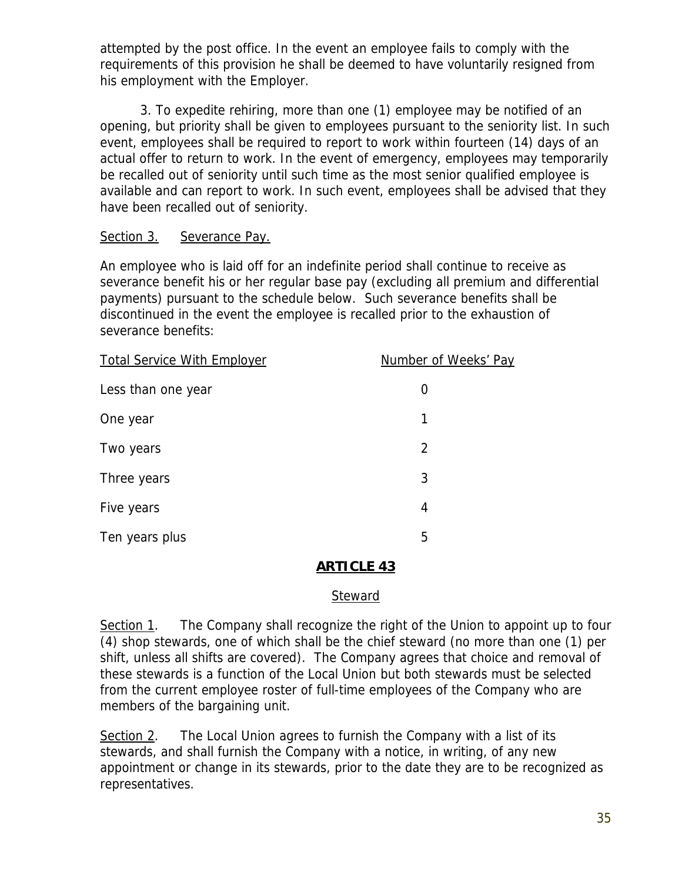attempted by the post office. In the event an employee fails to comply with the requirements of this provision he shall be deemed to have voluntarily resigned from his employment with the Employer.

3. To expedite rehiring, more than one (1) employee may be notified of an opening, but priority shall be given to employees pursuant to the seniority list. In such event, employees shall be required to report to work within fourteen (14) days of an actual offer to return to work. In the event of emergency, employees may temporarily be recalled out of seniority until such time as the most senior qualified employee is available and can report to work. In such event, employees shall be advised that they have been recalled out of seniority.

Section 3. Severance Pay.

An employee who is laid off for an indefinite period shall continue to receive as severance benefit his or her regular base pay (excluding all premium and differential payments) pursuant to the schedule below. Such severance benefits shall be discontinued in the event the employee is recalled prior to the exhaustion of severance benefits:

| Total Service With Employer | Number of Weeks' Pay |
| --- | --- |
| Less than one year | 0 |
| One year | 1 |
| Two years | 2 |
| Three years | 3 |
| Five years | 4 |
| Ten years plus | 5 |

## ARTICLE 43

### Steward

Section 1. The Company shall recognize the right of the Union to appoint up to four (4) shop stewards, one of which shall be the chief steward (no more than one (1) per shift, unless all shifts are covered). The Company agrees that choice and removal of these stewards is a function of the Local Union but both stewards must be selected from the current employee roster of full-time employees of the Company who are members of the bargaining unit.

Section 2. The Local Union agrees to furnish the Company with a list of its stewards, and shall furnish the Company with a notice, in writing, of any new appointment or change in its stewards, prior to the date they are to be recognized as representatives.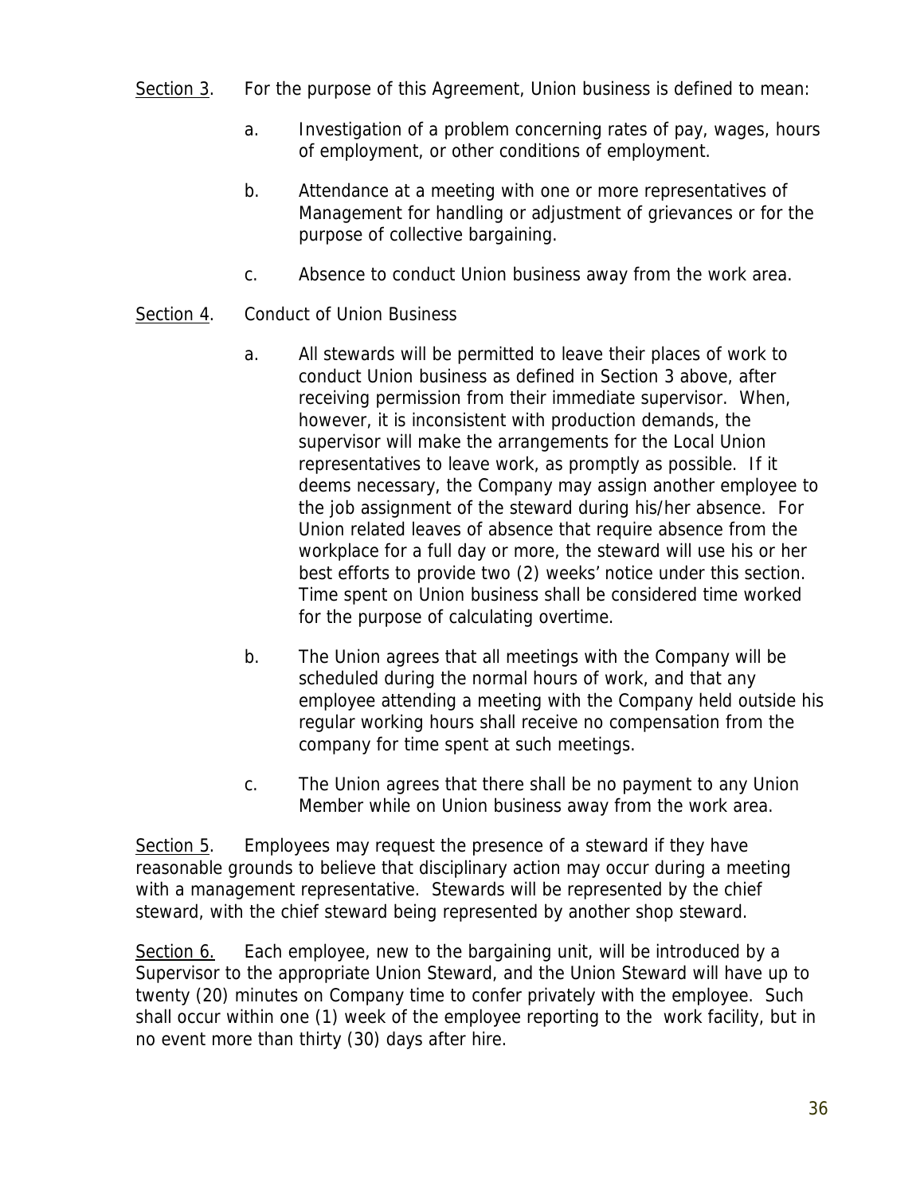<u>Section 3</u>. For the purpose of this Agreement, Union business is defined to mean:

a. Investigation of a problem concerning rates of pay, wages, hours of employment, or other conditions of employment.

b. Attendance at a meeting with one or more representatives of Management for handling or adjustment of grievances or for the purpose of collective bargaining.

c. Absence to conduct Union business away from the work area.

<u>Section 4</u>. Conduct of Union Business

a. All stewards will be permitted to leave their places of work to conduct Union business as defined in Section 3 above, after receiving permission from their immediate supervisor. When, however, it is inconsistent with production demands, the supervisor will make the arrangements for the Local Union representatives to leave work, as promptly as possible. If it deems necessary, the Company may assign another employee to the job assignment of the steward during his/her absence. For Union related leaves of absence that require absence from the workplace for a full day or more, the steward will use his or her best efforts to provide two (2) weeks' notice under this section. Time spent on Union business shall be considered time worked for the purpose of calculating overtime.

b. The Union agrees that all meetings with the Company will be scheduled during the normal hours of work, and that any employee attending a meeting with the Company held outside his regular working hours shall receive no compensation from the company for time spent at such meetings.

c. The Union agrees that there shall be no payment to any Union Member while on Union business away from the work area.

<u>Section 5</u>. Employees may request the presence of a steward if they have reasonable grounds to believe that disciplinary action may occur during a meeting with a management representative. Stewards will be represented by the chief steward, with the chief steward being represented by another shop steward.

<u>Section 6.</u> Each employee, new to the bargaining unit, will be introduced by a Supervisor to the appropriate Union Steward, and the Union Steward will have up to twenty (20) minutes on Company time to confer privately with the employee. Such shall occur within one (1) week of the employee reporting to the work facility, but in no event more than thirty (30) days after hire.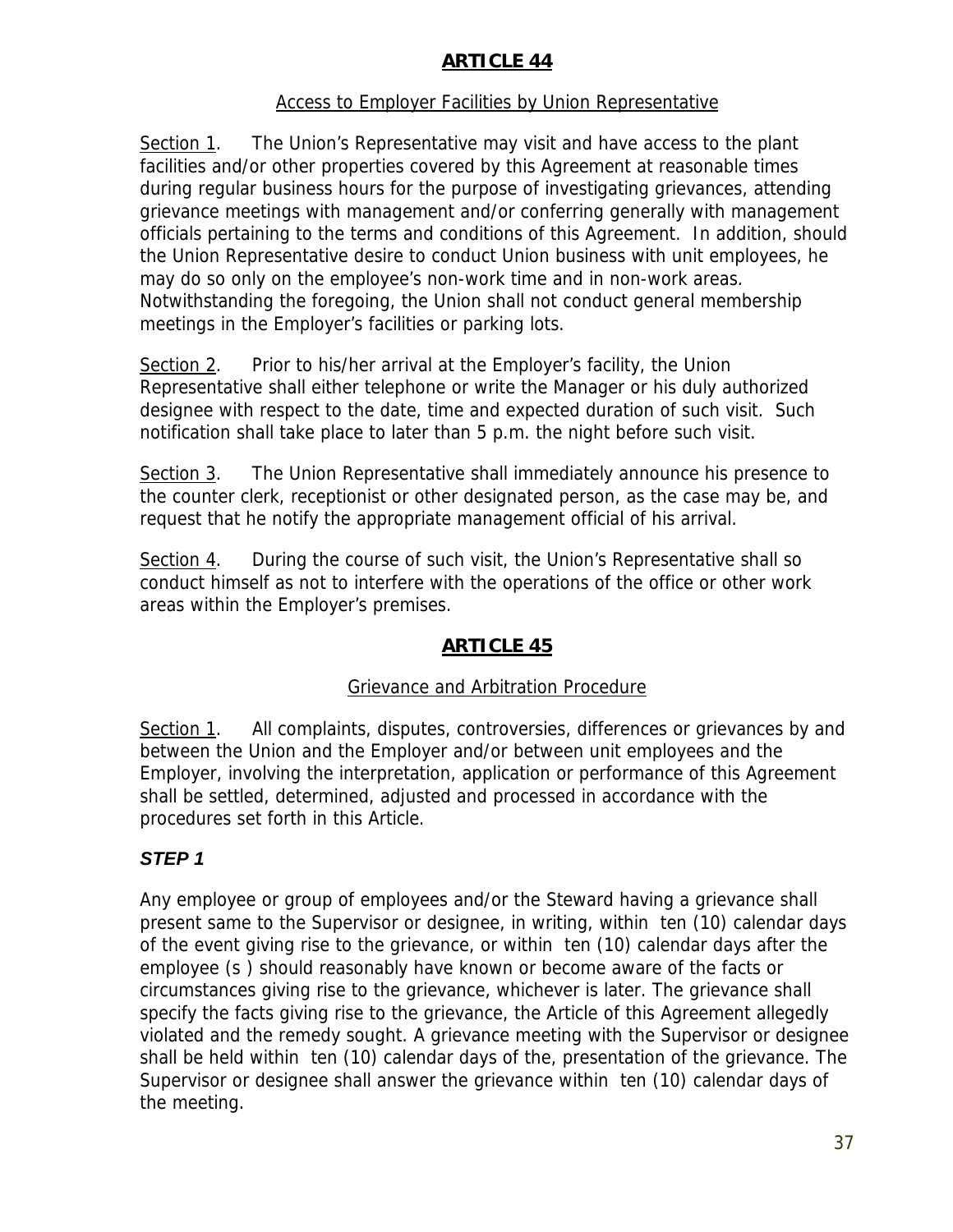## ARTICLE 44

Access to Employer Facilities by Union Representative

Section 1. The Union's Representative may visit and have access to the plant facilities and/or other properties covered by this Agreement at reasonable times during regular business hours for the purpose of investigating grievances, attending grievance meetings with management and/or conferring generally with management officials pertaining to the terms and conditions of this Agreement. In addition, should the Union Representative desire to conduct Union business with unit employees, he may do so only on the employee's non-work time and in non-work areas. Notwithstanding the foregoing, the Union shall not conduct general membership meetings in the Employer's facilities or parking lots.

Section 2. Prior to his/her arrival at the Employer's facility, the Union Representative shall either telephone or write the Manager or his duly authorized designee with respect to the date, time and expected duration of such visit. Such notification shall take place to later than 5 p.m. the night before such visit.

Section 3. The Union Representative shall immediately announce his presence to the counter clerk, receptionist or other designated person, as the case may be, and request that he notify the appropriate management official of his arrival.

Section 4. During the course of such visit, the Union's Representative shall so conduct himself as not to interfere with the operations of the office or other work areas within the Employer's premises.

## ARTICLE 45

Grievance and Arbitration Procedure

Section 1. All complaints, disputes, controversies, differences or grievances by and between the Union and the Employer and/or between unit employees and the Employer, involving the interpretation, application or performance of this Agreement shall be settled, determined, adjusted and processed in accordance with the procedures set forth in this Article.

### *STEP 1*

Any employee or group of employees and/or the Steward having a grievance shall present same to the Supervisor or designee, in writing, within ten (10) calendar days of the event giving rise to the grievance, or within ten (10) calendar days after the employee (s ) should reasonably have known or become aware of the facts or circumstances giving rise to the grievance, whichever is later. The grievance shall specify the facts giving rise to the grievance, the Article of this Agreement allegedly violated and the remedy sought. A grievance meeting with the Supervisor or designee shall be held within ten (10) calendar days of the, presentation of the grievance. The Supervisor or designee shall answer the grievance within ten (10) calendar days of the meeting.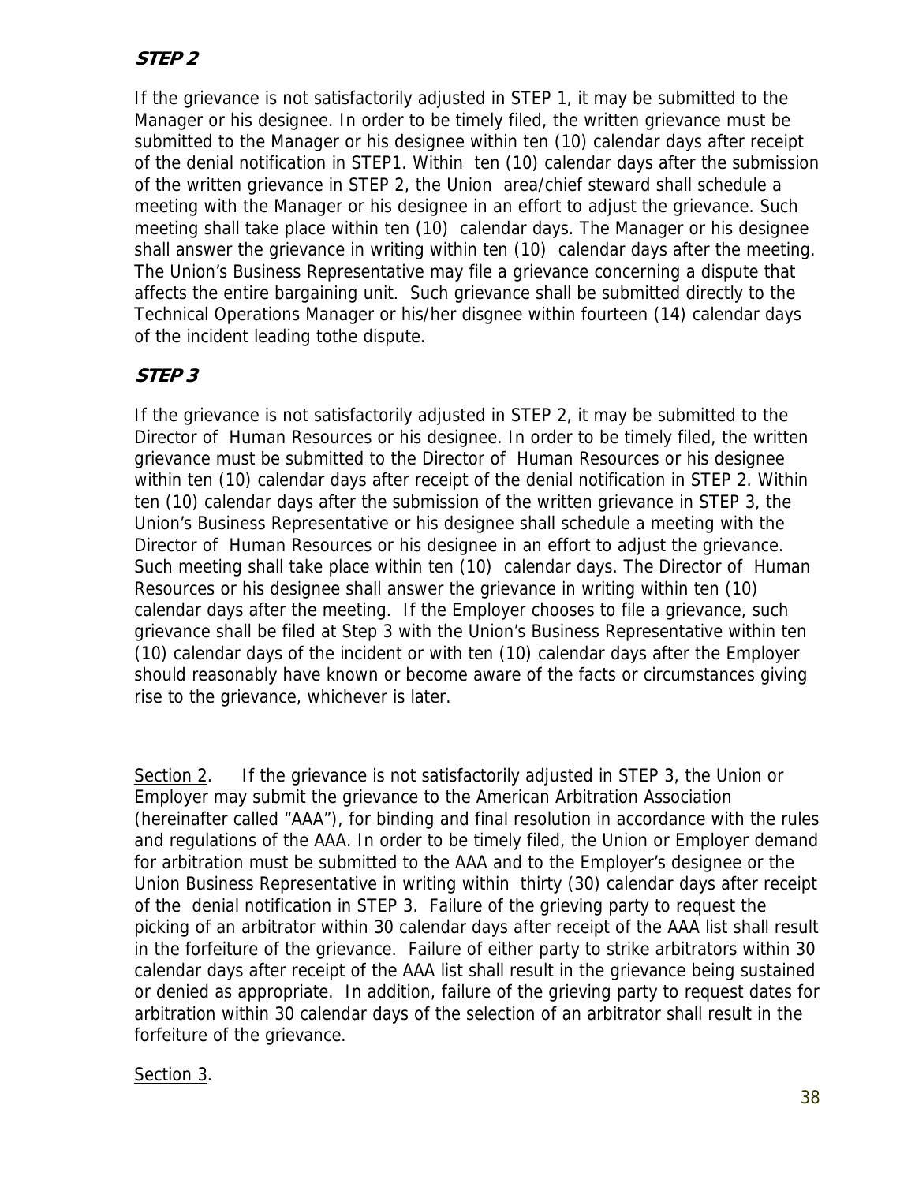### ***STEP 2***

If the grievance is not satisfactorily adjusted in STEP 1, it may be submitted to the Manager or his designee. In order to be timely filed, the written grievance must be submitted to the Manager or his designee within ten (10) calendar days after receipt of the denial notification in STEP1. Within ten (10) calendar days after the submission of the written grievance in STEP 2, the Union area/chief steward shall schedule a meeting with the Manager or his designee in an effort to adjust the grievance. Such meeting shall take place within ten (10) calendar days. The Manager or his designee shall answer the grievance in writing within ten (10) calendar days after the meeting. The Union's Business Representative may file a grievance concerning a dispute that affects the entire bargaining unit. Such grievance shall be submitted directly to the Technical Operations Manager or his/her disgnee within fourteen (14) calendar days of the incident leading tothe dispute.

### ***STEP 3***

If the grievance is not satisfactorily adjusted in STEP 2, it may be submitted to the Director of Human Resources or his designee. In order to be timely filed, the written grievance must be submitted to the Director of Human Resources or his designee within ten (10) calendar days after receipt of the denial notification in STEP 2. Within ten (10) calendar days after the submission of the written grievance in STEP 3, the Union's Business Representative or his designee shall schedule a meeting with the Director of Human Resources or his designee in an effort to adjust the grievance. Such meeting shall take place within ten (10) calendar days. The Director of Human Resources or his designee shall answer the grievance in writing within ten (10) calendar days after the meeting. If the Employer chooses to file a grievance, such grievance shall be filed at Step 3 with the Union's Business Representative within ten (10) calendar days of the incident or with ten (10) calendar days after the Employer should reasonably have known or become aware of the facts or circumstances giving rise to the grievance, whichever is later.

<u>Section 2</u>. If the grievance is not satisfactorily adjusted in STEP 3, the Union or Employer may submit the grievance to the American Arbitration Association (hereinafter called "AAA"), for binding and final resolution in accordance with the rules and regulations of the AAA. In order to be timely filed, the Union or Employer demand for arbitration must be submitted to the AAA and to the Employer's designee or the Union Business Representative in writing within thirty (30) calendar days after receipt of the denial notification in STEP 3. Failure of the grieving party to request the picking of an arbitrator within 30 calendar days after receipt of the AAA list shall result in the forfeiture of the grievance. Failure of either party to strike arbitrators within 30 calendar days after receipt of the AAA list shall result in the grievance being sustained or denied as appropriate. In addition, failure of the grieving party to request dates for arbitration within 30 calendar days of the selection of an arbitrator shall result in the forfeiture of the grievance.

<u>Section 3</u>.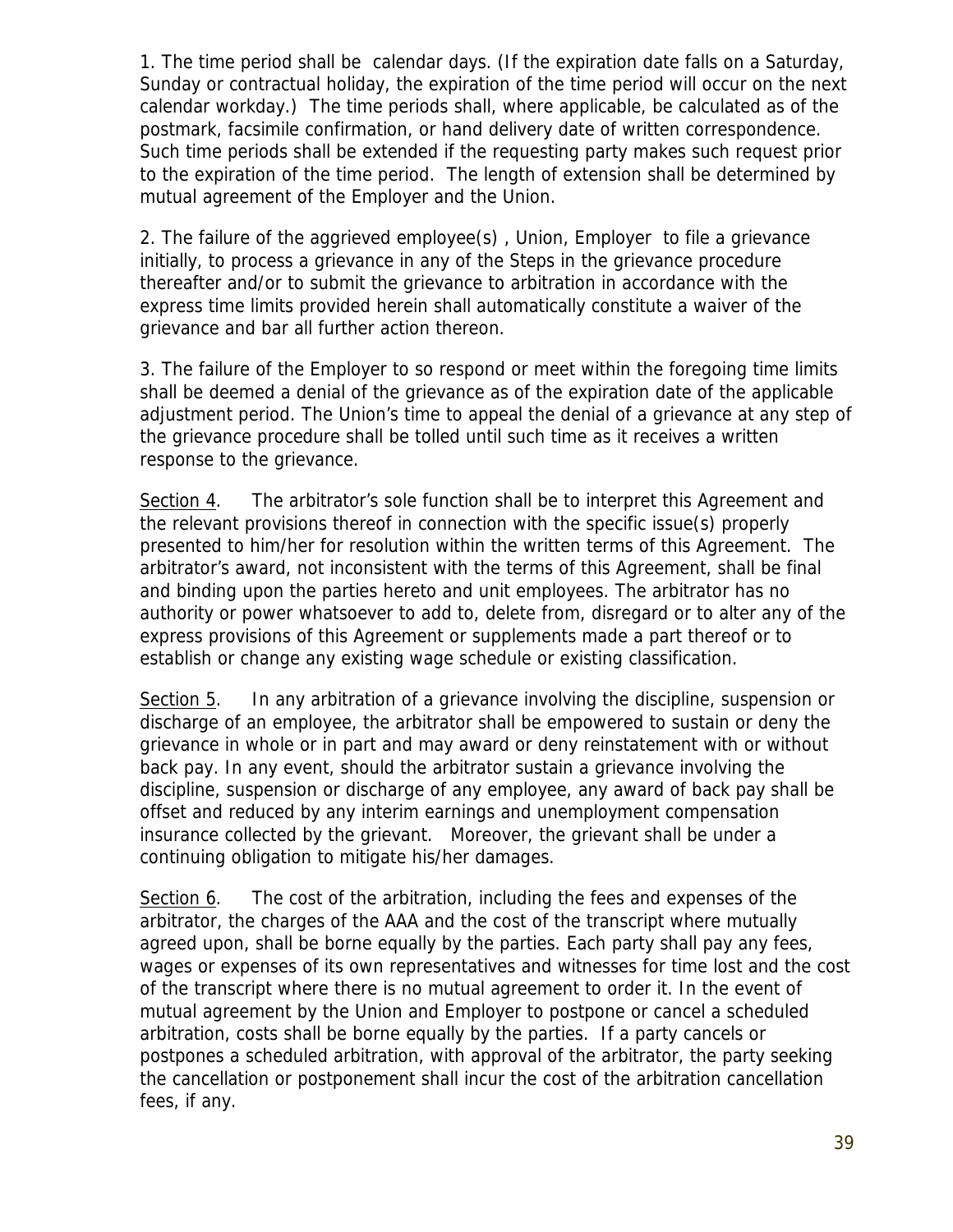1. The time period shall be calendar days. (If the expiration date falls on a Saturday, Sunday or contractual holiday, the expiration of the time period will occur on the next calendar workday.) The time periods shall, where applicable, be calculated as of the postmark, facsimile confirmation, or hand delivery date of written correspondence. Such time periods shall be extended if the requesting party makes such request prior to the expiration of the time period. The length of extension shall be determined by mutual agreement of the Employer and the Union.

2. The failure of the aggrieved employee(s) , Union, Employer to file a grievance initially, to process a grievance in any of the Steps in the grievance procedure thereafter and/or to submit the grievance to arbitration in accordance with the express time limits provided herein shall automatically constitute a waiver of the grievance and bar all further action thereon.

3. The failure of the Employer to so respond or meet within the foregoing time limits shall be deemed a denial of the grievance as of the expiration date of the applicable adjustment period. The Union's time to appeal the denial of a grievance at any step of the grievance procedure shall be tolled until such time as it receives a written response to the grievance.

<u>Section 4</u>. The arbitrator's sole function shall be to interpret this Agreement and the relevant provisions thereof in connection with the specific issue(s) properly presented to him/her for resolution within the written terms of this Agreement. The arbitrator's award, not inconsistent with the terms of this Agreement, shall be final and binding upon the parties hereto and unit employees. The arbitrator has no authority or power whatsoever to add to, delete from, disregard or to alter any of the express provisions of this Agreement or supplements made a part thereof or to establish or change any existing wage schedule or existing classification.

<u>Section 5</u>. In any arbitration of a grievance involving the discipline, suspension or discharge of an employee, the arbitrator shall be empowered to sustain or deny the grievance in whole or in part and may award or deny reinstatement with or without back pay. In any event, should the arbitrator sustain a grievance involving the discipline, suspension or discharge of any employee, any award of back pay shall be offset and reduced by any interim earnings and unemployment compensation insurance collected by the grievant. Moreover, the grievant shall be under a continuing obligation to mitigate his/her damages.

<u>Section 6</u>. The cost of the arbitration, including the fees and expenses of the arbitrator, the charges of the AAA and the cost of the transcript where mutually agreed upon, shall be borne equally by the parties. Each party shall pay any fees, wages or expenses of its own representatives and witnesses for time lost and the cost of the transcript where there is no mutual agreement to order it. In the event of mutual agreement by the Union and Employer to postpone or cancel a scheduled arbitration, costs shall be borne equally by the parties. If a party cancels or postpones a scheduled arbitration, with approval of the arbitrator, the party seeking the cancellation or postponement shall incur the cost of the arbitration cancellation fees, if any.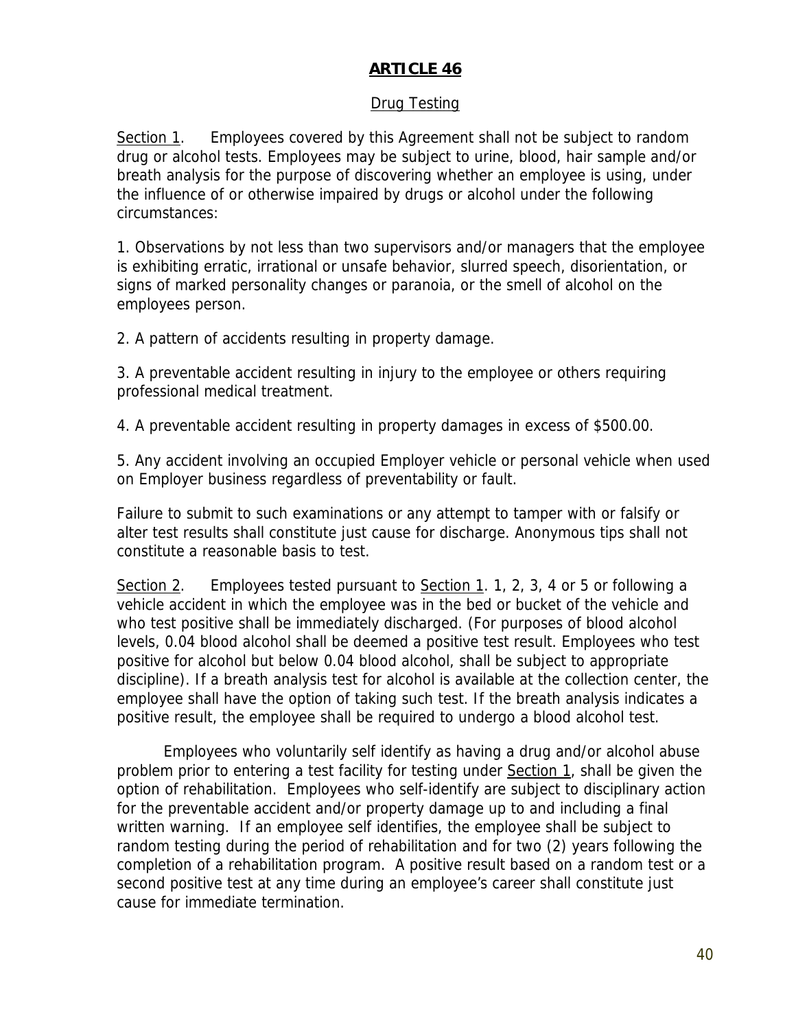## ARTICLE 46

Drug Testing

Section 1. Employees covered by this Agreement shall not be subject to random drug or alcohol tests. Employees may be subject to urine, blood, hair sample and/or breath analysis for the purpose of discovering whether an employee is using, under the influence of or otherwise impaired by drugs or alcohol under the following circumstances:

1. Observations by not less than two supervisors and/or managers that the employee is exhibiting erratic, irrational or unsafe behavior, slurred speech, disorientation, or signs of marked personality changes or paranoia, or the smell of alcohol on the employees person.

2. A pattern of accidents resulting in property damage.

3. A preventable accident resulting in injury to the employee or others requiring professional medical treatment.

4. A preventable accident resulting in property damages in excess of $500.00.

5. Any accident involving an occupied Employer vehicle or personal vehicle when used on Employer business regardless of preventability or fault.

Failure to submit to such examinations or any attempt to tamper with or falsify or alter test results shall constitute just cause for discharge. Anonymous tips shall not constitute a reasonable basis to test.

Section 2. Employees tested pursuant to Section 1. 1, 2, 3, 4 or 5 or following a vehicle accident in which the employee was in the bed or bucket of the vehicle and who test positive shall be immediately discharged. (For purposes of blood alcohol levels, 0.04 blood alcohol shall be deemed a positive test result. Employees who test positive for alcohol but below 0.04 blood alcohol, shall be subject to appropriate discipline). If a breath analysis test for alcohol is available at the collection center, the employee shall have the option of taking such test. If the breath analysis indicates a positive result, the employee shall be required to undergo a blood alcohol test.

Employees who voluntarily self identify as having a drug and/or alcohol abuse problem prior to entering a test facility for testing under Section 1, shall be given the option of rehabilitation. Employees who self-identify are subject to disciplinary action for the preventable accident and/or property damage up to and including a final written warning. If an employee self identifies, the employee shall be subject to random testing during the period of rehabilitation and for two (2) years following the completion of a rehabilitation program. A positive result based on a random test or a second positive test at any time during an employee's career shall constitute just cause for immediate termination.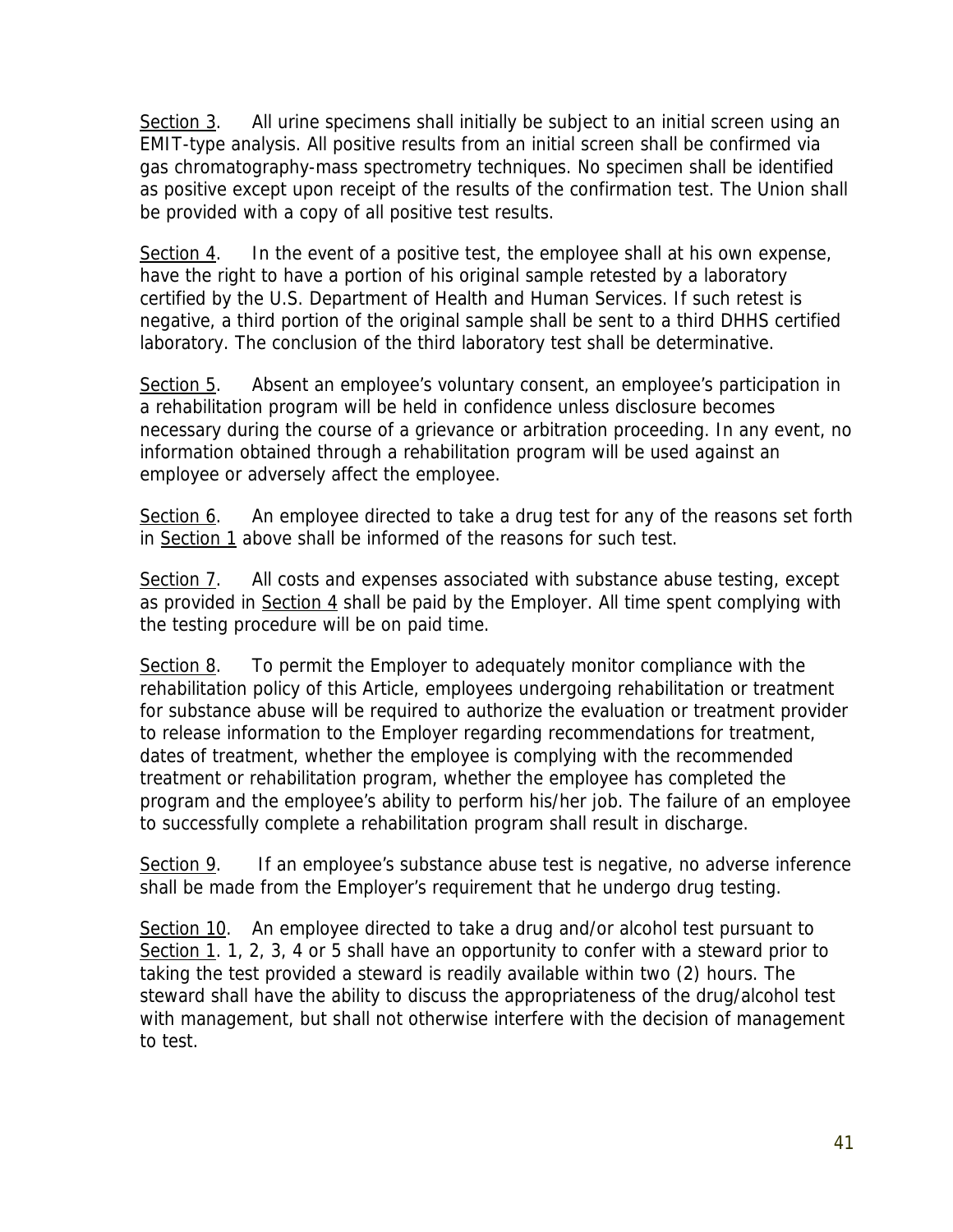Section 3. All urine specimens shall initially be subject to an initial screen using an EMIT-type analysis. All positive results from an initial screen shall be confirmed via gas chromatography-mass spectrometry techniques. No specimen shall be identified as positive except upon receipt of the results of the confirmation test. The Union shall be provided with a copy of all positive test results.

Section 4. In the event of a positive test, the employee shall at his own expense, have the right to have a portion of his original sample retested by a laboratory certified by the U.S. Department of Health and Human Services. If such retest is negative, a third portion of the original sample shall be sent to a third DHHS certified laboratory. The conclusion of the third laboratory test shall be determinative.

Section 5. Absent an employee's voluntary consent, an employee's participation in a rehabilitation program will be held in confidence unless disclosure becomes necessary during the course of a grievance or arbitration proceeding. In any event, no information obtained through a rehabilitation program will be used against an employee or adversely affect the employee.

Section 6. An employee directed to take a drug test for any of the reasons set forth in Section 1 above shall be informed of the reasons for such test.

Section 7. All costs and expenses associated with substance abuse testing, except as provided in Section 4 shall be paid by the Employer. All time spent complying with the testing procedure will be on paid time.

Section 8. To permit the Employer to adequately monitor compliance with the rehabilitation policy of this Article, employees undergoing rehabilitation or treatment for substance abuse will be required to authorize the evaluation or treatment provider to release information to the Employer regarding recommendations for treatment, dates of treatment, whether the employee is complying with the recommended treatment or rehabilitation program, whether the employee has completed the program and the employee's ability to perform his/her job. The failure of an employee to successfully complete a rehabilitation program shall result in discharge.

Section 9. If an employee's substance abuse test is negative, no adverse inference shall be made from the Employer's requirement that he undergo drug testing.

Section 10. An employee directed to take a drug and/or alcohol test pursuant to Section 1. 1, 2, 3, 4 or 5 shall have an opportunity to confer with a steward prior to taking the test provided a steward is readily available within two (2) hours. The steward shall have the ability to discuss the appropriateness of the drug/alcohol test with management, but shall not otherwise interfere with the decision of management to test.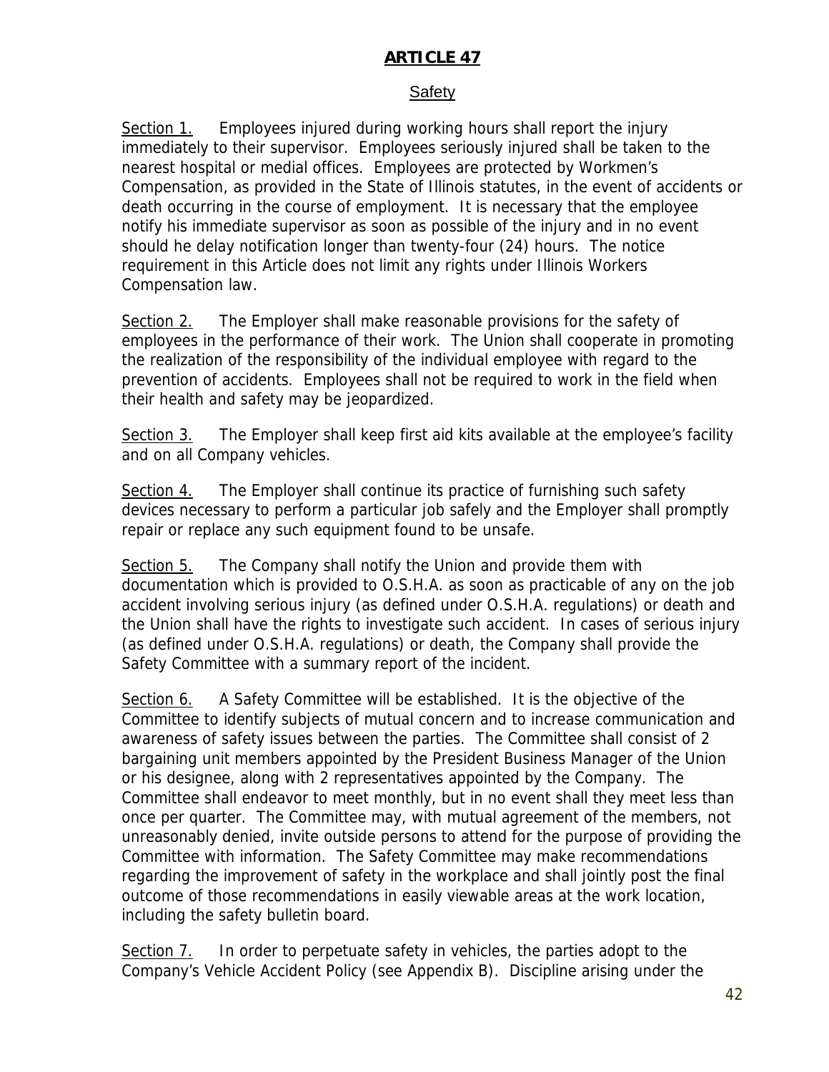# ARTICLE 47

## Safety

Section 1. Employees injured during working hours shall report the injury immediately to their supervisor. Employees seriously injured shall be taken to the nearest hospital or medial offices. Employees are protected by Workmen's Compensation, as provided in the State of Illinois statutes, in the event of accidents or death occurring in the course of employment. It is necessary that the employee notify his immediate supervisor as soon as possible of the injury and in no event should he delay notification longer than twenty-four (24) hours. The notice requirement in this Article does not limit any rights under Illinois Workers Compensation law.

Section 2. The Employer shall make reasonable provisions for the safety of employees in the performance of their work. The Union shall cooperate in promoting the realization of the responsibility of the individual employee with regard to the prevention of accidents. Employees shall not be required to work in the field when their health and safety may be jeopardized.

Section 3. The Employer shall keep first aid kits available at the employee's facility and on all Company vehicles.

Section 4. The Employer shall continue its practice of furnishing such safety devices necessary to perform a particular job safely and the Employer shall promptly repair or replace any such equipment found to be unsafe.

Section 5. The Company shall notify the Union and provide them with documentation which is provided to O.S.H.A. as soon as practicable of any on the job accident involving serious injury (as defined under O.S.H.A. regulations) or death and the Union shall have the rights to investigate such accident. In cases of serious injury (as defined under O.S.H.A. regulations) or death, the Company shall provide the Safety Committee with a summary report of the incident.

Section 6. A Safety Committee will be established. It is the objective of the Committee to identify subjects of mutual concern and to increase communication and awareness of safety issues between the parties. The Committee shall consist of 2 bargaining unit members appointed by the President Business Manager of the Union or his designee, along with 2 representatives appointed by the Company. The Committee shall endeavor to meet monthly, but in no event shall they meet less than once per quarter. The Committee may, with mutual agreement of the members, not unreasonably denied, invite outside persons to attend for the purpose of providing the Committee with information. The Safety Committee may make recommendations regarding the improvement of safety in the workplace and shall jointly post the final outcome of those recommendations in easily viewable areas at the work location, including the safety bulletin board.

Section 7. In order to perpetuate safety in vehicles, the parties adopt to the Company's Vehicle Accident Policy (see Appendix B). Discipline arising under the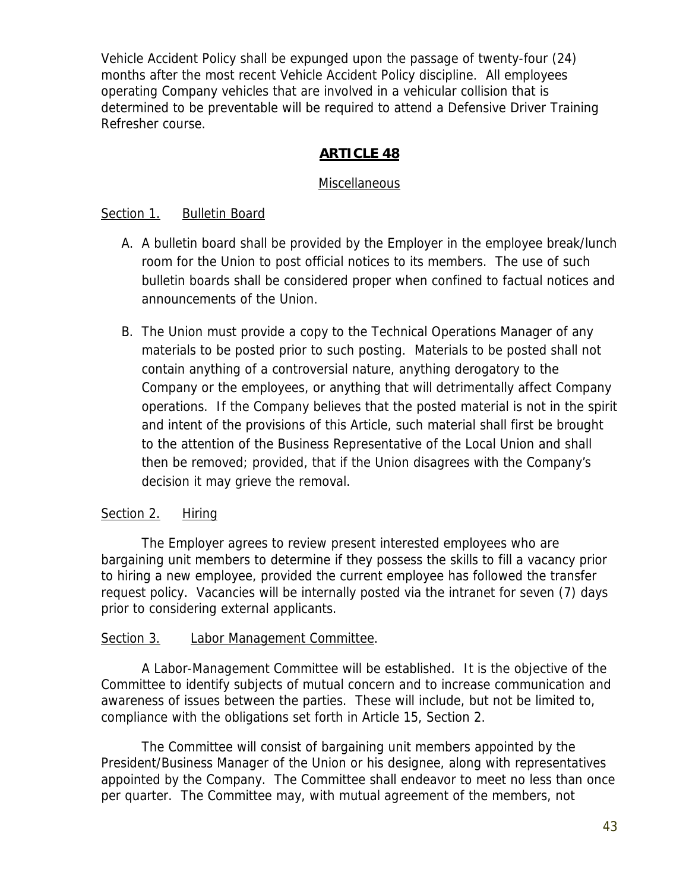Vehicle Accident Policy shall be expunged upon the passage of twenty-four (24) months after the most recent Vehicle Accident Policy discipline. All employees operating Company vehicles that are involved in a vehicular collision that is determined to be preventable will be required to attend a Defensive Driver Training Refresher course.

## ARTICLE 48

### Miscellaneous

Section 1. Bulletin Board

A. A bulletin board shall be provided by the Employer in the employee break/lunch room for the Union to post official notices to its members. The use of such bulletin boards shall be considered proper when confined to factual notices and announcements of the Union.

B. The Union must provide a copy to the Technical Operations Manager of any materials to be posted prior to such posting. Materials to be posted shall not contain anything of a controversial nature, anything derogatory to the Company or the employees, or anything that will detrimentally affect Company operations. If the Company believes that the posted material is not in the spirit and intent of the provisions of this Article, such material shall first be brought to the attention of the Business Representative of the Local Union and shall then be removed; provided, that if the Union disagrees with the Company's decision it may grieve the removal.

Section 2. Hiring

The Employer agrees to review present interested employees who are bargaining unit members to determine if they possess the skills to fill a vacancy prior to hiring a new employee, provided the current employee has followed the transfer request policy. Vacancies will be internally posted via the intranet for seven (7) days prior to considering external applicants.

Section 3. Labor Management Committee.

A Labor-Management Committee will be established. It is the objective of the Committee to identify subjects of mutual concern and to increase communication and awareness of issues between the parties. These will include, but not be limited to, compliance with the obligations set forth in Article 15, Section 2.

The Committee will consist of bargaining unit members appointed by the President/Business Manager of the Union or his designee, along with representatives appointed by the Company. The Committee shall endeavor to meet no less than once per quarter. The Committee may, with mutual agreement of the members, not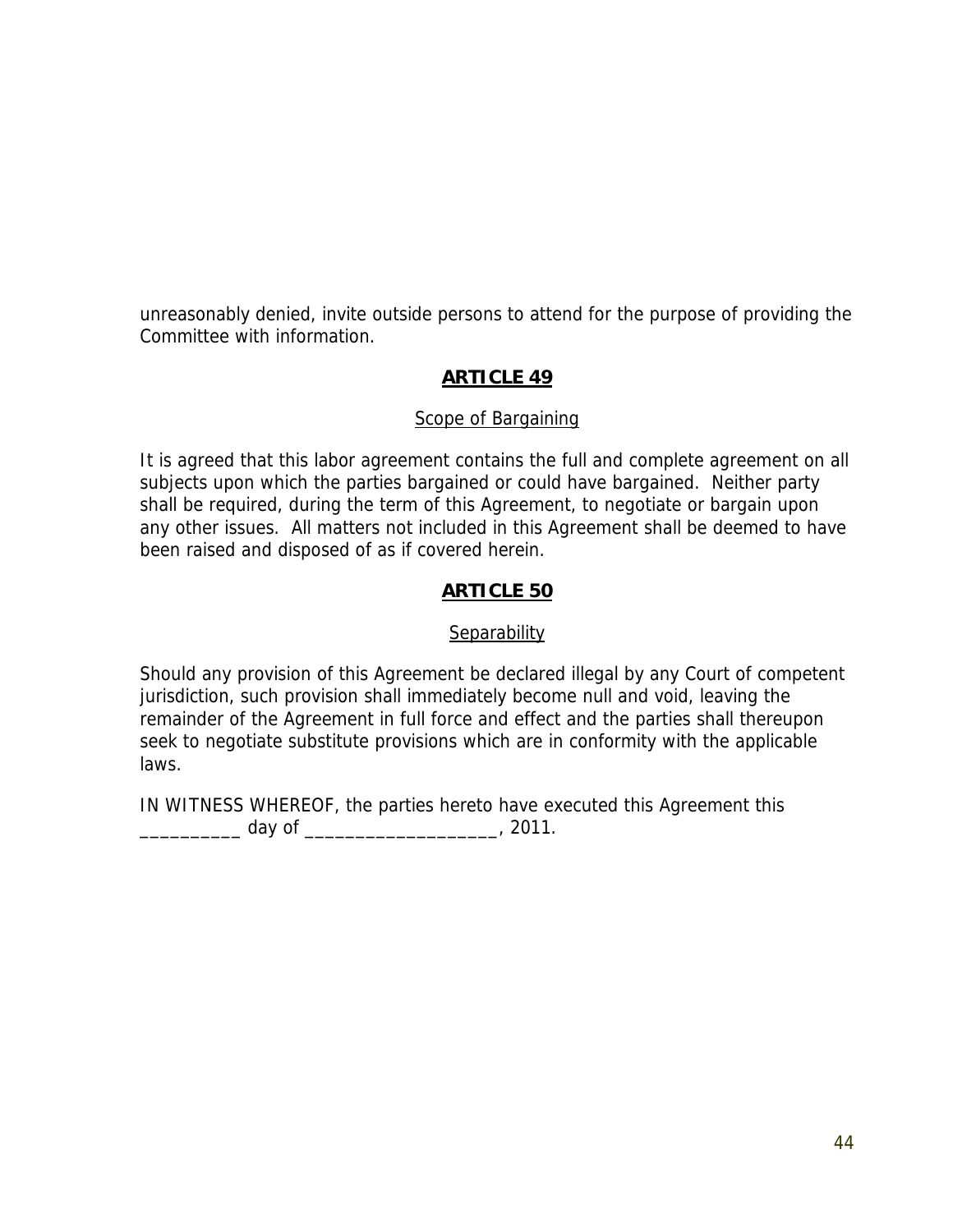unreasonably denied, invite outside persons to attend for the purpose of providing the Committee with information.

## ARTICLE 49

Scope of Bargaining

It is agreed that this labor agreement contains the full and complete agreement on all subjects upon which the parties bargained or could have bargained. Neither party shall be required, during the term of this Agreement, to negotiate or bargain upon any other issues. All matters not included in this Agreement shall be deemed to have been raised and disposed of as if covered herein.

## ARTICLE 50

Separability

Should any provision of this Agreement be declared illegal by any Court of competent jurisdiction, such provision shall immediately become null and void, leaving the remainder of the Agreement in full force and effect and the parties shall thereupon seek to negotiate substitute provisions which are in conformity with the applicable laws.

IN WITNESS WHEREOF, the parties hereto have executed this Agreement this __________ day of ___________________, 2011.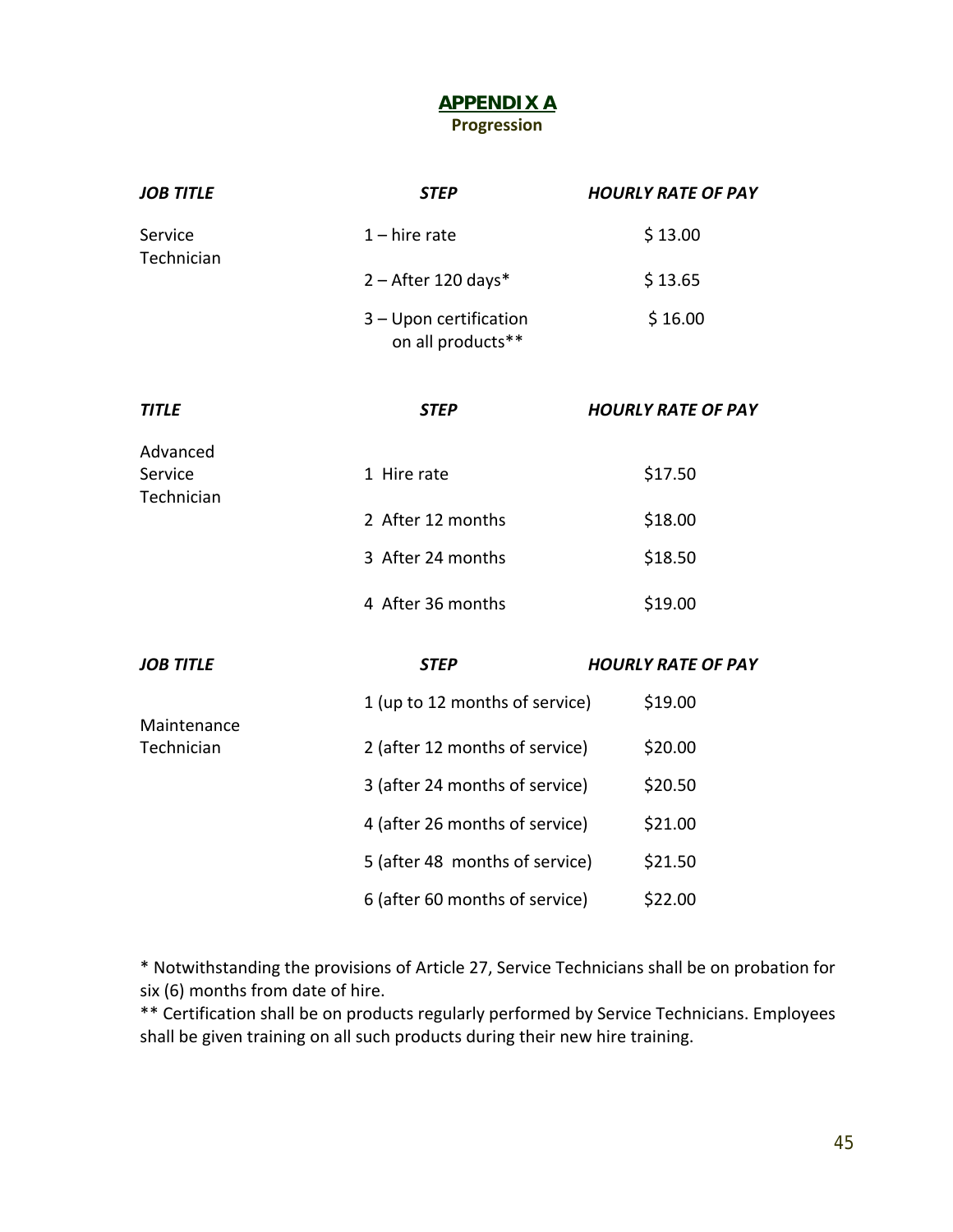# APPENDIX A

**Progression**

| *JOB TITLE* | *STEP* | *HOURLY RATE OF PAY* |
|---|---|---|
| Service Technician | 1 – hire rate | $ 13.00 |
| | 2 – After 120 days* | $ 13.65 |
| | 3 – Upon certification on all products** | $ 16.00 |

| *TITLE* | *STEP* | *HOURLY RATE OF PAY* |
|---|---|---|
| Advanced Service Technician | 1 Hire rate | $17.50 |
| | 2 After 12 months | $18.00 |
| | 3 After 24 months | $18.50 |
| | 4 After 36 months | $19.00 |

| *JOB TITLE* | *STEP* | *HOURLY RATE OF PAY* |
|---|---|---|
| Maintenance Technician | 1 (up to 12 months of service) | $19.00 |
| | 2 (after 12 months of service) | $20.00 |
| | 3 (after 24 months of service) | $20.50 |
| | 4 (after 26 months of service) | $21.00 |
| | 5 (after 48 months of service) | $21.50 |
| | 6 (after 60 months of service) | $22.00 |

* Notwithstanding the provisions of Article 27, Service Technicians shall be on probation for six (6) months from date of hire.

** Certification shall be on products regularly performed by Service Technicians. Employees shall be given training on all such products during their new hire training.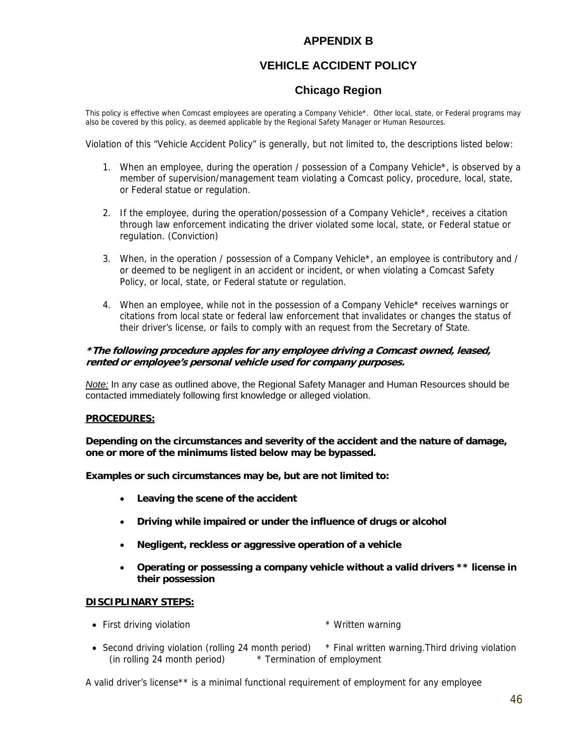# APPENDIX B

## VEHICLE ACCIDENT POLICY

### Chicago Region

This policy is effective when Comcast employees are operating a Company Vehicle*. Other local, state, or Federal programs may also be covered by this policy, as deemed applicable by the Regional Safety Manager or Human Resources.

Violation of this "Vehicle Accident Policy" is generally, but not limited to, the descriptions listed below:

1. When an employee, during the operation / possession of a Company Vehicle*, is observed by a member of supervision/management team violating a Comcast policy, procedure, local, state, or Federal statue or regulation.

2. If the employee, during the operation/possession of a Company Vehicle*, receives a citation through law enforcement indicating the driver violated some local, state, or Federal statue or regulation. (Conviction)

3. When, in the operation / possession of a Company Vehicle*, an employee is contributory and / or deemed to be negligent in an accident or incident, or when violating a Comcast Safety Policy, or local, state, or Federal statute or regulation.

4. When an employee, while not in the possession of a Company Vehicle* receives warnings or citations from local state or federal law enforcement that invalidates or changes the status of their driver's license, or fails to comply with an request from the Secretary of State.

***The following procedure apples for any employee driving a Comcast owned, leased, rented or employee's personal vehicle used for company purposes.***

*Note:* In any case as outlined above, the Regional Safety Manager and Human Resources should be contacted immediately following first knowledge or alleged violation.

**PROCEDURES:**

**Depending on the circumstances and severity of the accident and the nature of damage, one or more of the minimums listed below may be bypassed.**

**Examples or such circumstances may be, but are not limited to:**

- **Leaving the scene of the accident**
- **Driving while impaired or under the influence of drugs or alcohol**
- **Negligent, reckless or aggressive operation of a vehicle**
- **Operating or possessing a company vehicle without a valid drivers ** license in their possession**

**DISCIPLINARY STEPS:**

- First driving violation * Written warning
- Second driving violation (rolling 24 month period) * Final written warning.
- Third driving violation (in rolling 24 month period) * Termination of employment

A valid driver's license** is a minimal functional requirement of employment for any employee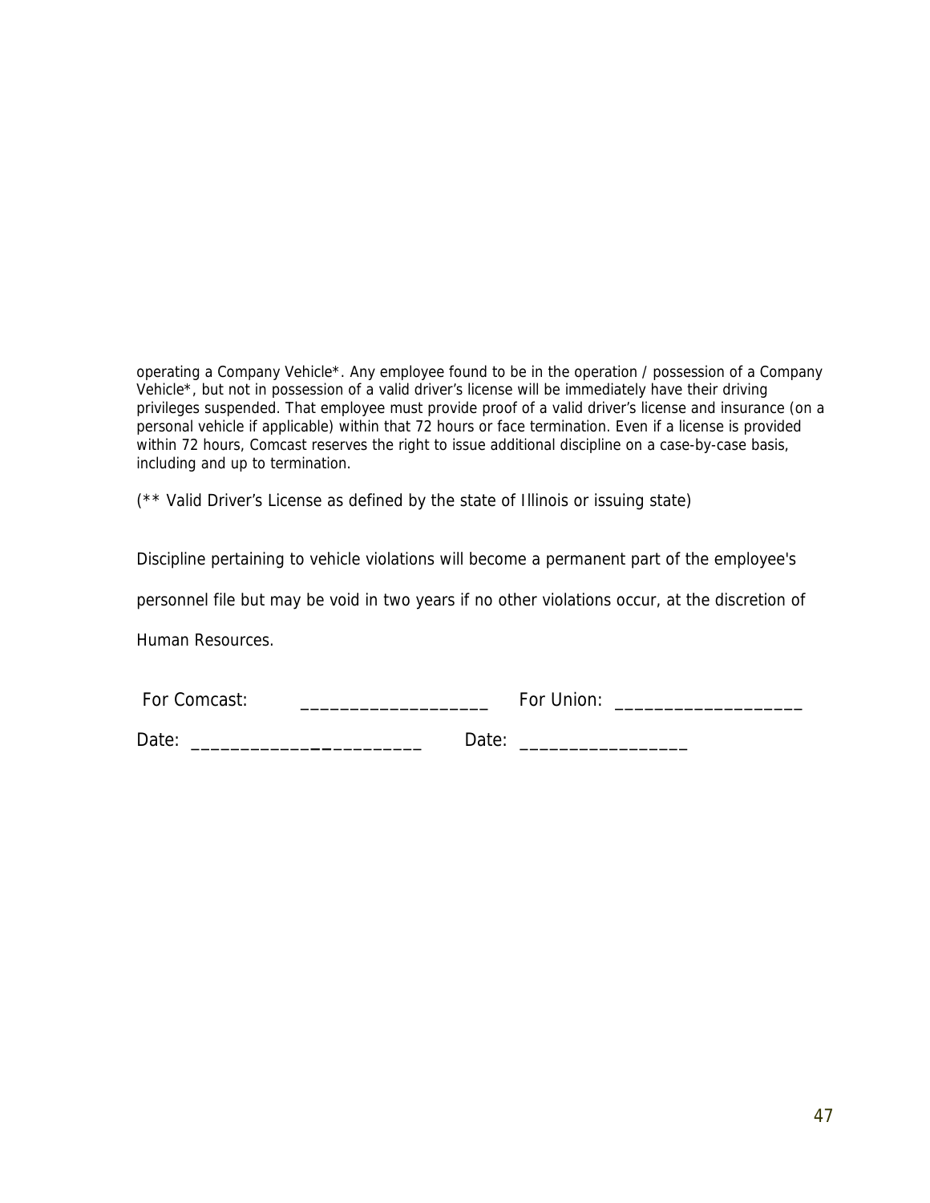operating a Company Vehicle*. Any employee found to be in the operation / possession of a Company Vehicle*, but not in possession of a valid driver's license will be immediately have their driving privileges suspended. That employee must provide proof of a valid driver's license and insurance (on a personal vehicle if applicable) within that 72 hours or face termination. Even if a license is provided within 72 hours, Comcast reserves the right to issue additional discipline on a case-by-case basis, including and up to termination.

(** Valid Driver's License as defined by the state of Illinois or issuing state)

Discipline pertaining to vehicle violations will become a permanent part of the employee's personnel file but may be void in two years if no other violations occur, at the discretion of Human Resources.

For Comcast: ____________________ For Union: ____________________

Date: ________________________ Date: __________________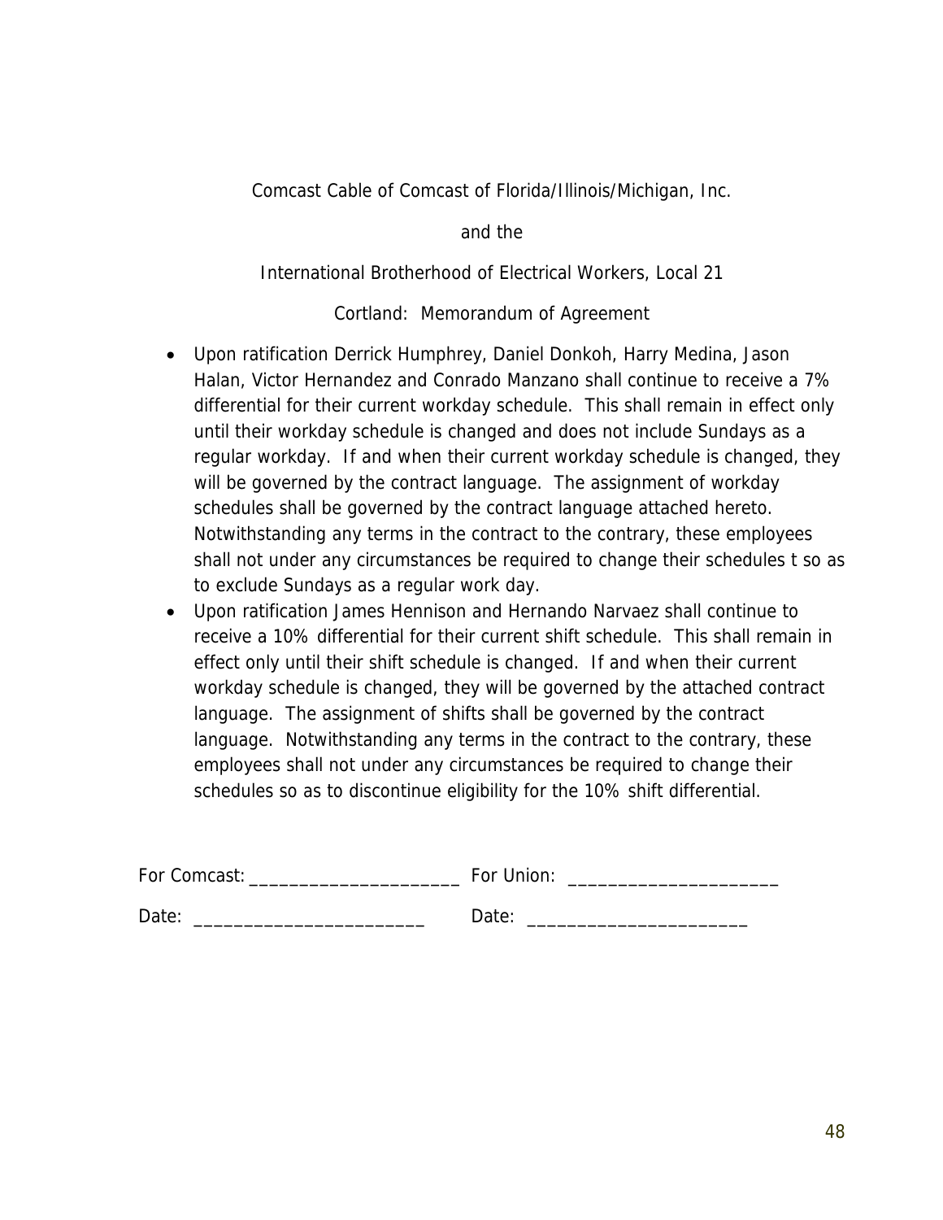Comcast Cable of Comcast of Florida/Illinois/Michigan, Inc.

and the

International Brotherhood of Electrical Workers, Local 21

Cortland: Memorandum of Agreement

- Upon ratification Derrick Humphrey, Daniel Donkoh, Harry Medina, Jason Halan, Victor Hernandez and Conrado Manzano shall continue to receive a 7% differential for their current workday schedule. This shall remain in effect only until their workday schedule is changed and does not include Sundays as a regular workday. If and when their current workday schedule is changed, they will be governed by the contract language. The assignment of workday schedules shall be governed by the contract language attached hereto. Notwithstanding any terms in the contract to the contrary, these employees shall not under any circumstances be required to change their schedules t so as to exclude Sundays as a regular work day.
- Upon ratification James Hennison and Hernando Narvaez shall continue to receive a 10% differential for their current shift schedule. This shall remain in effect only until their shift schedule is changed. If and when their current workday schedule is changed, they will be governed by the attached contract language. The assignment of shifts shall be governed by the contract language. Notwithstanding any terms in the contract to the contrary, these employees shall not under any circumstances be required to change their schedules so as to discontinue eligibility for the 10% shift differential.

For Comcast: ______________________ For Union: ______________________

Date: ______________________ Date: ______________________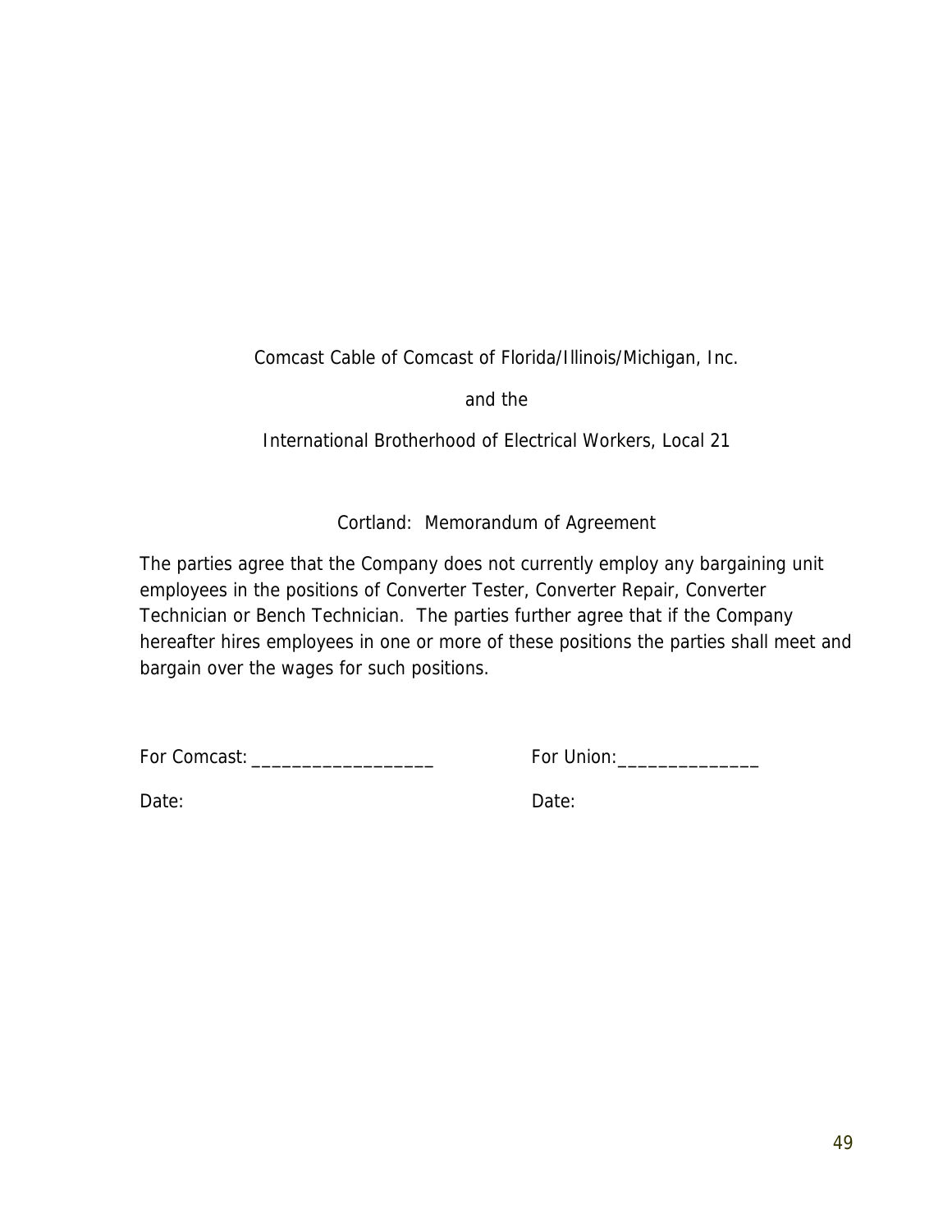Comcast Cable of Comcast of Florida/Illinois/Michigan, Inc.

and the

International Brotherhood of Electrical Workers, Local 21

Cortland: Memorandum of Agreement

The parties agree that the Company does not currently employ any bargaining unit employees in the positions of Converter Tester, Converter Repair, Converter Technician or Bench Technician. The parties further agree that if the Company hereafter hires employees in one or more of these positions the parties shall meet and bargain over the wages for such positions.

For Comcast: ___________________ For Union:_______________

Date: Date: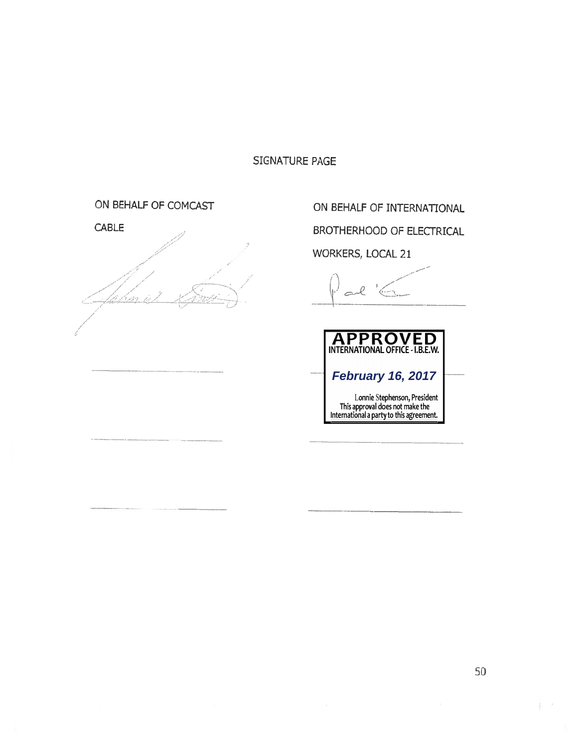# SIGNATURE PAGE

ON BEHALF OF COMCAST CABLE

ON BEHALF OF INTERNATIONAL BROTHERHOOD OF ELECTRICAL WORKERS, LOCAL 21

**APPROVED**
**INTERNATIONAL OFFICE - I.B.E.W.**

***February 16, 2017***

Lonnie Stephenson, President
This approval does not make the International a party to this agreement.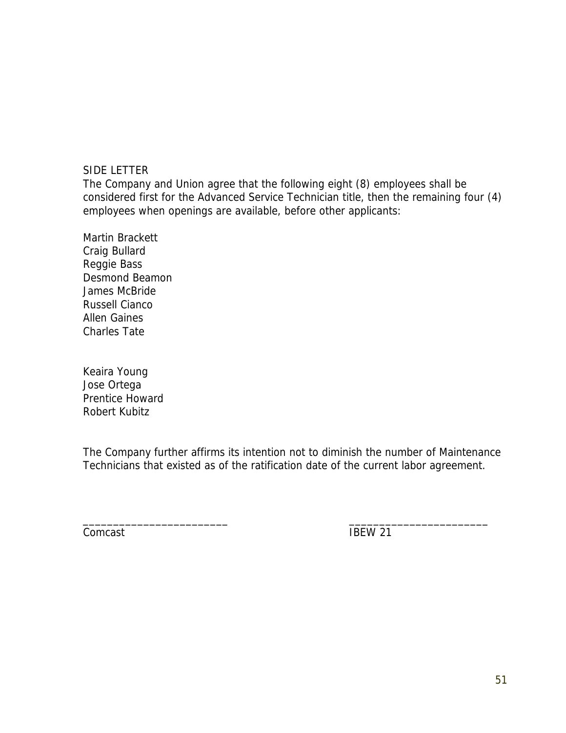SIDE LETTER

The Company and Union agree that the following eight (8) employees shall be considered first for the Advanced Service Technician title, then the remaining four (4) employees when openings are available, before other applicants:

Martin Brackett  
Craig Bullard  
Reggie Bass  
Desmond Beamon  
James McBride  
Russell Cianco  
Allen Gaines  
Charles Tate

Keaira Young  
Jose Ortega  
Prentice Howard  
Robert Kubitz

The Company further affirms its intention not to diminish the number of Maintenance Technicians that existed as of the ratification date of the current labor agreement.

| | |
|---|---|
| ________________________ | ________________________ |
| Comcast | IBEW 21 |